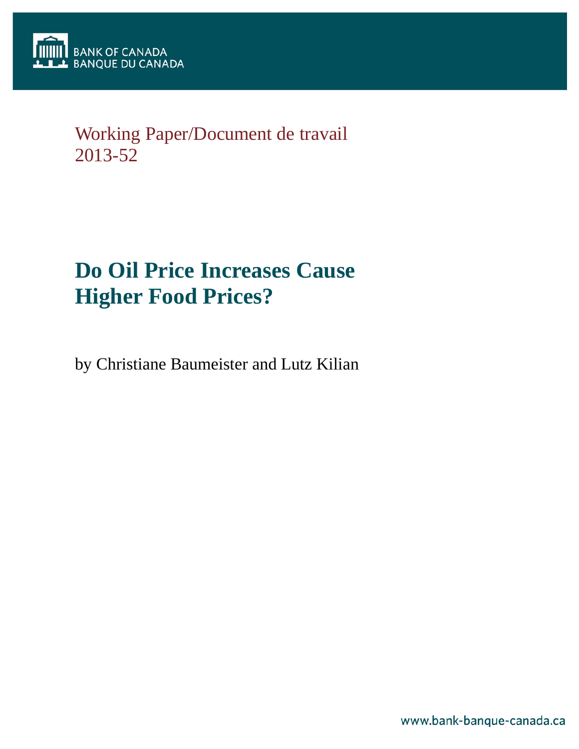BANK OF CANADA
BANQUE DU CANADA

Working Paper/Document de travail
2013-52

# Do Oil Price Increases Cause Higher Food Prices?

by Christiane Baumeister and Lutz Kilian

www.bank-banque-canada.ca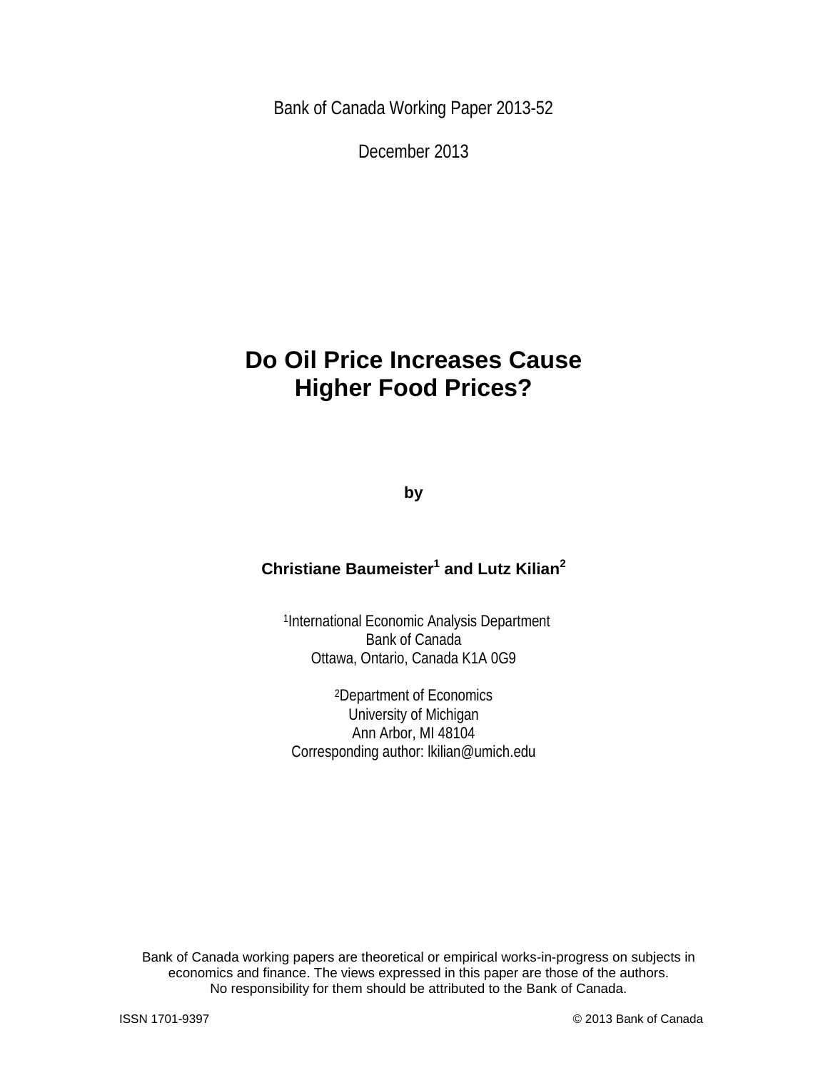Bank of Canada Working Paper 2013-52

December 2013

# Do Oil Price Increases Cause Higher Food Prices?

**by**

**Christiane Baumeister[1] and Lutz Kilian[2]**

[1]International Economic Analysis Department
Bank of Canada
Ottawa, Ontario, Canada K1A 0G9

[2]Department of Economics
University of Michigan
Ann Arbor, MI 48104
Corresponding author: lkilian@umich.edu

Bank of Canada working papers are theoretical or empirical works-in-progress on subjects in economics and finance. The views expressed in this paper are those of the authors. No responsibility for them should be attributed to the Bank of Canada.

ISSN 1701-9397

© 2013 Bank of Canada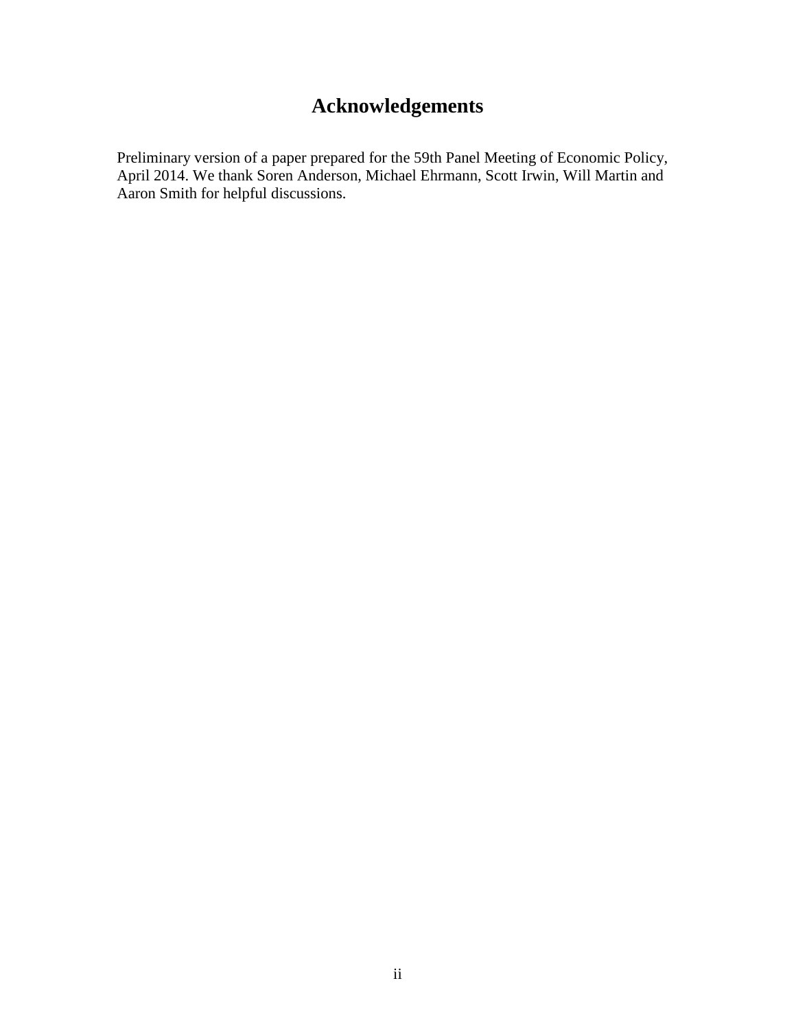# Acknowledgements

Preliminary version of a paper prepared for the 59th Panel Meeting of Economic Policy, April 2014. We thank Soren Anderson, Michael Ehrmann, Scott Irwin, Will Martin and Aaron Smith for helpful discussions.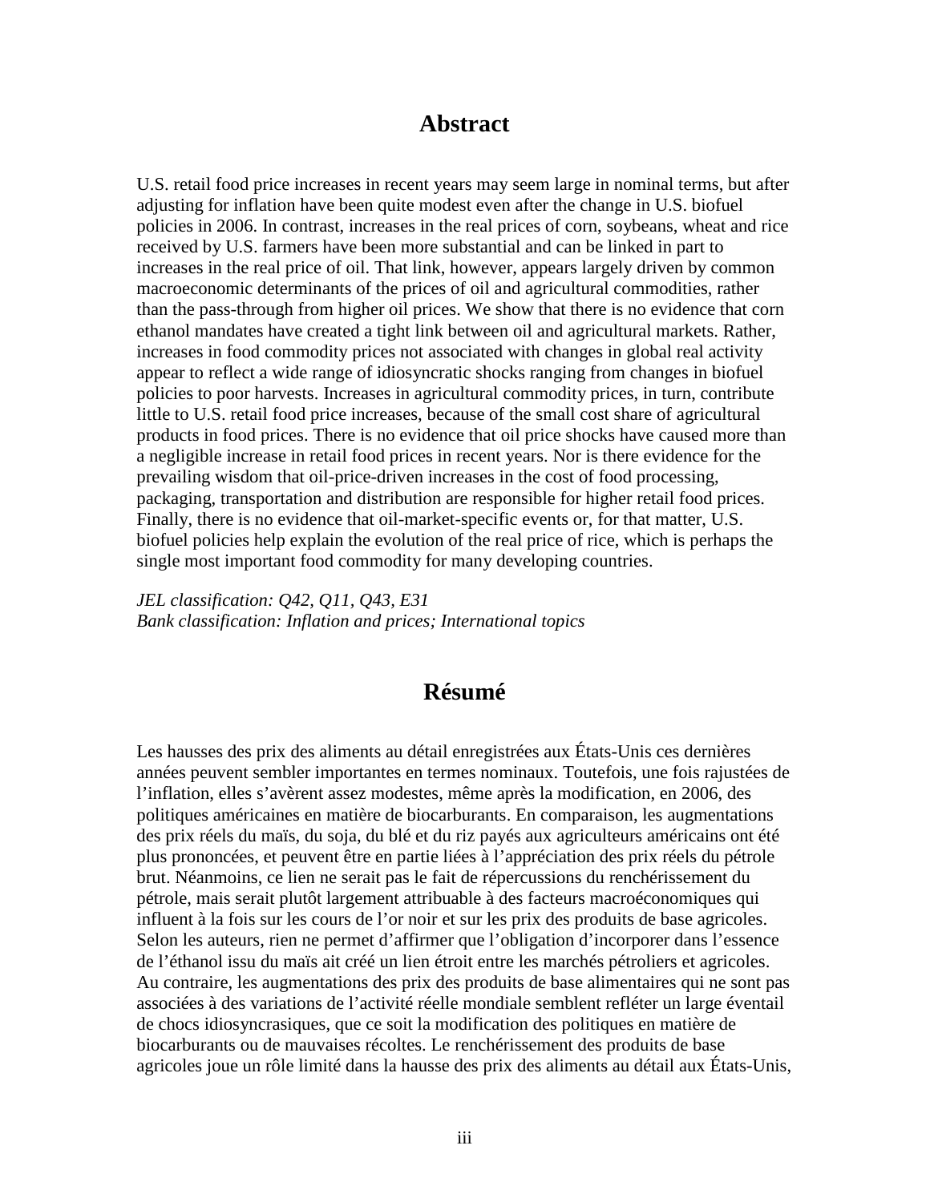# Abstract

U.S. retail food price increases in recent years may seem large in nominal terms, but after adjusting for inflation have been quite modest even after the change in U.S. biofuel policies in 2006. In contrast, increases in the real prices of corn, soybeans, wheat and rice received by U.S. farmers have been more substantial and can be linked in part to increases in the real price of oil. That link, however, appears largely driven by common macroeconomic determinants of the prices of oil and agricultural commodities, rather than the pass-through from higher oil prices. We show that there is no evidence that corn ethanol mandates have created a tight link between oil and agricultural markets. Rather, increases in food commodity prices not associated with changes in global real activity appear to reflect a wide range of idiosyncratic shocks ranging from changes in biofuel policies to poor harvests. Increases in agricultural commodity prices, in turn, contribute little to U.S. retail food price increases, because of the small cost share of agricultural products in food prices. There is no evidence that oil price shocks have caused more than a negligible increase in retail food prices in recent years. Nor is there evidence for the prevailing wisdom that oil-price-driven increases in the cost of food processing, packaging, transportation and distribution are responsible for higher retail food prices. Finally, there is no evidence that oil-market-specific events or, for that matter, U.S. biofuel policies help explain the evolution of the real price of rice, which is perhaps the single most important food commodity for many developing countries.

*JEL classification: Q42, Q11, Q43, E31*
*Bank classification: Inflation and prices; International topics*

# Résumé

Les hausses des prix des aliments au détail enregistrées aux États-Unis ces dernières années peuvent sembler importantes en termes nominaux. Toutefois, une fois rajustées de l'inflation, elles s'avèrent assez modestes, même après la modification, en 2006, des politiques américaines en matière de biocarburants. En comparaison, les augmentations des prix réels du maïs, du soja, du blé et du riz payés aux agriculteurs américains ont été plus prononcées, et peuvent être en partie liées à l'appréciation des prix réels du pétrole brut. Néanmoins, ce lien ne serait pas le fait de répercussions du renchérissement du pétrole, mais serait plutôt largement attribuable à des facteurs macroéconomiques qui influent à la fois sur les cours de l'or noir et sur les prix des produits de base agricoles. Selon les auteurs, rien ne permet d'affirmer que l'obligation d'incorporer dans l'essence de l'éthanol issu du maïs ait créé un lien étroit entre les marchés pétroliers et agricoles. Au contraire, les augmentations des prix des produits de base alimentaires qui ne sont pas associées à des variations de l'activité réelle mondiale semblent refléter un large éventail de chocs idiosyncrasiques, que ce soit la modification des politiques en matière de biocarburants ou de mauvaises récoltes. Le renchérissement des produits de base agricoles joue un rôle limité dans la hausse des prix des aliments au détail aux États-Unis,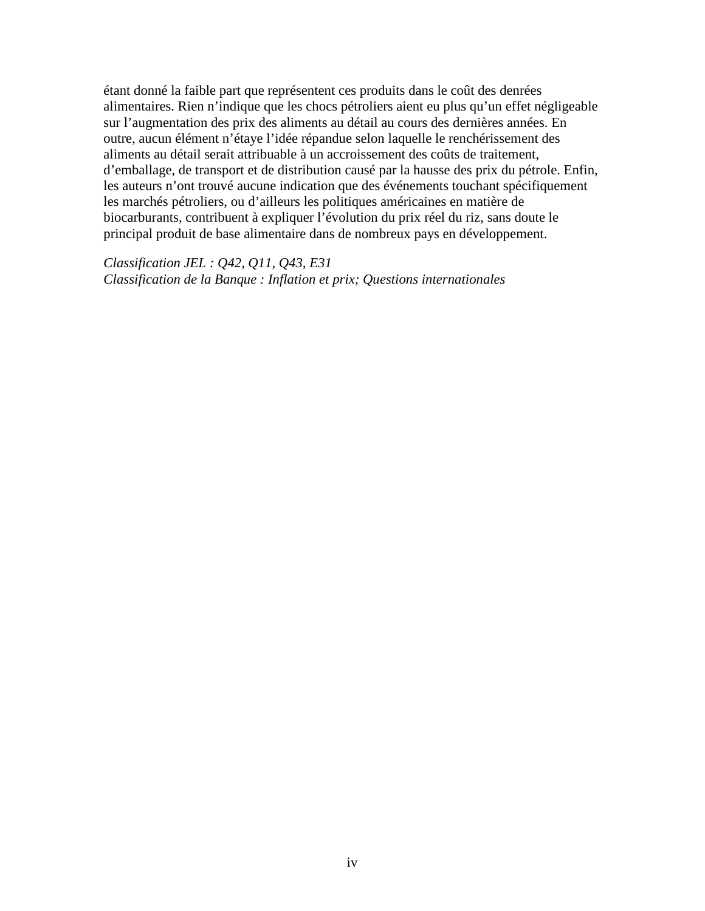étant donné la faible part que représentent ces produits dans le coût des denrées alimentaires. Rien n'indique que les chocs pétroliers aient eu plus qu'un effet négligeable sur l'augmentation des prix des aliments au détail au cours des dernières années. En outre, aucun élément n'étaye l'idée répandue selon laquelle le renchérissement des aliments au détail serait attribuable à un accroissement des coûts de traitement, d'emballage, de transport et de distribution causé par la hausse des prix du pétrole. Enfin, les auteurs n'ont trouvé aucune indication que des événements touchant spécifiquement les marchés pétroliers, ou d'ailleurs les politiques américaines en matière de biocarburants, contribuent à expliquer l'évolution du prix réel du riz, sans doute le principal produit de base alimentaire dans de nombreux pays en développement.

*Classification JEL : Q42, Q11, Q43, E31*
*Classification de la Banque : Inflation et prix; Questions internationales*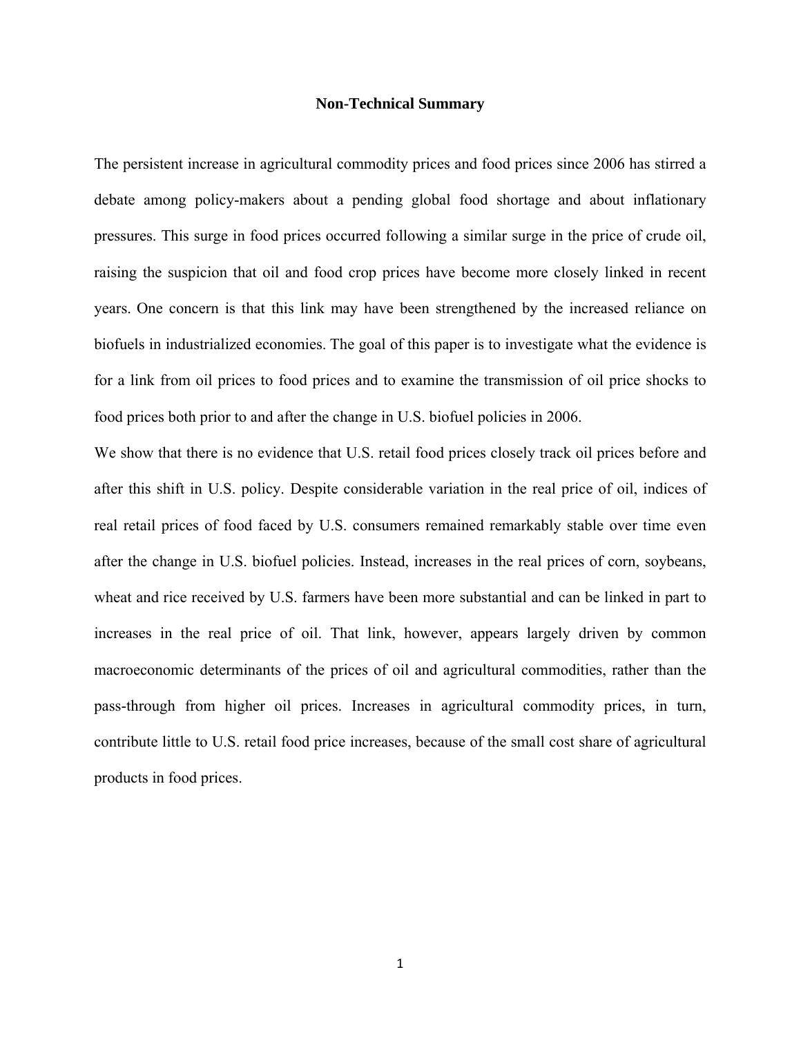## Non-Technical Summary

The persistent increase in agricultural commodity prices and food prices since 2006 has stirred a debate among policy-makers about a pending global food shortage and about inflationary pressures. This surge in food prices occurred following a similar surge in the price of crude oil, raising the suspicion that oil and food crop prices have become more closely linked in recent years. One concern is that this link may have been strengthened by the increased reliance on biofuels in industrialized economies. The goal of this paper is to investigate what the evidence is for a link from oil prices to food prices and to examine the transmission of oil price shocks to food prices both prior to and after the change in U.S. biofuel policies in 2006.

We show that there is no evidence that U.S. retail food prices closely track oil prices before and after this shift in U.S. policy. Despite considerable variation in the real price of oil, indices of real retail prices of food faced by U.S. consumers remained remarkably stable over time even after the change in U.S. biofuel policies. Instead, increases in the real prices of corn, soybeans, wheat and rice received by U.S. farmers have been more substantial and can be linked in part to increases in the real price of oil. That link, however, appears largely driven by common macroeconomic determinants of the prices of oil and agricultural commodities, rather than the pass-through from higher oil prices. Increases in agricultural commodity prices, in turn, contribute little to U.S. retail food price increases, because of the small cost share of agricultural products in food prices.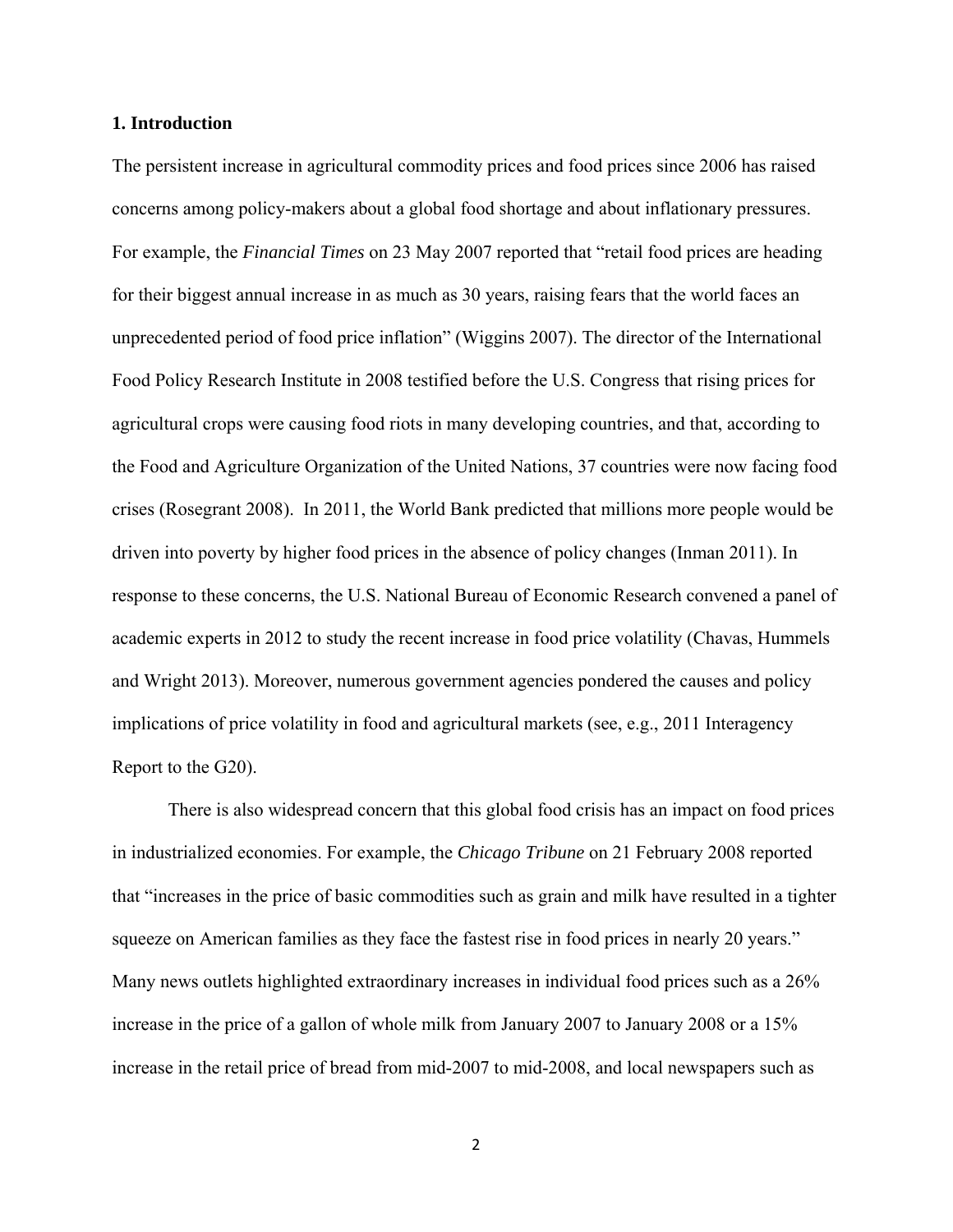## 1. Introduction

The persistent increase in agricultural commodity prices and food prices since 2006 has raised concerns among policy-makers about a global food shortage and about inflationary pressures. For example, the *Financial Times* on 23 May 2007 reported that "retail food prices are heading for their biggest annual increase in as much as 30 years, raising fears that the world faces an unprecedented period of food price inflation" (Wiggins 2007). The director of the International Food Policy Research Institute in 2008 testified before the U.S. Congress that rising prices for agricultural crops were causing food riots in many developing countries, and that, according to the Food and Agriculture Organization of the United Nations, 37 countries were now facing food crises (Rosegrant 2008). In 2011, the World Bank predicted that millions more people would be driven into poverty by higher food prices in the absence of policy changes (Inman 2011). In response to these concerns, the U.S. National Bureau of Economic Research convened a panel of academic experts in 2012 to study the recent increase in food price volatility (Chavas, Hummels and Wright 2013). Moreover, numerous government agencies pondered the causes and policy implications of price volatility in food and agricultural markets (see, e.g., 2011 Interagency Report to the G20).

There is also widespread concern that this global food crisis has an impact on food prices in industrialized economies. For example, the *Chicago Tribune* on 21 February 2008 reported that "increases in the price of basic commodities such as grain and milk have resulted in a tighter squeeze on American families as they face the fastest rise in food prices in nearly 20 years." Many news outlets highlighted extraordinary increases in individual food prices such as a 26% increase in the price of a gallon of whole milk from January 2007 to January 2008 or a 15% increase in the retail price of bread from mid-2007 to mid-2008, and local newspapers such as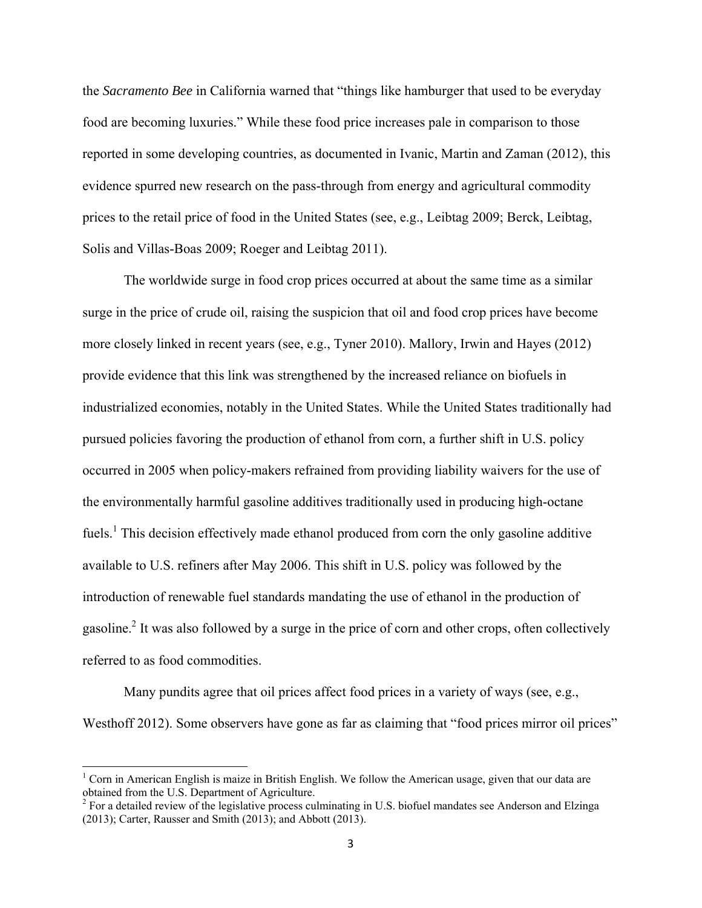the *Sacramento Bee* in California warned that "things like hamburger that used to be everyday food are becoming luxuries." While these food price increases pale in comparison to those reported in some developing countries, as documented in Ivanic, Martin and Zaman (2012), this evidence spurred new research on the pass-through from energy and agricultural commodity prices to the retail price of food in the United States (see, e.g., Leibtag 2009; Berck, Leibtag, Solis and Villas-Boas 2009; Roeger and Leibtag 2011).

The worldwide surge in food crop prices occurred at about the same time as a similar surge in the price of crude oil, raising the suspicion that oil and food crop prices have become more closely linked in recent years (see, e.g., Tyner 2010). Mallory, Irwin and Hayes (2012) provide evidence that this link was strengthened by the increased reliance on biofuels in industrialized economies, notably in the United States. While the United States traditionally had pursued policies favoring the production of ethanol from corn, a further shift in U.S. policy occurred in 2005 when policy-makers refrained from providing liability waivers for the use of the environmentally harmful gasoline additives traditionally used in producing high-octane fuels.[1] This decision effectively made ethanol produced from corn the only gasoline additive available to U.S. refiners after May 2006. This shift in U.S. policy was followed by the introduction of renewable fuel standards mandating the use of ethanol in the production of gasoline.[2] It was also followed by a surge in the price of corn and other crops, often collectively referred to as food commodities.

Many pundits agree that oil prices affect food prices in a variety of ways (see, e.g., Westhoff 2012). Some observers have gone as far as claiming that "food prices mirror oil prices"

---

[1] Corn in American English is maize in British English. We follow the American usage, given that our data are obtained from the U.S. Department of Agriculture.

[2] For a detailed review of the legislative process culminating in U.S. biofuel mandates see Anderson and Elzinga (2013); Carter, Rausser and Smith (2013); and Abbott (2013).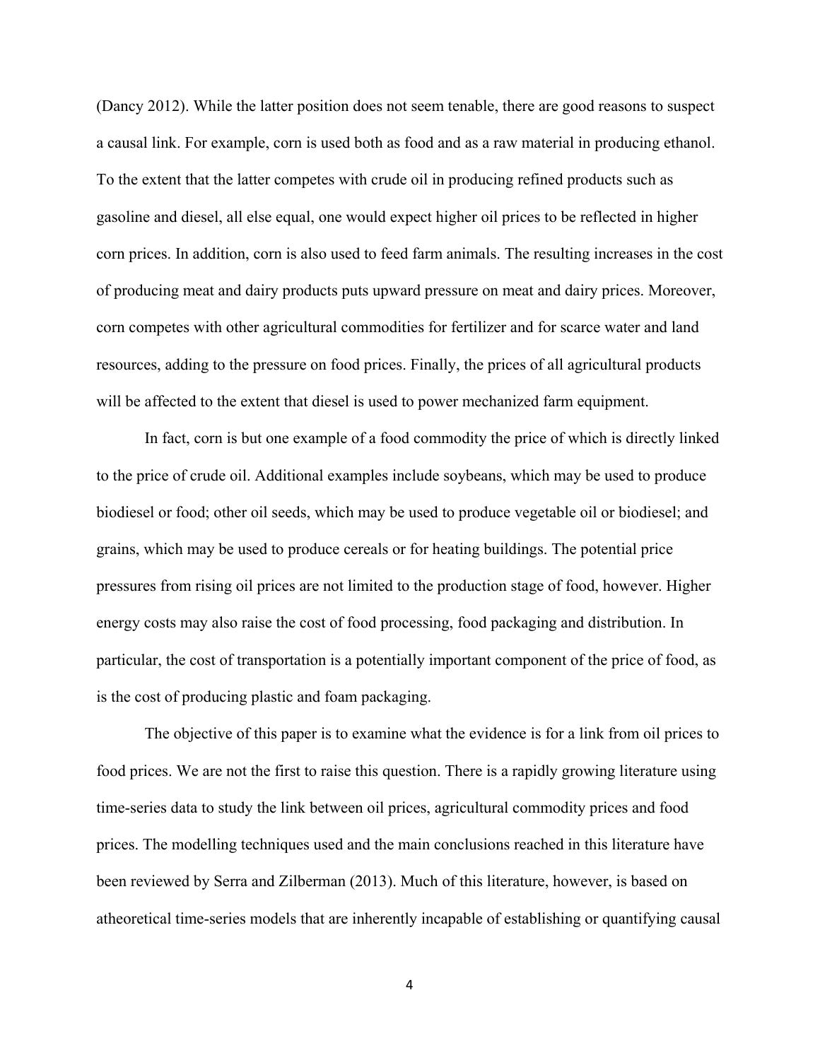(Dancy 2012). While the latter position does not seem tenable, there are good reasons to suspect a causal link. For example, corn is used both as food and as a raw material in producing ethanol. To the extent that the latter competes with crude oil in producing refined products such as gasoline and diesel, all else equal, one would expect higher oil prices to be reflected in higher corn prices. In addition, corn is also used to feed farm animals. The resulting increases in the cost of producing meat and dairy products puts upward pressure on meat and dairy prices. Moreover, corn competes with other agricultural commodities for fertilizer and for scarce water and land resources, adding to the pressure on food prices. Finally, the prices of all agricultural products will be affected to the extent that diesel is used to power mechanized farm equipment.

In fact, corn is but one example of a food commodity the price of which is directly linked to the price of crude oil. Additional examples include soybeans, which may be used to produce biodiesel or food; other oil seeds, which may be used to produce vegetable oil or biodiesel; and grains, which may be used to produce cereals or for heating buildings. The potential price pressures from rising oil prices are not limited to the production stage of food, however. Higher energy costs may also raise the cost of food processing, food packaging and distribution. In particular, the cost of transportation is a potentially important component of the price of food, as is the cost of producing plastic and foam packaging.

The objective of this paper is to examine what the evidence is for a link from oil prices to food prices. We are not the first to raise this question. There is a rapidly growing literature using time-series data to study the link between oil prices, agricultural commodity prices and food prices. The modelling techniques used and the main conclusions reached in this literature have been reviewed by Serra and Zilberman (2013). Much of this literature, however, is based on atheoretical time-series models that are inherently incapable of establishing or quantifying causal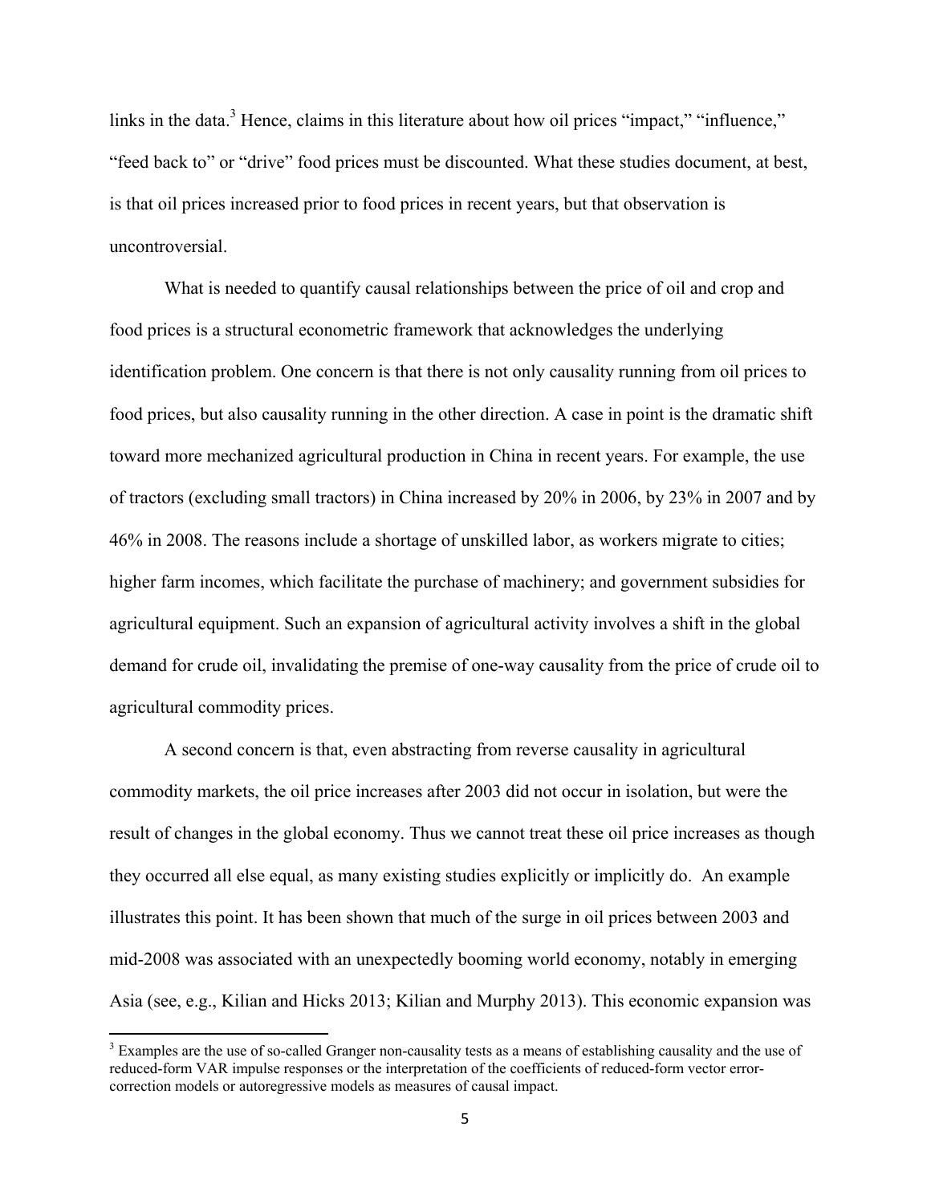links in the data.[3] Hence, claims in this literature about how oil prices "impact," "influence," "feed back to" or "drive" food prices must be discounted. What these studies document, at best, is that oil prices increased prior to food prices in recent years, but that observation is uncontroversial.

What is needed to quantify causal relationships between the price of oil and crop and food prices is a structural econometric framework that acknowledges the underlying identification problem. One concern is that there is not only causality running from oil prices to food prices, but also causality running in the other direction. A case in point is the dramatic shift toward more mechanized agricultural production in China in recent years. For example, the use of tractors (excluding small tractors) in China increased by 20% in 2006, by 23% in 2007 and by 46% in 2008. The reasons include a shortage of unskilled labor, as workers migrate to cities; higher farm incomes, which facilitate the purchase of machinery; and government subsidies for agricultural equipment. Such an expansion of agricultural activity involves a shift in the global demand for crude oil, invalidating the premise of one-way causality from the price of crude oil to agricultural commodity prices.

A second concern is that, even abstracting from reverse causality in agricultural commodity markets, the oil price increases after 2003 did not occur in isolation, but were the result of changes in the global economy. Thus we cannot treat these oil price increases as though they occurred all else equal, as many existing studies explicitly or implicitly do. An example illustrates this point. It has been shown that much of the surge in oil prices between 2003 and mid-2008 was associated with an unexpectedly booming world economy, notably in emerging Asia (see, e.g., Kilian and Hicks 2013; Kilian and Murphy 2013). This economic expansion was

[3] Examples are the use of so-called Granger non-causality tests as a means of establishing causality and the use of reduced-form VAR impulse responses or the interpretation of the coefficients of reduced-form vector error-correction models or autoregressive models as measures of causal impact.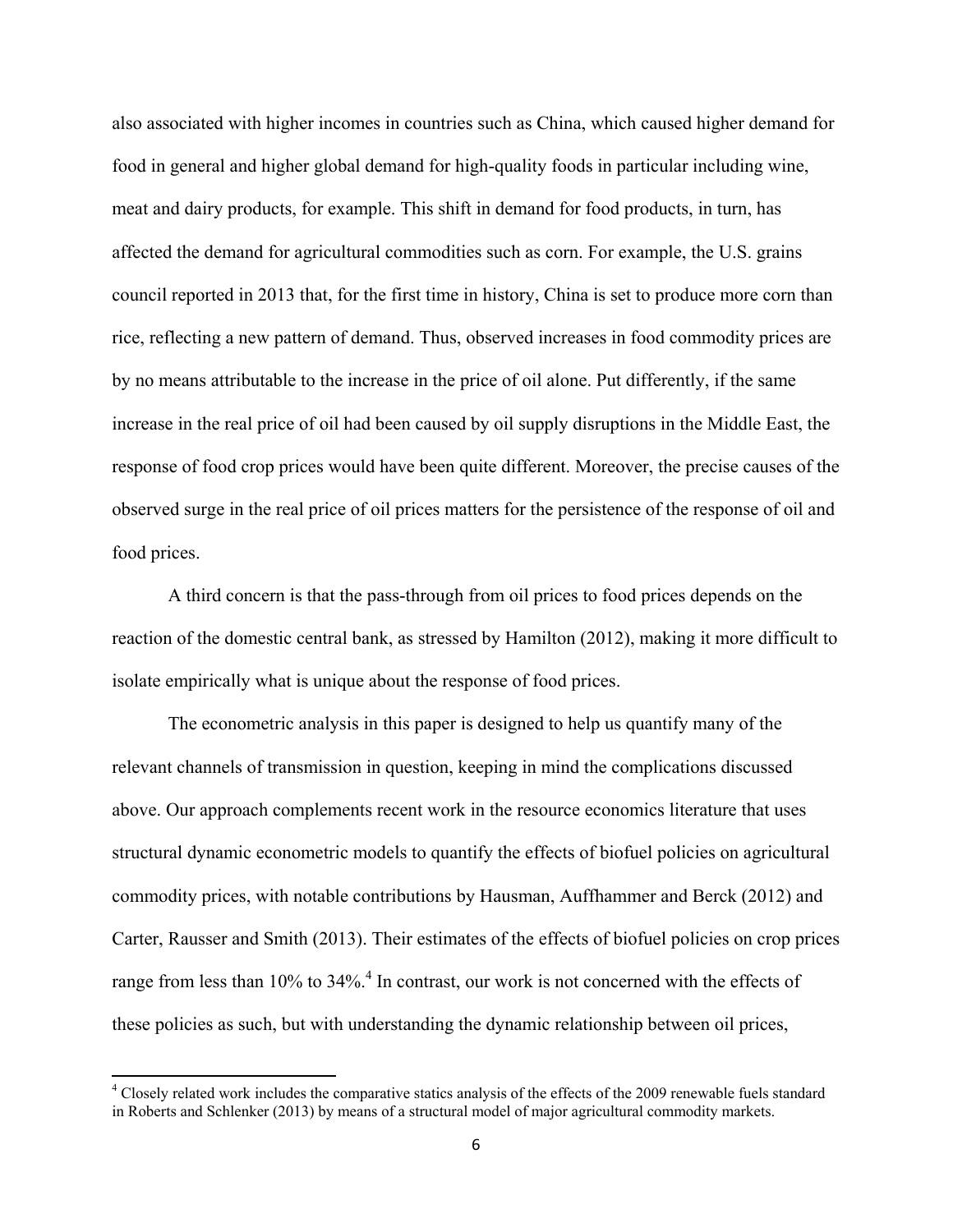also associated with higher incomes in countries such as China, which caused higher demand for food in general and higher global demand for high-quality foods in particular including wine, meat and dairy products, for example. This shift in demand for food products, in turn, has affected the demand for agricultural commodities such as corn. For example, the U.S. grains council reported in 2013 that, for the first time in history, China is set to produce more corn than rice, reflecting a new pattern of demand. Thus, observed increases in food commodity prices are by no means attributable to the increase in the price of oil alone. Put differently, if the same increase in the real price of oil had been caused by oil supply disruptions in the Middle East, the response of food crop prices would have been quite different. Moreover, the precise causes of the observed surge in the real price of oil prices matters for the persistence of the response of oil and food prices.

A third concern is that the pass-through from oil prices to food prices depends on the reaction of the domestic central bank, as stressed by Hamilton (2012), making it more difficult to isolate empirically what is unique about the response of food prices.

The econometric analysis in this paper is designed to help us quantify many of the relevant channels of transmission in question, keeping in mind the complications discussed above. Our approach complements recent work in the resource economics literature that uses structural dynamic econometric models to quantify the effects of biofuel policies on agricultural commodity prices, with notable contributions by Hausman, Auffhammer and Berck (2012) and Carter, Rausser and Smith (2013). Their estimates of the effects of biofuel policies on crop prices range from less than 10% to 34%.[4] In contrast, our work is not concerned with the effects of these policies as such, but with understanding the dynamic relationship between oil prices,

[4] Closely related work includes the comparative statics analysis of the effects of the 2009 renewable fuels standard in Roberts and Schlenker (2013) by means of a structural model of major agricultural commodity markets.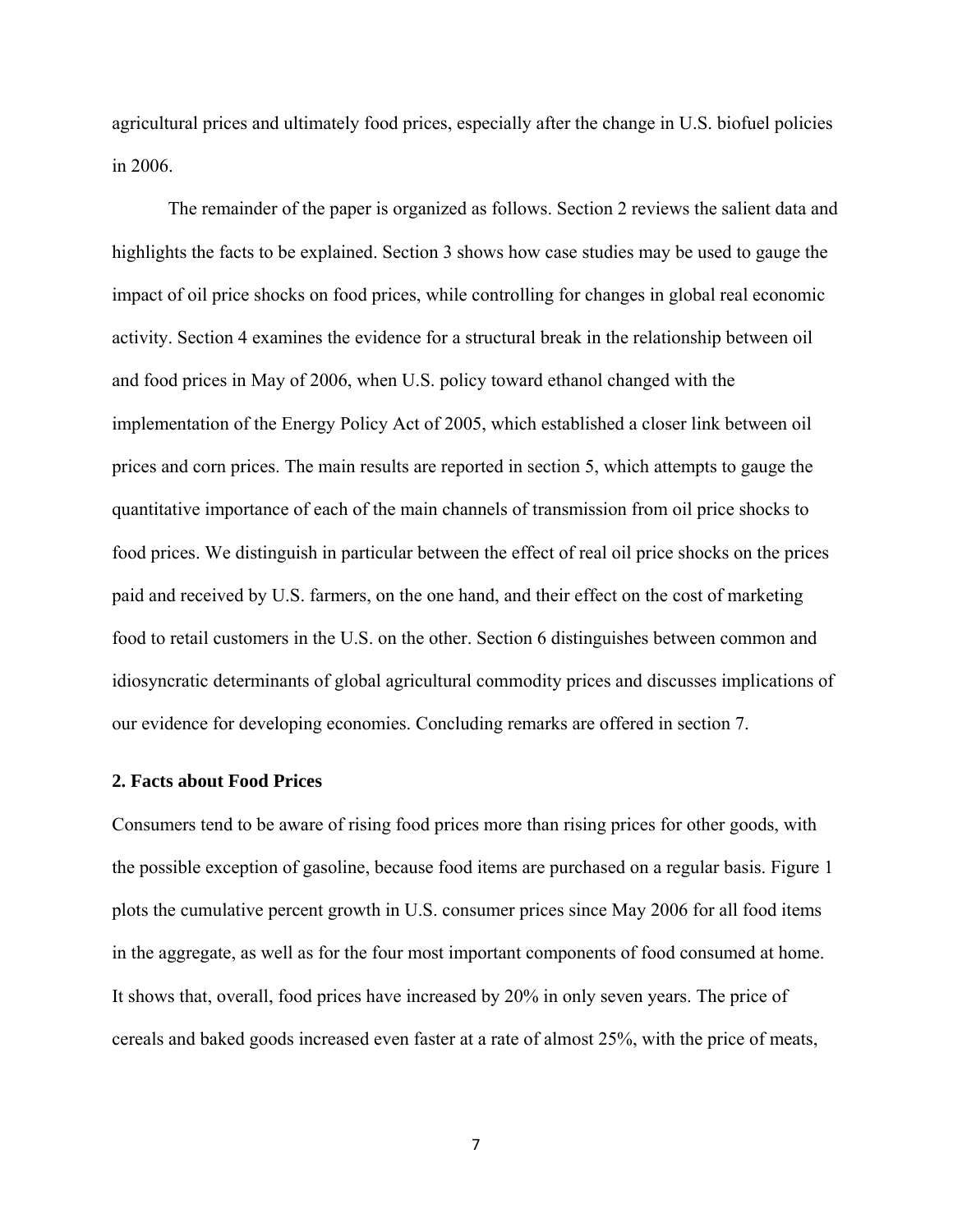agricultural prices and ultimately food prices, especially after the change in U.S. biofuel policies in 2006.

The remainder of the paper is organized as follows. Section 2 reviews the salient data and highlights the facts to be explained. Section 3 shows how case studies may be used to gauge the impact of oil price shocks on food prices, while controlling for changes in global real economic activity. Section 4 examines the evidence for a structural break in the relationship between oil and food prices in May of 2006, when U.S. policy toward ethanol changed with the implementation of the Energy Policy Act of 2005, which established a closer link between oil prices and corn prices. The main results are reported in section 5, which attempts to gauge the quantitative importance of each of the main channels of transmission from oil price shocks to food prices. We distinguish in particular between the effect of real oil price shocks on the prices paid and received by U.S. farmers, on the one hand, and their effect on the cost of marketing food to retail customers in the U.S. on the other. Section 6 distinguishes between common and idiosyncratic determinants of global agricultural commodity prices and discusses implications of our evidence for developing economies. Concluding remarks are offered in section 7.

## 2. Facts about Food Prices

Consumers tend to be aware of rising food prices more than rising prices for other goods, with the possible exception of gasoline, because food items are purchased on a regular basis. Figure 1 plots the cumulative percent growth in U.S. consumer prices since May 2006 for all food items in the aggregate, as well as for the four most important components of food consumed at home. It shows that, overall, food prices have increased by 20% in only seven years. The price of cereals and baked goods increased even faster at a rate of almost 25%, with the price of meats,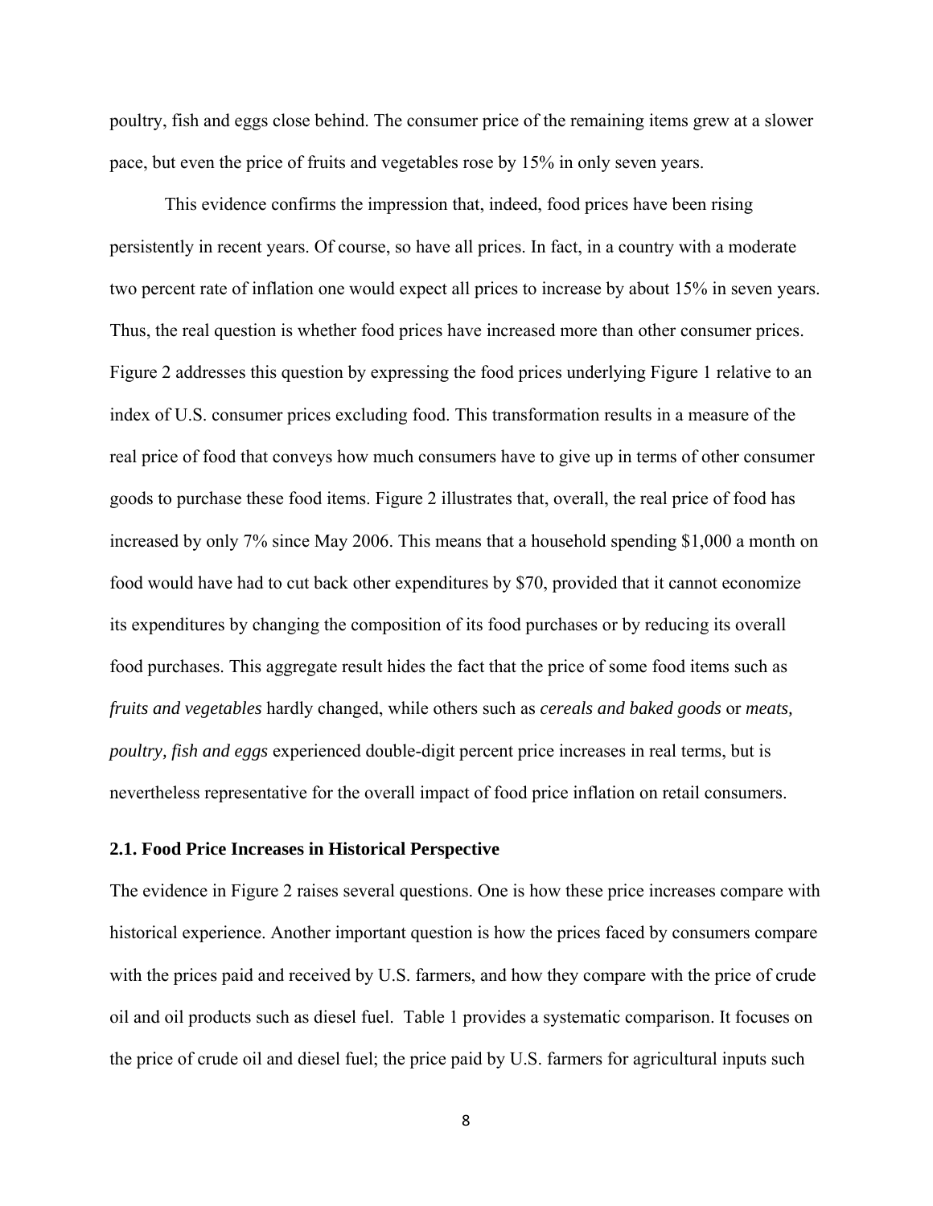poultry, fish and eggs close behind. The consumer price of the remaining items grew at a slower pace, but even the price of fruits and vegetables rose by 15% in only seven years.

This evidence confirms the impression that, indeed, food prices have been rising persistently in recent years. Of course, so have all prices. In fact, in a country with a moderate two percent rate of inflation one would expect all prices to increase by about 15% in seven years. Thus, the real question is whether food prices have increased more than other consumer prices. Figure 2 addresses this question by expressing the food prices underlying Figure 1 relative to an index of U.S. consumer prices excluding food. This transformation results in a measure of the real price of food that conveys how much consumers have to give up in terms of other consumer goods to purchase these food items. Figure 2 illustrates that, overall, the real price of food has increased by only 7% since May 2006. This means that a household spending $1,000 a month on food would have had to cut back other expenditures by $70, provided that it cannot economize its expenditures by changing the composition of its food purchases or by reducing its overall food purchases. This aggregate result hides the fact that the price of some food items such as *fruits and vegetables* hardly changed, while others such as *cereals and baked goods* or *meats, poultry, fish and eggs* experienced double-digit percent price increases in real terms, but is nevertheless representative for the overall impact of food price inflation on retail consumers.

### 2.1. Food Price Increases in Historical Perspective

The evidence in Figure 2 raises several questions. One is how these price increases compare with historical experience. Another important question is how the prices faced by consumers compare with the prices paid and received by U.S. farmers, and how they compare with the price of crude oil and oil products such as diesel fuel. Table 1 provides a systematic comparison. It focuses on the price of crude oil and diesel fuel; the price paid by U.S. farmers for agricultural inputs such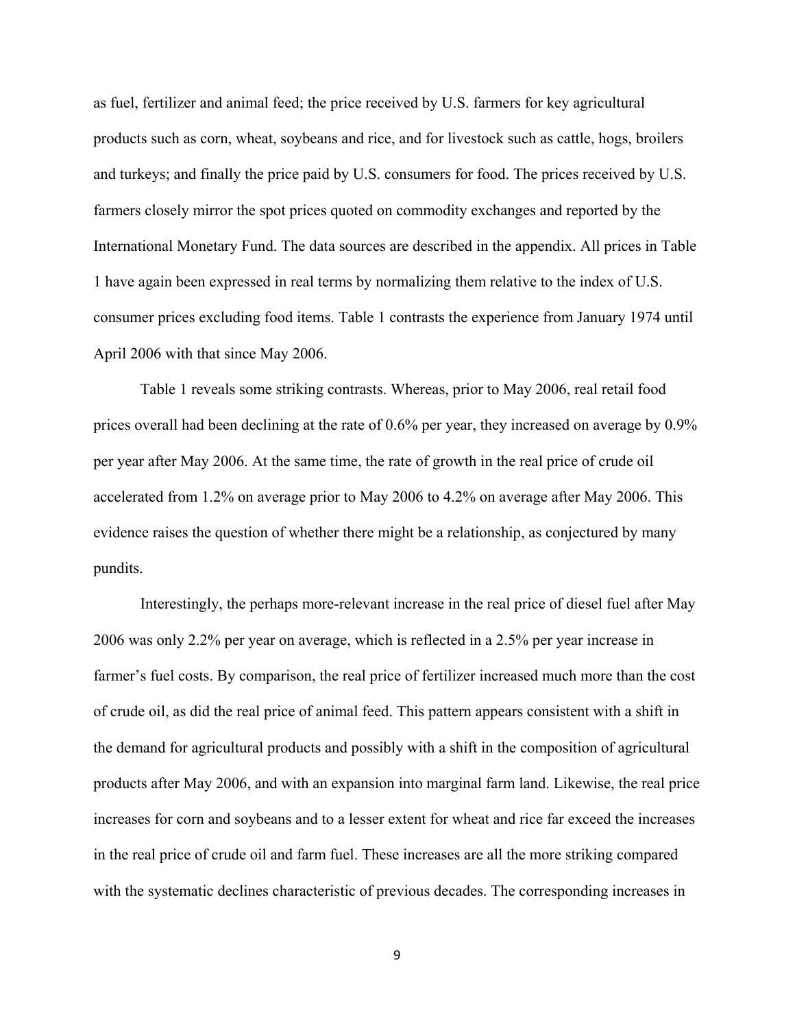as fuel, fertilizer and animal feed; the price received by U.S. farmers for key agricultural products such as corn, wheat, soybeans and rice, and for livestock such as cattle, hogs, broilers and turkeys; and finally the price paid by U.S. consumers for food. The prices received by U.S. farmers closely mirror the spot prices quoted on commodity exchanges and reported by the International Monetary Fund. The data sources are described in the appendix. All prices in Table 1 have again been expressed in real terms by normalizing them relative to the index of U.S. consumer prices excluding food items. Table 1 contrasts the experience from January 1974 until April 2006 with that since May 2006.

Table 1 reveals some striking contrasts. Whereas, prior to May 2006, real retail food prices overall had been declining at the rate of 0.6% per year, they increased on average by 0.9% per year after May 2006. At the same time, the rate of growth in the real price of crude oil accelerated from 1.2% on average prior to May 2006 to 4.2% on average after May 2006. This evidence raises the question of whether there might be a relationship, as conjectured by many pundits.

Interestingly, the perhaps more-relevant increase in the real price of diesel fuel after May 2006 was only 2.2% per year on average, which is reflected in a 2.5% per year increase in farmer's fuel costs. By comparison, the real price of fertilizer increased much more than the cost of crude oil, as did the real price of animal feed. This pattern appears consistent with a shift in the demand for agricultural products and possibly with a shift in the composition of agricultural products after May 2006, and with an expansion into marginal farm land. Likewise, the real price increases for corn and soybeans and to a lesser extent for wheat and rice far exceed the increases in the real price of crude oil and farm fuel. These increases are all the more striking compared with the systematic declines characteristic of previous decades. The corresponding increases in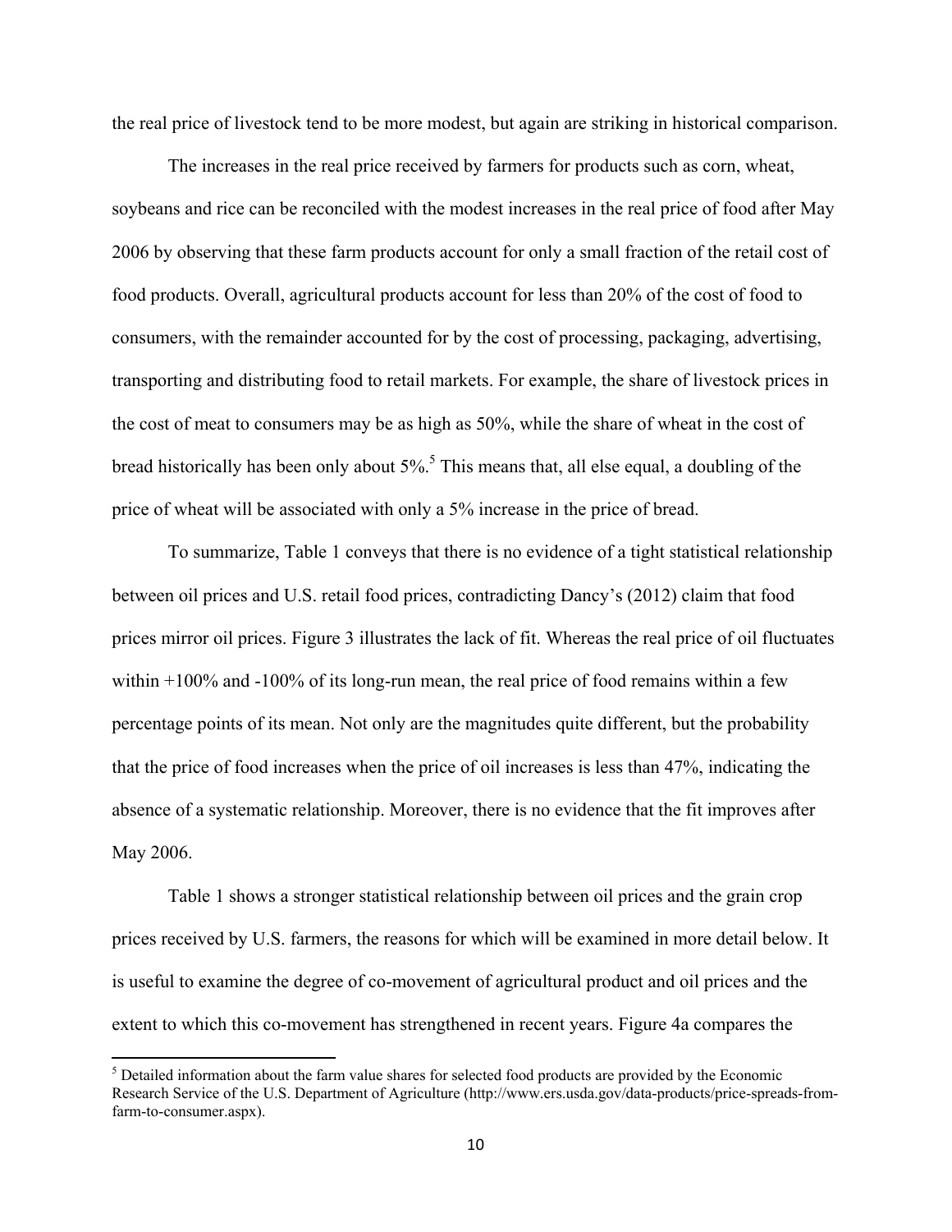the real price of livestock tend to be more modest, but again are striking in historical comparison.

The increases in the real price received by farmers for products such as corn, wheat, soybeans and rice can be reconciled with the modest increases in the real price of food after May 2006 by observing that these farm products account for only a small fraction of the retail cost of food products. Overall, agricultural products account for less than 20% of the cost of food to consumers, with the remainder accounted for by the cost of processing, packaging, advertising, transporting and distributing food to retail markets. For example, the share of livestock prices in the cost of meat to consumers may be as high as 50%, while the share of wheat in the cost of bread historically has been only about 5%.[5] This means that, all else equal, a doubling of the price of wheat will be associated with only a 5% increase in the price of bread.

To summarize, Table 1 conveys that there is no evidence of a tight statistical relationship between oil prices and U.S. retail food prices, contradicting Dancy's (2012) claim that food prices mirror oil prices. Figure 3 illustrates the lack of fit. Whereas the real price of oil fluctuates within +100% and -100% of its long-run mean, the real price of food remains within a few percentage points of its mean. Not only are the magnitudes quite different, but the probability that the price of food increases when the price of oil increases is less than 47%, indicating the absence of a systematic relationship. Moreover, there is no evidence that the fit improves after May 2006.

Table 1 shows a stronger statistical relationship between oil prices and the grain crop prices received by U.S. farmers, the reasons for which will be examined in more detail below. It is useful to examine the degree of co-movement of agricultural product and oil prices and the extent to which this co-movement has strengthened in recent years. Figure 4a compares the

[5] Detailed information about the farm value shares for selected food products are provided by the Economic Research Service of the U.S. Department of Agriculture (http://www.ers.usda.gov/data-products/price-spreads-from-farm-to-consumer.aspx).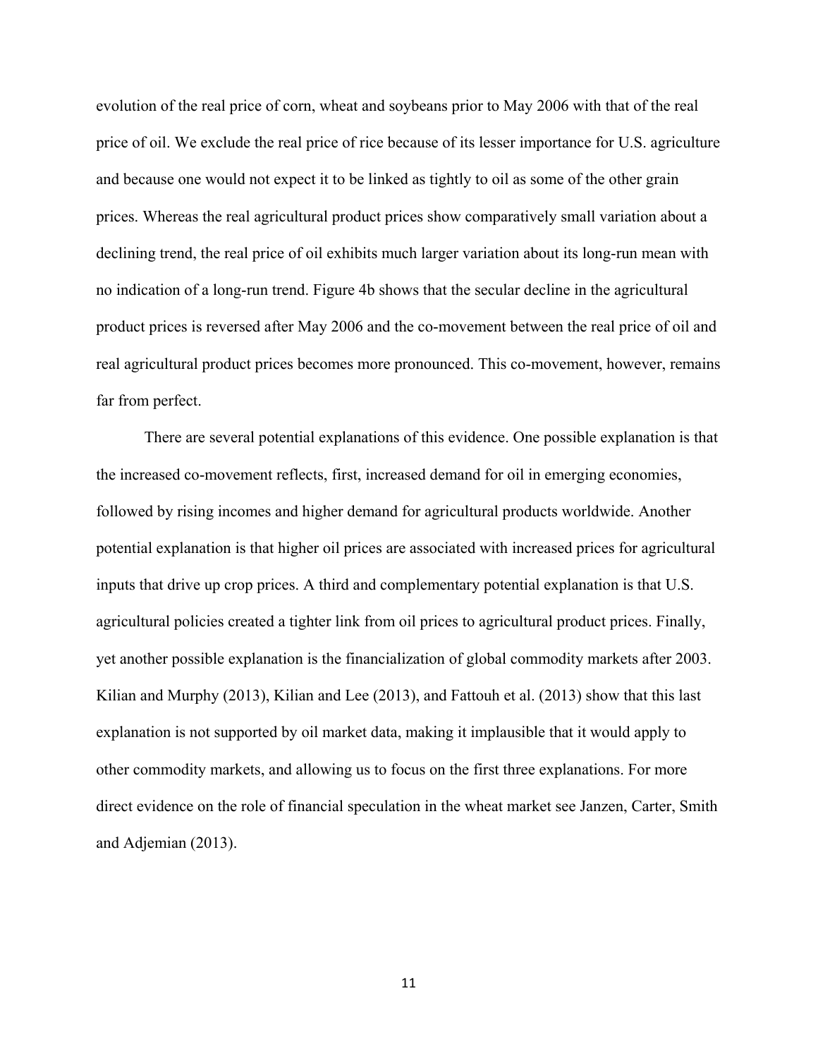evolution of the real price of corn, wheat and soybeans prior to May 2006 with that of the real price of oil. We exclude the real price of rice because of its lesser importance for U.S. agriculture and because one would not expect it to be linked as tightly to oil as some of the other grain prices. Whereas the real agricultural product prices show comparatively small variation about a declining trend, the real price of oil exhibits much larger variation about its long-run mean with no indication of a long-run trend. Figure 4b shows that the secular decline in the agricultural product prices is reversed after May 2006 and the co-movement between the real price of oil and real agricultural product prices becomes more pronounced. This co-movement, however, remains far from perfect.

There are several potential explanations of this evidence. One possible explanation is that the increased co-movement reflects, first, increased demand for oil in emerging economies, followed by rising incomes and higher demand for agricultural products worldwide. Another potential explanation is that higher oil prices are associated with increased prices for agricultural inputs that drive up crop prices. A third and complementary potential explanation is that U.S. agricultural policies created a tighter link from oil prices to agricultural product prices. Finally, yet another possible explanation is the financialization of global commodity markets after 2003. Kilian and Murphy (2013), Kilian and Lee (2013), and Fattouh et al. (2013) show that this last explanation is not supported by oil market data, making it implausible that it would apply to other commodity markets, and allowing us to focus on the first three explanations. For more direct evidence on the role of financial speculation in the wheat market see Janzen, Carter, Smith and Adjemian (2013).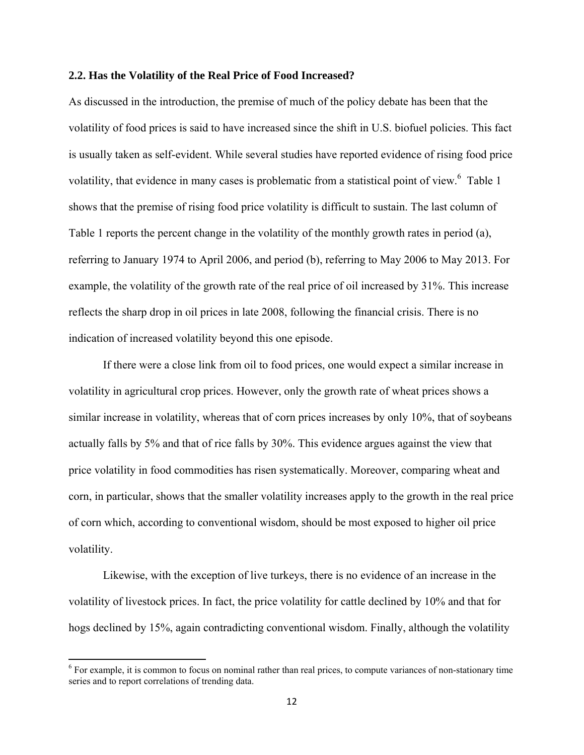### 2.2. Has the Volatility of the Real Price of Food Increased?

As discussed in the introduction, the premise of much of the policy debate has been that the volatility of food prices is said to have increased since the shift in U.S. biofuel policies. This fact is usually taken as self-evident. While several studies have reported evidence of rising food price volatility, that evidence in many cases is problematic from a statistical point of view.[6] Table 1 shows that the premise of rising food price volatility is difficult to sustain. The last column of Table 1 reports the percent change in the volatility of the monthly growth rates in period (a), referring to January 1974 to April 2006, and period (b), referring to May 2006 to May 2013. For example, the volatility of the growth rate of the real price of oil increased by 31%. This increase reflects the sharp drop in oil prices in late 2008, following the financial crisis. There is no indication of increased volatility beyond this one episode.

If there were a close link from oil to food prices, one would expect a similar increase in volatility in agricultural crop prices. However, only the growth rate of wheat prices shows a similar increase in volatility, whereas that of corn prices increases by only 10%, that of soybeans actually falls by 5% and that of rice falls by 30%. This evidence argues against the view that price volatility in food commodities has risen systematically. Moreover, comparing wheat and corn, in particular, shows that the smaller volatility increases apply to the growth in the real price of corn which, according to conventional wisdom, should be most exposed to higher oil price volatility.

Likewise, with the exception of live turkeys, there is no evidence of an increase in the volatility of livestock prices. In fact, the price volatility for cattle declined by 10% and that for hogs declined by 15%, again contradicting conventional wisdom. Finally, although the volatility

[6] For example, it is common to focus on nominal rather than real prices, to compute variances of non-stationary time series and to report correlations of trending data.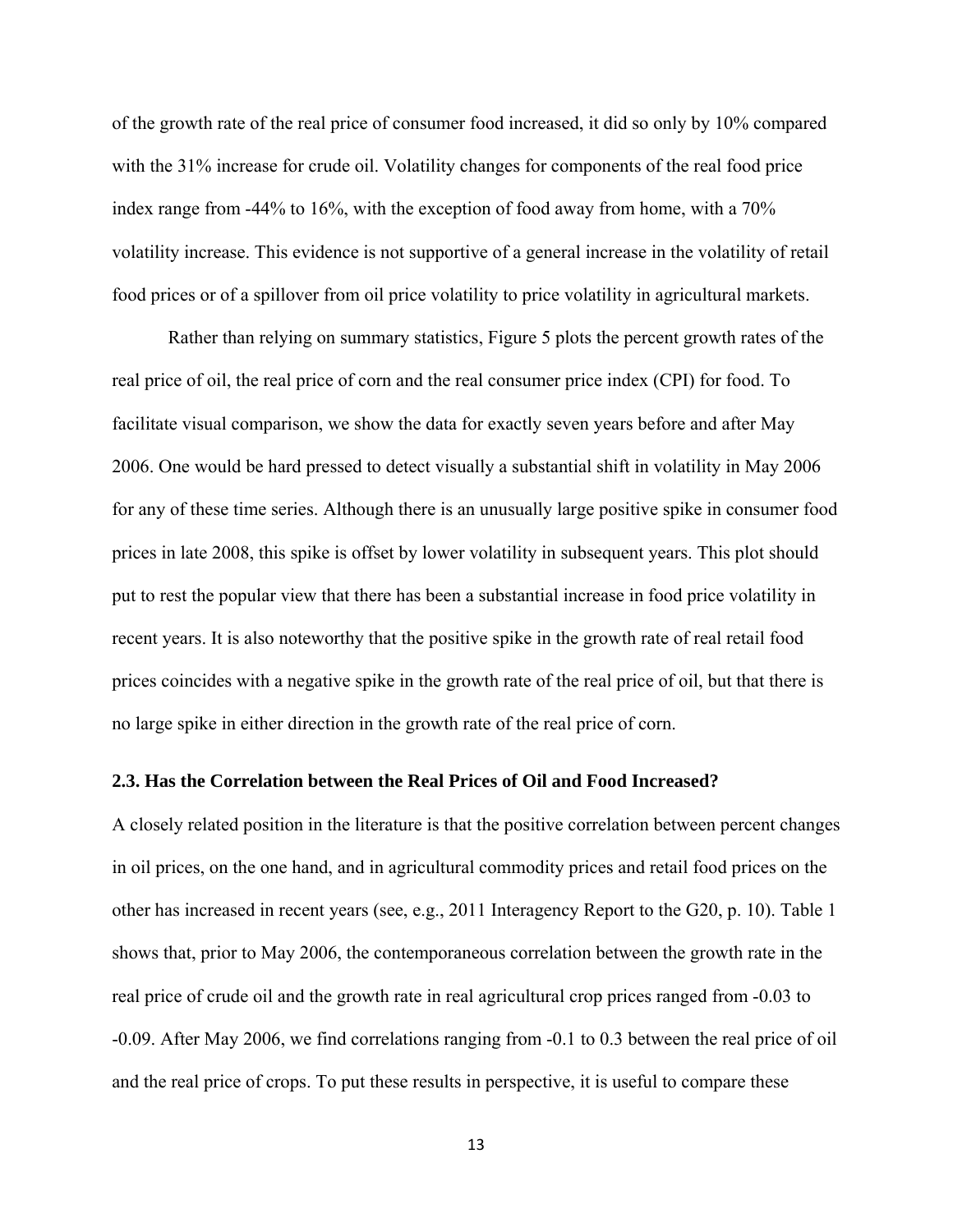of the growth rate of the real price of consumer food increased, it did so only by 10% compared with the 31% increase for crude oil. Volatility changes for components of the real food price index range from -44% to 16%, with the exception of food away from home, with a 70% volatility increase. This evidence is not supportive of a general increase in the volatility of retail food prices or of a spillover from oil price volatility to price volatility in agricultural markets.

Rather than relying on summary statistics, Figure 5 plots the percent growth rates of the real price of oil, the real price of corn and the real consumer price index (CPI) for food. To facilitate visual comparison, we show the data for exactly seven years before and after May 2006. One would be hard pressed to detect visually a substantial shift in volatility in May 2006 for any of these time series. Although there is an unusually large positive spike in consumer food prices in late 2008, this spike is offset by lower volatility in subsequent years. This plot should put to rest the popular view that there has been a substantial increase in food price volatility in recent years. It is also noteworthy that the positive spike in the growth rate of real retail food prices coincides with a negative spike in the growth rate of the real price of oil, but that there is no large spike in either direction in the growth rate of the real price of corn.

### 2.3. Has the Correlation between the Real Prices of Oil and Food Increased?

A closely related position in the literature is that the positive correlation between percent changes in oil prices, on the one hand, and in agricultural commodity prices and retail food prices on the other has increased in recent years (see, e.g., 2011 Interagency Report to the G20, p. 10). Table 1 shows that, prior to May 2006, the contemporaneous correlation between the growth rate in the real price of crude oil and the growth rate in real agricultural crop prices ranged from -0.03 to -0.09. After May 2006, we find correlations ranging from -0.1 to 0.3 between the real price of oil and the real price of crops. To put these results in perspective, it is useful to compare these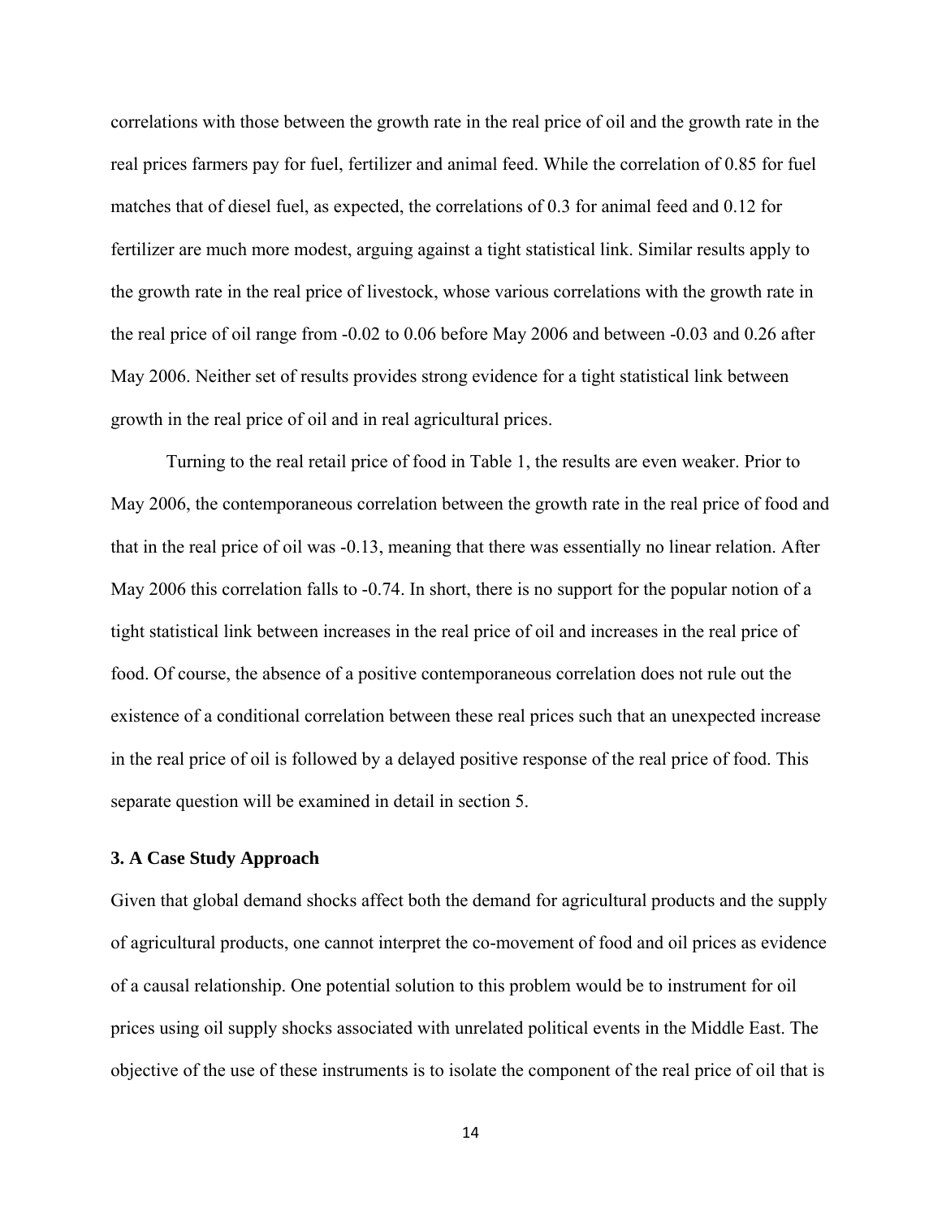correlations with those between the growth rate in the real price of oil and the growth rate in the real prices farmers pay for fuel, fertilizer and animal feed. While the correlation of 0.85 for fuel matches that of diesel fuel, as expected, the correlations of 0.3 for animal feed and 0.12 for fertilizer are much more modest, arguing against a tight statistical link. Similar results apply to the growth rate in the real price of livestock, whose various correlations with the growth rate in the real price of oil range from -0.02 to 0.06 before May 2006 and between -0.03 and 0.26 after May 2006. Neither set of results provides strong evidence for a tight statistical link between growth in the real price of oil and in real agricultural prices.

Turning to the real retail price of food in Table 1, the results are even weaker. Prior to May 2006, the contemporaneous correlation between the growth rate in the real price of food and that in the real price of oil was -0.13, meaning that there was essentially no linear relation. After May 2006 this correlation falls to -0.74. In short, there is no support for the popular notion of a tight statistical link between increases in the real price of oil and increases in the real price of food. Of course, the absence of a positive contemporaneous correlation does not rule out the existence of a conditional correlation between these real prices such that an unexpected increase in the real price of oil is followed by a delayed positive response of the real price of food. This separate question will be examined in detail in section 5.

### 3. A Case Study Approach

Given that global demand shocks affect both the demand for agricultural products and the supply of agricultural products, one cannot interpret the co-movement of food and oil prices as evidence of a causal relationship. One potential solution to this problem would be to instrument for oil prices using oil supply shocks associated with unrelated political events in the Middle East. The objective of the use of these instruments is to isolate the component of the real price of oil that is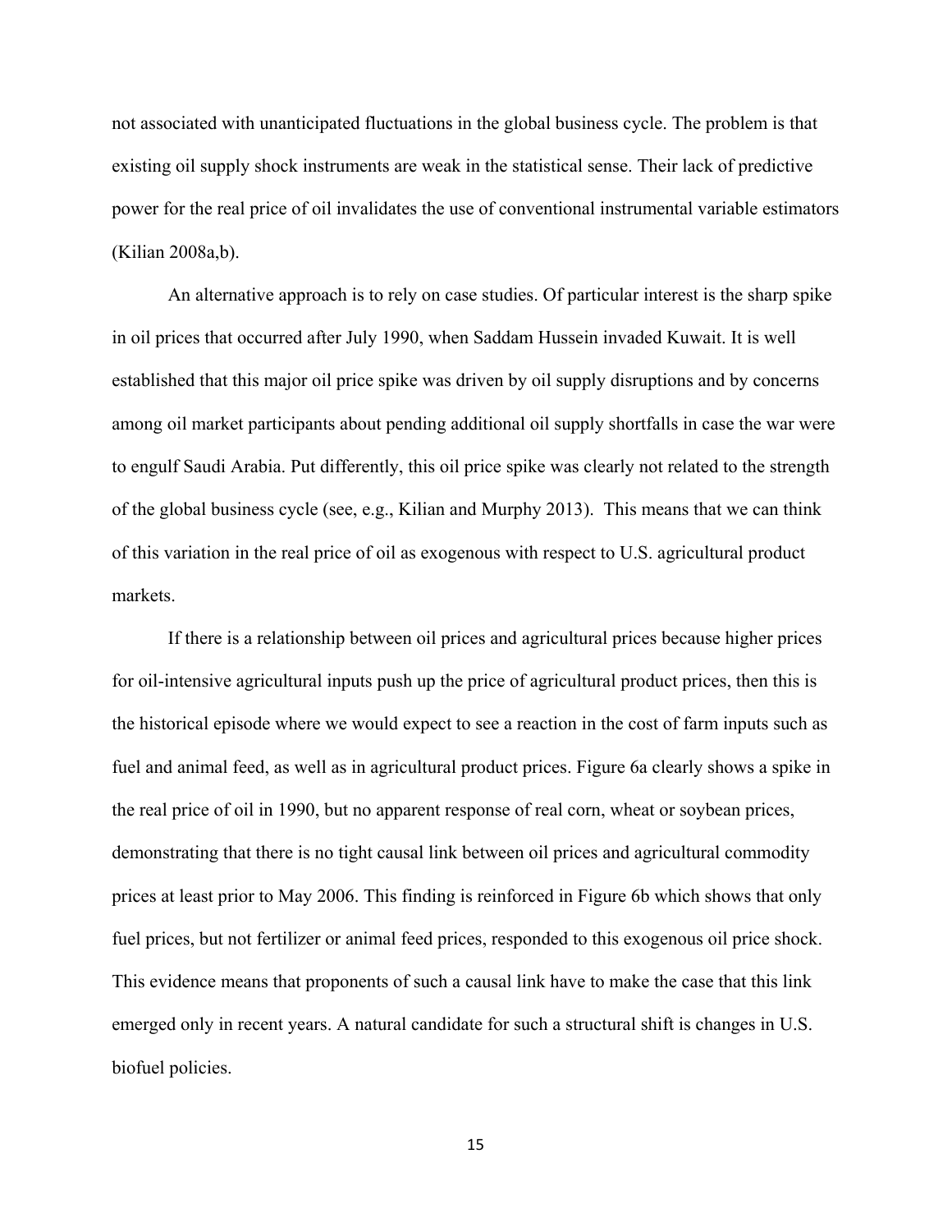not associated with unanticipated fluctuations in the global business cycle. The problem is that existing oil supply shock instruments are weak in the statistical sense. Their lack of predictive power for the real price of oil invalidates the use of conventional instrumental variable estimators (Kilian 2008a,b).

An alternative approach is to rely on case studies. Of particular interest is the sharp spike in oil prices that occurred after July 1990, when Saddam Hussein invaded Kuwait. It is well established that this major oil price spike was driven by oil supply disruptions and by concerns among oil market participants about pending additional oil supply shortfalls in case the war were to engulf Saudi Arabia. Put differently, this oil price spike was clearly not related to the strength of the global business cycle (see, e.g., Kilian and Murphy 2013). This means that we can think of this variation in the real price of oil as exogenous with respect to U.S. agricultural product markets.

If there is a relationship between oil prices and agricultural prices because higher prices for oil-intensive agricultural inputs push up the price of agricultural product prices, then this is the historical episode where we would expect to see a reaction in the cost of farm inputs such as fuel and animal feed, as well as in agricultural product prices. Figure 6a clearly shows a spike in the real price of oil in 1990, but no apparent response of real corn, wheat or soybean prices, demonstrating that there is no tight causal link between oil prices and agricultural commodity prices at least prior to May 2006. This finding is reinforced in Figure 6b which shows that only fuel prices, but not fertilizer or animal feed prices, responded to this exogenous oil price shock. This evidence means that proponents of such a causal link have to make the case that this link emerged only in recent years. A natural candidate for such a structural shift is changes in U.S. biofuel policies.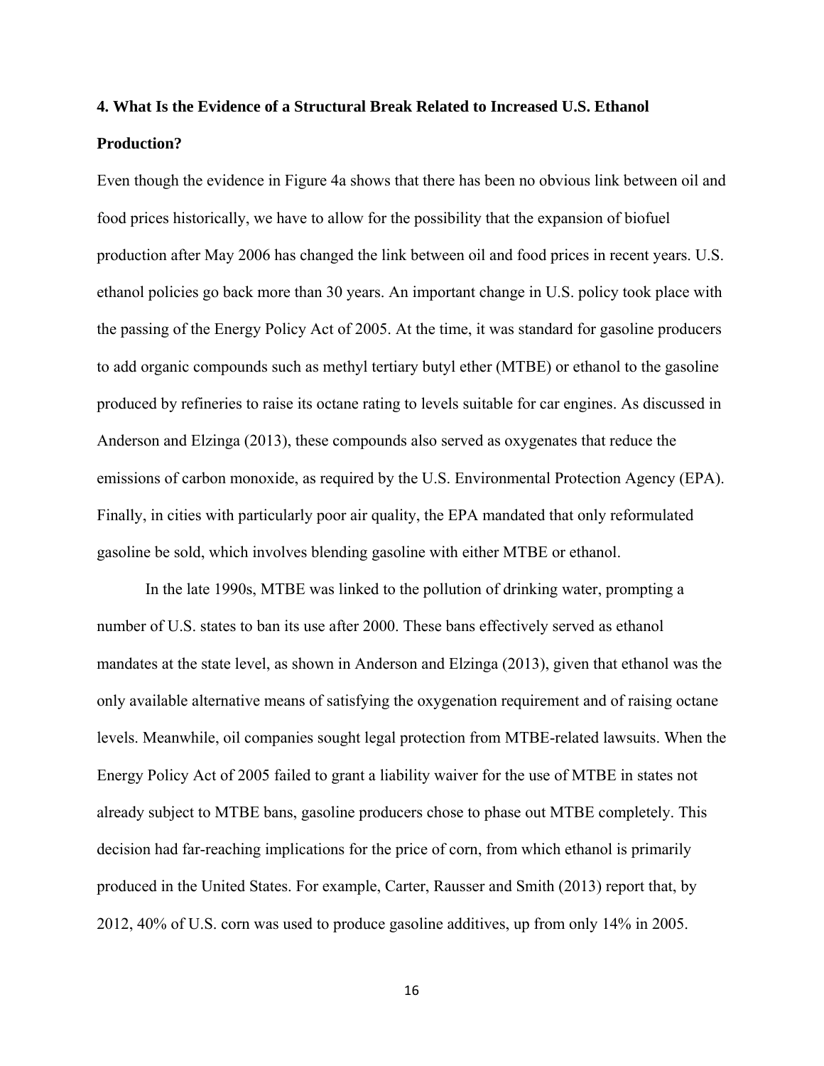## 4. What Is the Evidence of a Structural Break Related to Increased U.S. Ethanol Production?

Even though the evidence in Figure 4a shows that there has been no obvious link between oil and food prices historically, we have to allow for the possibility that the expansion of biofuel production after May 2006 has changed the link between oil and food prices in recent years. U.S. ethanol policies go back more than 30 years. An important change in U.S. policy took place with the passing of the Energy Policy Act of 2005. At the time, it was standard for gasoline producers to add organic compounds such as methyl tertiary butyl ether (MTBE) or ethanol to the gasoline produced by refineries to raise its octane rating to levels suitable for car engines. As discussed in Anderson and Elzinga (2013), these compounds also served as oxygenates that reduce the emissions of carbon monoxide, as required by the U.S. Environmental Protection Agency (EPA). Finally, in cities with particularly poor air quality, the EPA mandated that only reformulated gasoline be sold, which involves blending gasoline with either MTBE or ethanol.

In the late 1990s, MTBE was linked to the pollution of drinking water, prompting a number of U.S. states to ban its use after 2000. These bans effectively served as ethanol mandates at the state level, as shown in Anderson and Elzinga (2013), given that ethanol was the only available alternative means of satisfying the oxygenation requirement and of raising octane levels. Meanwhile, oil companies sought legal protection from MTBE-related lawsuits. When the Energy Policy Act of 2005 failed to grant a liability waiver for the use of MTBE in states not already subject to MTBE bans, gasoline producers chose to phase out MTBE completely. This decision had far-reaching implications for the price of corn, from which ethanol is primarily produced in the United States. For example, Carter, Rausser and Smith (2013) report that, by 2012, 40% of U.S. corn was used to produce gasoline additives, up from only 14% in 2005.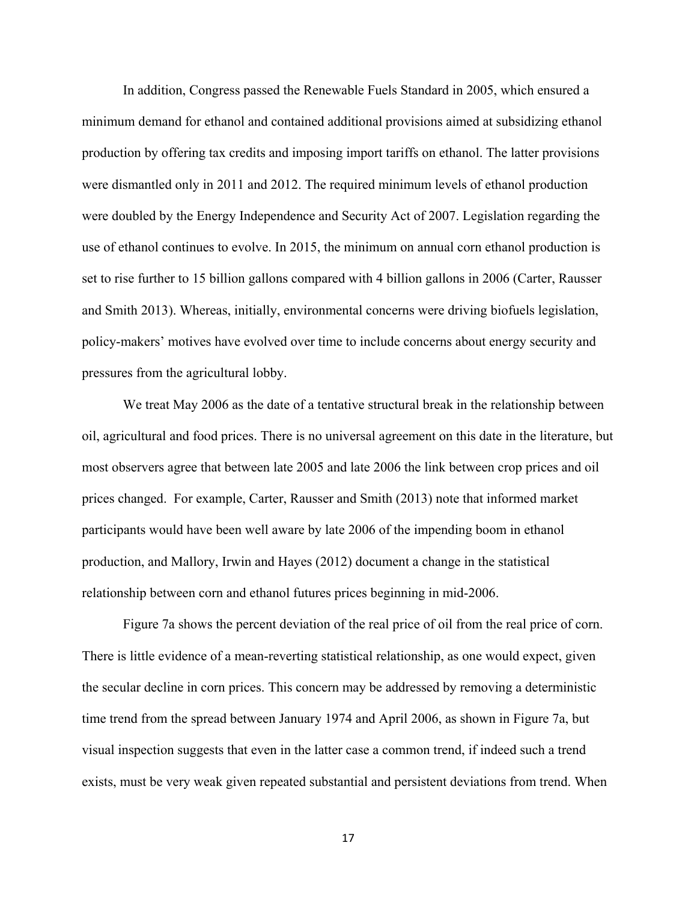In addition, Congress passed the Renewable Fuels Standard in 2005, which ensured a minimum demand for ethanol and contained additional provisions aimed at subsidizing ethanol production by offering tax credits and imposing import tariffs on ethanol. The latter provisions were dismantled only in 2011 and 2012. The required minimum levels of ethanol production were doubled by the Energy Independence and Security Act of 2007. Legislation regarding the use of ethanol continues to evolve. In 2015, the minimum on annual corn ethanol production is set to rise further to 15 billion gallons compared with 4 billion gallons in 2006 (Carter, Rausser and Smith 2013). Whereas, initially, environmental concerns were driving biofuels legislation, policy-makers' motives have evolved over time to include concerns about energy security and pressures from the agricultural lobby.

We treat May 2006 as the date of a tentative structural break in the relationship between oil, agricultural and food prices. There is no universal agreement on this date in the literature, but most observers agree that between late 2005 and late 2006 the link between crop prices and oil prices changed. For example, Carter, Rausser and Smith (2013) note that informed market participants would have been well aware by late 2006 of the impending boom in ethanol production, and Mallory, Irwin and Hayes (2012) document a change in the statistical relationship between corn and ethanol futures prices beginning in mid-2006.

Figure 7a shows the percent deviation of the real price of oil from the real price of corn. There is little evidence of a mean-reverting statistical relationship, as one would expect, given the secular decline in corn prices. This concern may be addressed by removing a deterministic time trend from the spread between January 1974 and April 2006, as shown in Figure 7a, but visual inspection suggests that even in the latter case a common trend, if indeed such a trend exists, must be very weak given repeated substantial and persistent deviations from trend. When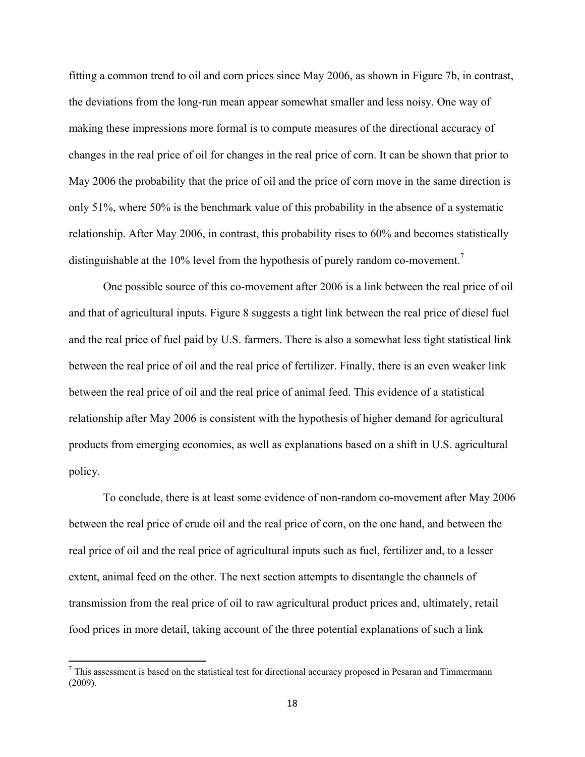fitting a common trend to oil and corn prices since May 2006, as shown in Figure 7b, in contrast, the deviations from the long-run mean appear somewhat smaller and less noisy. One way of making these impressions more formal is to compute measures of the directional accuracy of changes in the real price of oil for changes in the real price of corn. It can be shown that prior to May 2006 the probability that the price of oil and the price of corn move in the same direction is only 51%, where 50% is the benchmark value of this probability in the absence of a systematic relationship. After May 2006, in contrast, this probability rises to 60% and becomes statistically distinguishable at the 10% level from the hypothesis of purely random co-movement.[7]

One possible source of this co-movement after 2006 is a link between the real price of oil and that of agricultural inputs. Figure 8 suggests a tight link between the real price of diesel fuel and the real price of fuel paid by U.S. farmers. There is also a somewhat less tight statistical link between the real price of oil and the real price of fertilizer. Finally, there is an even weaker link between the real price of oil and the real price of animal feed. This evidence of a statistical relationship after May 2006 is consistent with the hypothesis of higher demand for agricultural products from emerging economies, as well as explanations based on a shift in U.S. agricultural policy.

To conclude, there is at least some evidence of non-random co-movement after May 2006 between the real price of crude oil and the real price of corn, on the one hand, and between the real price of oil and the real price of agricultural inputs such as fuel, fertilizer and, to a lesser extent, animal feed on the other. The next section attempts to disentangle the channels of transmission from the real price of oil to raw agricultural product prices and, ultimately, retail food prices in more detail, taking account of the three potential explanations of such a link

---

[7] This assessment is based on the statistical test for directional accuracy proposed in Pesaran and Timmermann (2009).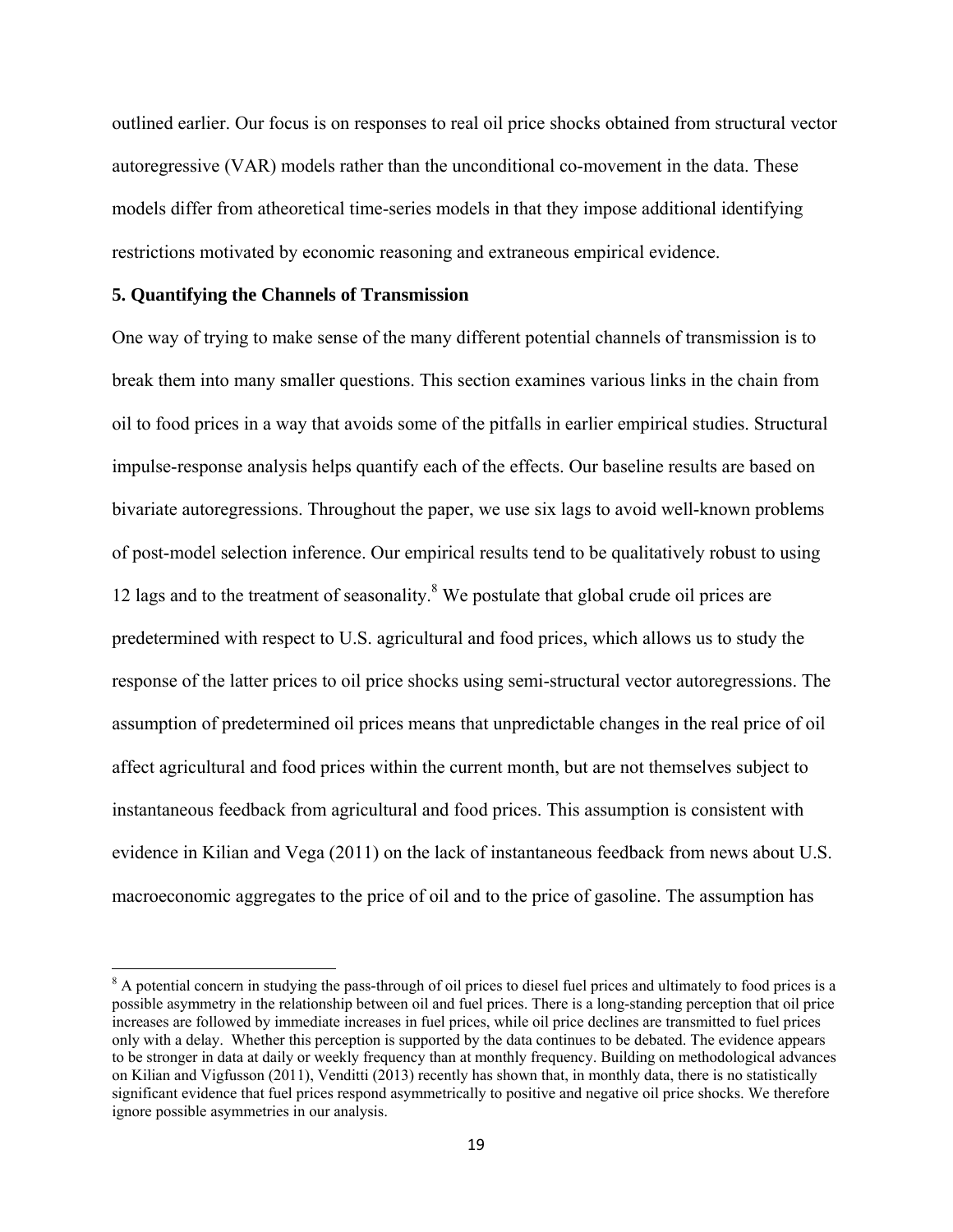outlined earlier. Our focus is on responses to real oil price shocks obtained from structural vector autoregressive (VAR) models rather than the unconditional co-movement in the data. These models differ from atheoretical time-series models in that they impose additional identifying restrictions motivated by economic reasoning and extraneous empirical evidence.

### 5. Quantifying the Channels of Transmission

One way of trying to make sense of the many different potential channels of transmission is to break them into many smaller questions. This section examines various links in the chain from oil to food prices in a way that avoids some of the pitfalls in earlier empirical studies. Structural impulse-response analysis helps quantify each of the effects. Our baseline results are based on bivariate autoregressions. Throughout the paper, we use six lags to avoid well-known problems of post-model selection inference. Our empirical results tend to be qualitatively robust to using 12 lags and to the treatment of seasonality.[8] We postulate that global crude oil prices are predetermined with respect to U.S. agricultural and food prices, which allows us to study the response of the latter prices to oil price shocks using semi-structural vector autoregressions. The assumption of predetermined oil prices means that unpredictable changes in the real price of oil affect agricultural and food prices within the current month, but are not themselves subject to instantaneous feedback from agricultural and food prices. This assumption is consistent with evidence in Kilian and Vega (2011) on the lack of instantaneous feedback from news about U.S. macroeconomic aggregates to the price of oil and to the price of gasoline. The assumption has

[8] A potential concern in studying the pass-through of oil prices to diesel fuel prices and ultimately to food prices is a possible asymmetry in the relationship between oil and fuel prices. There is a long-standing perception that oil price increases are followed by immediate increases in fuel prices, while oil price declines are transmitted to fuel prices only with a delay. Whether this perception is supported by the data continues to be debated. The evidence appears to be stronger in data at daily or weekly frequency than at monthly frequency. Building on methodological advances on Kilian and Vigfusson (2011), Venditti (2013) recently has shown that, in monthly data, there is no statistically significant evidence that fuel prices respond asymmetrically to positive and negative oil price shocks. We therefore ignore possible asymmetries in our analysis.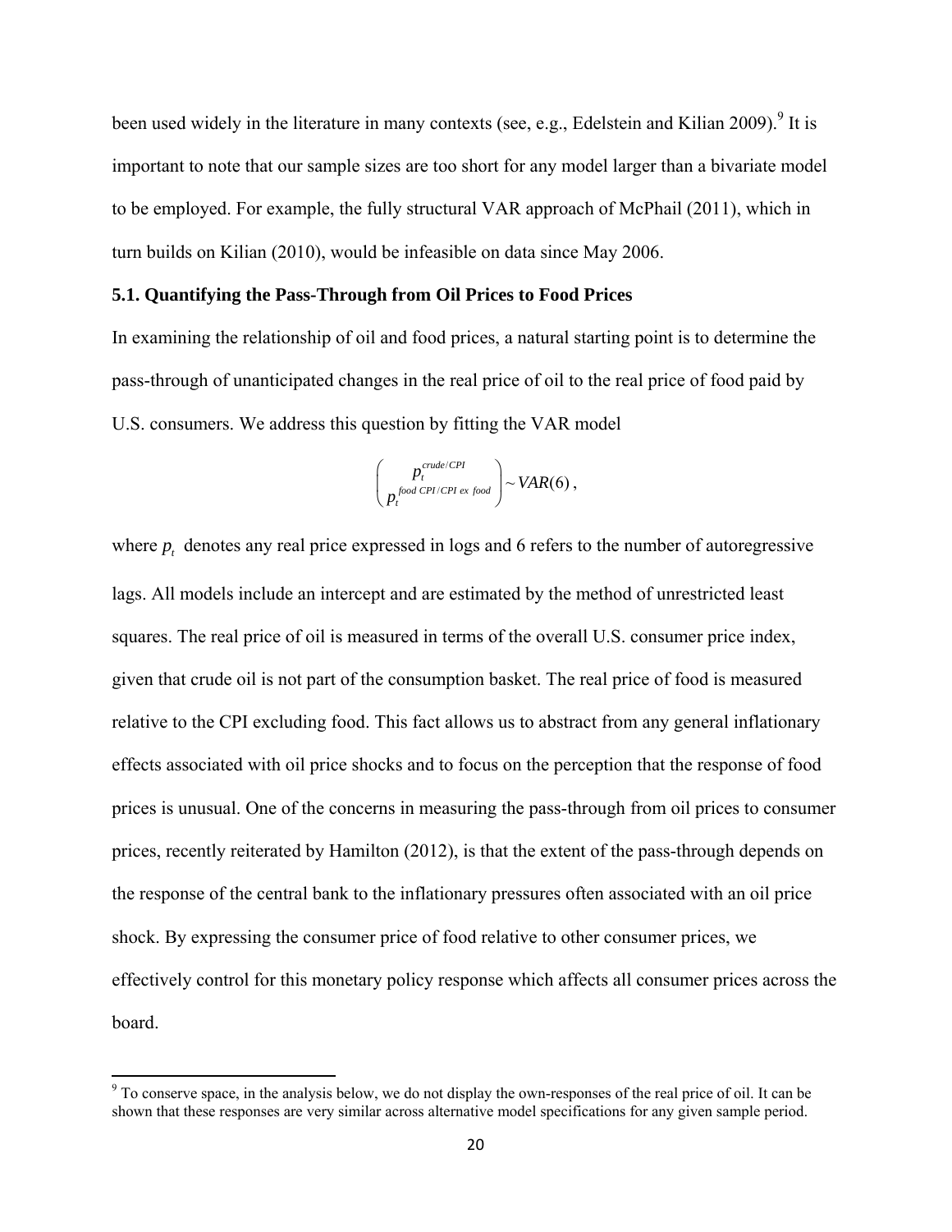been used widely in the literature in many contexts (see, e.g., Edelstein and Kilian 2009).[9] It is important to note that our sample sizes are too short for any model larger than a bivariate model to be employed. For example, the fully structural VAR approach of McPhail (2011), which in turn builds on Kilian (2010), would be infeasible on data since May 2006.

### 5.1. Quantifying the Pass-Through from Oil Prices to Food Prices

In examining the relationship of oil and food prices, a natural starting point is to determine the pass-through of unanticipated changes in the real price of oil to the real price of food paid by U.S. consumers. We address this question by fitting the VAR model

$$\begin{pmatrix} p_t^{crude/CPI} \\ p_t^{food\ CPI/CPI\ ex\ food} \end{pmatrix} \sim VAR(6),$$

where $p_t$ denotes any real price expressed in logs and 6 refers to the number of autoregressive lags. All models include an intercept and are estimated by the method of unrestricted least squares. The real price of oil is measured in terms of the overall U.S. consumer price index, given that crude oil is not part of the consumption basket. The real price of food is measured relative to the CPI excluding food. This fact allows us to abstract from any general inflationary effects associated with oil price shocks and to focus on the perception that the response of food prices is unusual. One of the concerns in measuring the pass-through from oil prices to consumer prices, recently reiterated by Hamilton (2012), is that the extent of the pass-through depends on the response of the central bank to the inflationary pressures often associated with an oil price shock. By expressing the consumer price of food relative to other consumer prices, we effectively control for this monetary policy response which affects all consumer prices across the board.

[9] To conserve space, in the analysis below, we do not display the own-responses of the real price of oil. It can be shown that these responses are very similar across alternative model specifications for any given sample period.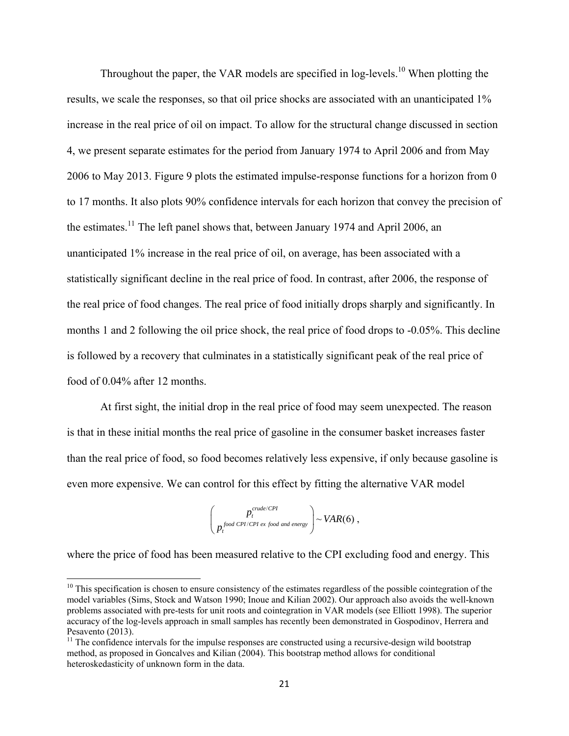Throughout the paper, the VAR models are specified in log-levels.[10] When plotting the results, we scale the responses, so that oil price shocks are associated with an unanticipated 1% increase in the real price of oil on impact. To allow for the structural change discussed in section 4, we present separate estimates for the period from January 1974 to April 2006 and from May 2006 to May 2013. Figure 9 plots the estimated impulse-response functions for a horizon from 0 to 17 months. It also plots 90% confidence intervals for each horizon that convey the precision of the estimates.[11] The left panel shows that, between January 1974 and April 2006, an unanticipated 1% increase in the real price of oil, on average, has been associated with a statistically significant decline in the real price of food. In contrast, after 2006, the response of the real price of food changes. The real price of food initially drops sharply and significantly. In months 1 and 2 following the oil price shock, the real price of food drops to -0.05%. This decline is followed by a recovery that culminates in a statistically significant peak of the real price of food of 0.04% after 12 months.

At first sight, the initial drop in the real price of food may seem unexpected. The reason is that in these initial months the real price of gasoline in the consumer basket increases faster than the real price of food, so food becomes relatively less expensive, if only because gasoline is even more expensive. We can control for this effect by fitting the alternative VAR model

$$\begin{pmatrix} p_t^{crude/CPI} \\ p_t^{food\ CPI/CPI\ ex\ food\ and\ energy} \end{pmatrix} \sim VAR(6)\ ,$$

where the price of food has been measured relative to the CPI excluding food and energy. This

---

[10] This specification is chosen to ensure consistency of the estimates regardless of the possible cointegration of the model variables (Sims, Stock and Watson 1990; Inoue and Kilian 2002). Our approach also avoids the well-known problems associated with pre-tests for unit roots and cointegration in VAR models (see Elliott 1998). The superior accuracy of the log-levels approach in small samples has recently been demonstrated in Gospodinov, Herrera and Pesavento (2013).

[11] The confidence intervals for the impulse responses are constructed using a recursive-design wild bootstrap method, as proposed in Goncalves and Kilian (2004). This bootstrap method allows for conditional heteroskedasticity of unknown form in the data.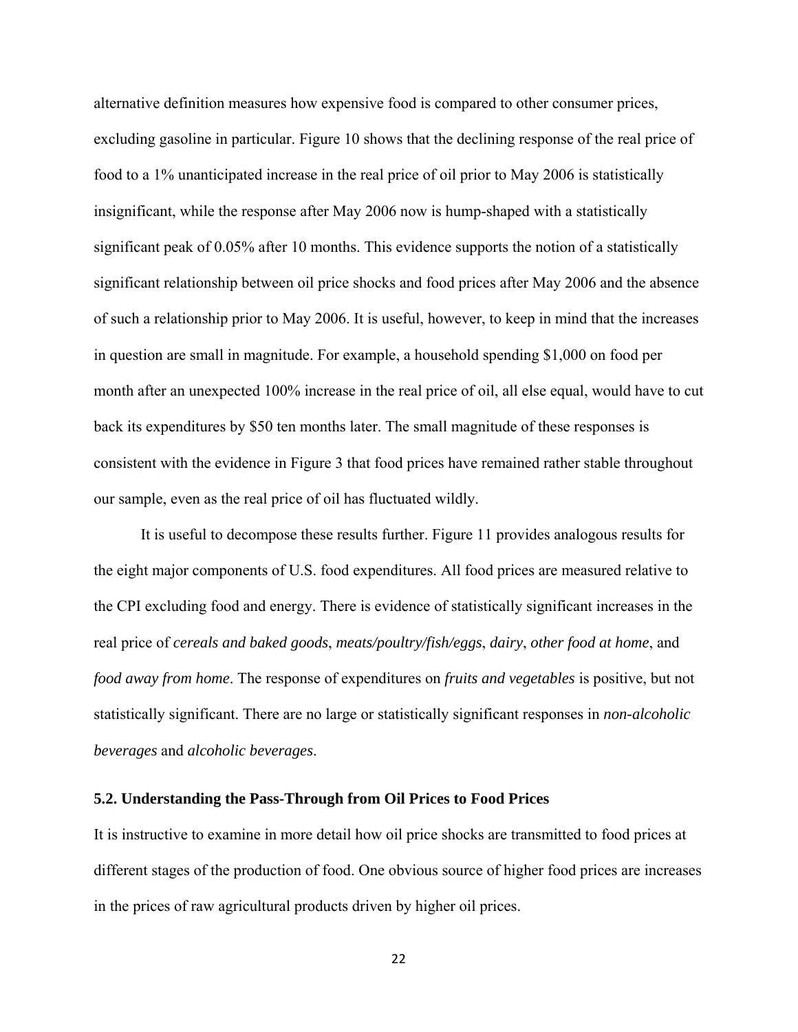alternative definition measures how expensive food is compared to other consumer prices, excluding gasoline in particular. Figure 10 shows that the declining response of the real price of food to a 1% unanticipated increase in the real price of oil prior to May 2006 is statistically insignificant, while the response after May 2006 now is hump-shaped with a statistically significant peak of 0.05% after 10 months. This evidence supports the notion of a statistically significant relationship between oil price shocks and food prices after May 2006 and the absence of such a relationship prior to May 2006. It is useful, however, to keep in mind that the increases in question are small in magnitude. For example, a household spending $1,000 on food per month after an unexpected 100% increase in the real price of oil, all else equal, would have to cut back its expenditures by $50 ten months later. The small magnitude of these responses is consistent with the evidence in Figure 3 that food prices have remained rather stable throughout our sample, even as the real price of oil has fluctuated wildly.

It is useful to decompose these results further. Figure 11 provides analogous results for the eight major components of U.S. food expenditures. All food prices are measured relative to the CPI excluding food and energy. There is evidence of statistically significant increases in the real price of *cereals and baked goods*, *meats/poultry/fish/eggs*, *dairy*, *other food at home*, and *food away from home*. The response of expenditures on *fruits and vegetables* is positive, but not statistically significant. There are no large or statistically significant responses in *non-alcoholic beverages* and *alcoholic beverages*.

### 5.2. Understanding the Pass-Through from Oil Prices to Food Prices

It is instructive to examine in more detail how oil price shocks are transmitted to food prices at different stages of the production of food. One obvious source of higher food prices are increases in the prices of raw agricultural products driven by higher oil prices.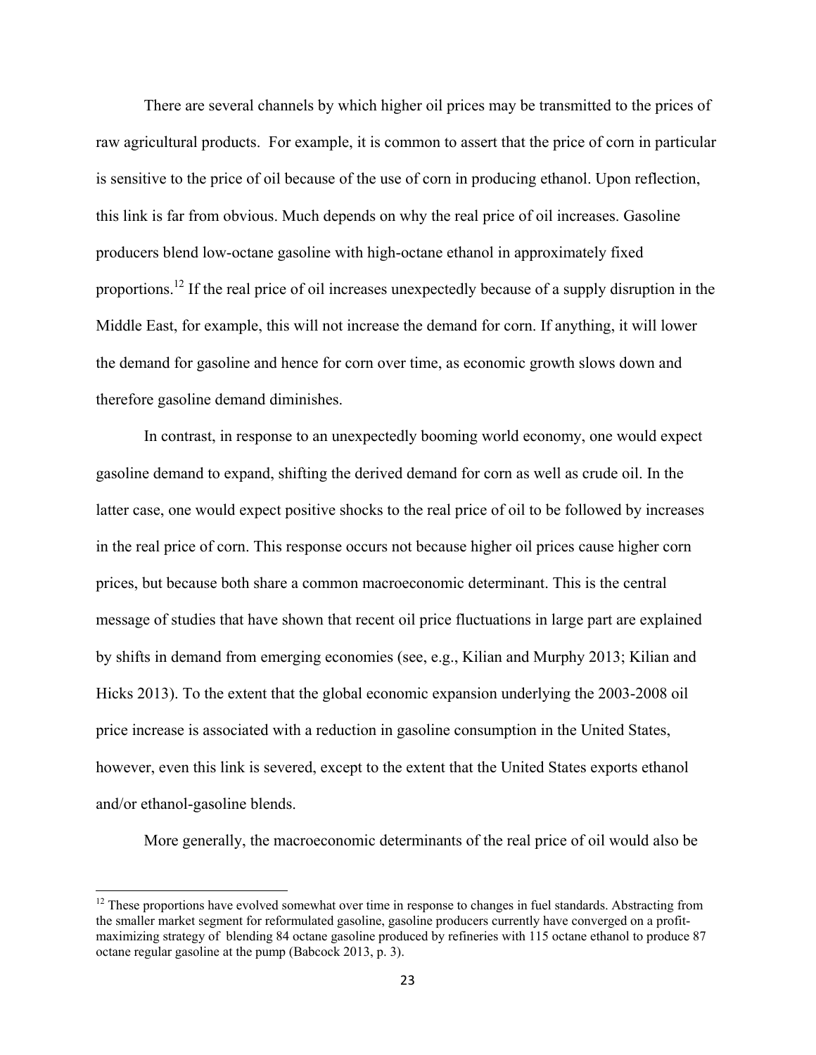There are several channels by which higher oil prices may be transmitted to the prices of raw agricultural products. For example, it is common to assert that the price of corn in particular is sensitive to the price of oil because of the use of corn in producing ethanol. Upon reflection, this link is far from obvious. Much depends on why the real price of oil increases. Gasoline producers blend low-octane gasoline with high-octane ethanol in approximately fixed proportions.[12] If the real price of oil increases unexpectedly because of a supply disruption in the Middle East, for example, this will not increase the demand for corn. If anything, it will lower the demand for gasoline and hence for corn over time, as economic growth slows down and therefore gasoline demand diminishes.

In contrast, in response to an unexpectedly booming world economy, one would expect gasoline demand to expand, shifting the derived demand for corn as well as crude oil. In the latter case, one would expect positive shocks to the real price of oil to be followed by increases in the real price of corn. This response occurs not because higher oil prices cause higher corn prices, but because both share a common macroeconomic determinant. This is the central message of studies that have shown that recent oil price fluctuations in large part are explained by shifts in demand from emerging economies (see, e.g., Kilian and Murphy 2013; Kilian and Hicks 2013). To the extent that the global economic expansion underlying the 2003-2008 oil price increase is associated with a reduction in gasoline consumption in the United States, however, even this link is severed, except to the extent that the United States exports ethanol and/or ethanol-gasoline blends.

More generally, the macroeconomic determinants of the real price of oil would also be

[12] These proportions have evolved somewhat over time in response to changes in fuel standards. Abstracting from the smaller market segment for reformulated gasoline, gasoline producers currently have converged on a profit-maximizing strategy of blending 84 octane gasoline produced by refineries with 115 octane ethanol to produce 87 octane regular gasoline at the pump (Babcock 2013, p. 3).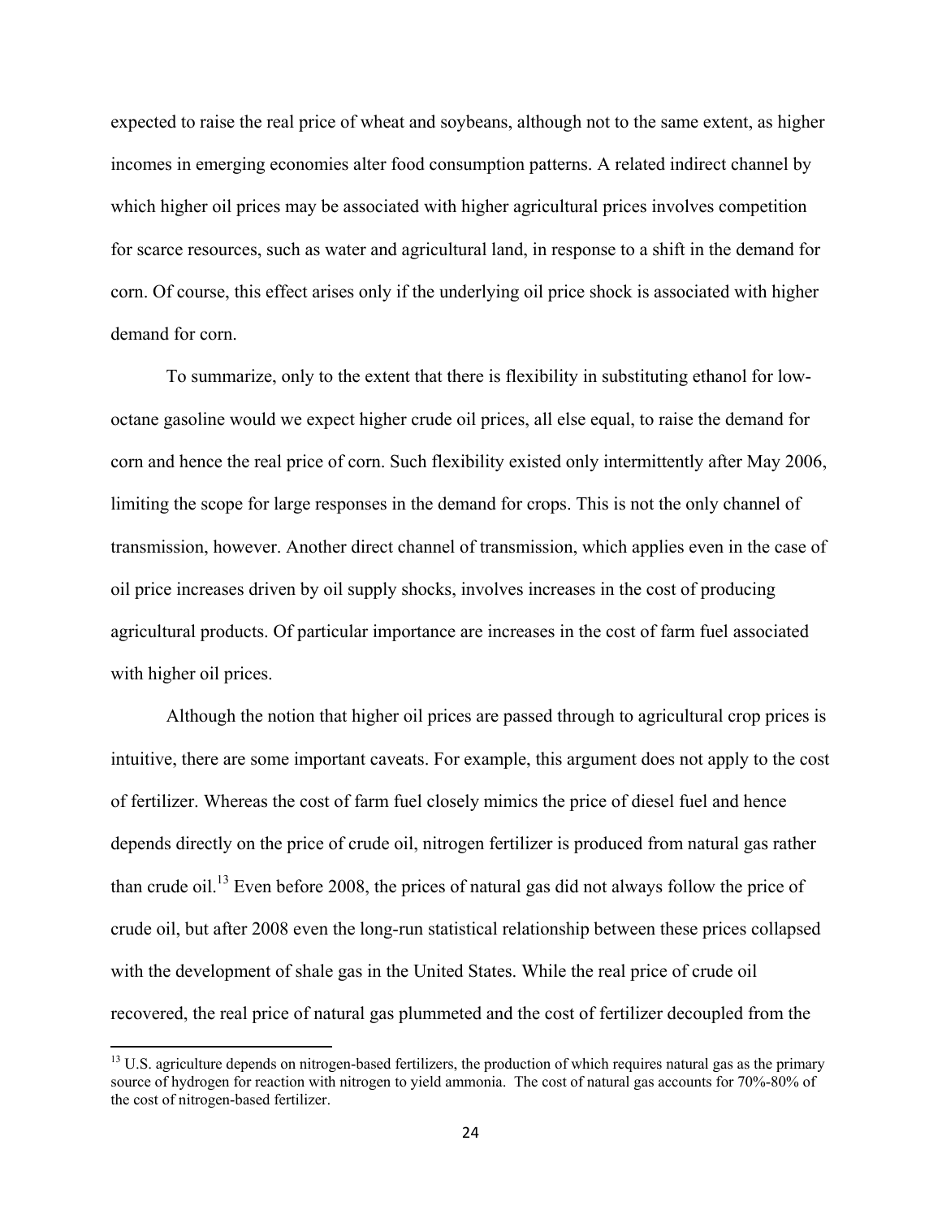expected to raise the real price of wheat and soybeans, although not to the same extent, as higher incomes in emerging economies alter food consumption patterns. A related indirect channel by which higher oil prices may be associated with higher agricultural prices involves competition for scarce resources, such as water and agricultural land, in response to a shift in the demand for corn. Of course, this effect arises only if the underlying oil price shock is associated with higher demand for corn.

To summarize, only to the extent that there is flexibility in substituting ethanol for low-octane gasoline would we expect higher crude oil prices, all else equal, to raise the demand for corn and hence the real price of corn. Such flexibility existed only intermittently after May 2006, limiting the scope for large responses in the demand for crops. This is not the only channel of transmission, however. Another direct channel of transmission, which applies even in the case of oil price increases driven by oil supply shocks, involves increases in the cost of producing agricultural products. Of particular importance are increases in the cost of farm fuel associated with higher oil prices.

Although the notion that higher oil prices are passed through to agricultural crop prices is intuitive, there are some important caveats. For example, this argument does not apply to the cost of fertilizer. Whereas the cost of farm fuel closely mimics the price of diesel fuel and hence depends directly on the price of crude oil, nitrogen fertilizer is produced from natural gas rather than crude oil.[13] Even before 2008, the prices of natural gas did not always follow the price of crude oil, but after 2008 even the long-run statistical relationship between these prices collapsed with the development of shale gas in the United States. While the real price of crude oil recovered, the real price of natural gas plummeted and the cost of fertilizer decoupled from the

[13] U.S. agriculture depends on nitrogen-based fertilizers, the production of which requires natural gas as the primary source of hydrogen for reaction with nitrogen to yield ammonia. The cost of natural gas accounts for 70%-80% of the cost of nitrogen-based fertilizer.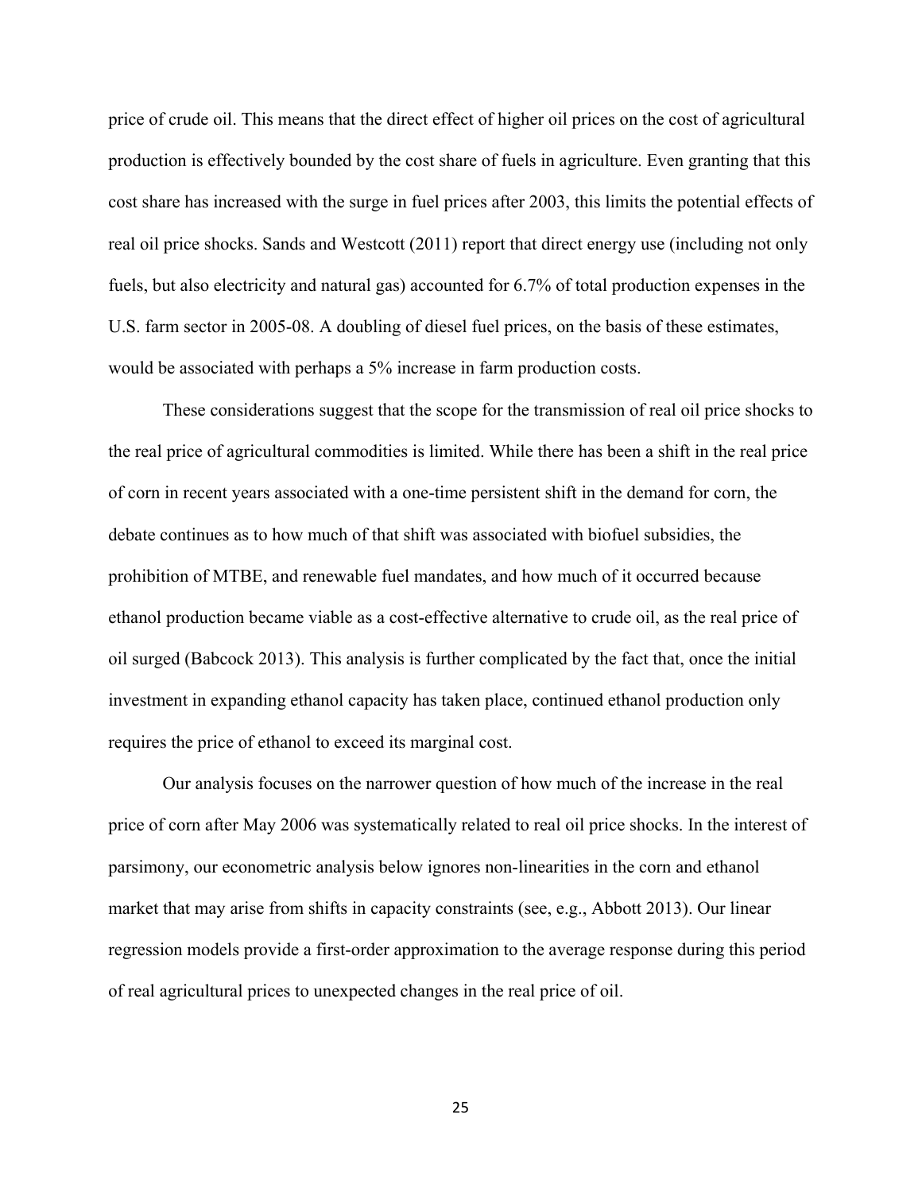price of crude oil. This means that the direct effect of higher oil prices on the cost of agricultural production is effectively bounded by the cost share of fuels in agriculture. Even granting that this cost share has increased with the surge in fuel prices after 2003, this limits the potential effects of real oil price shocks. Sands and Westcott (2011) report that direct energy use (including not only fuels, but also electricity and natural gas) accounted for 6.7% of total production expenses in the U.S. farm sector in 2005-08. A doubling of diesel fuel prices, on the basis of these estimates, would be associated with perhaps a 5% increase in farm production costs.

These considerations suggest that the scope for the transmission of real oil price shocks to the real price of agricultural commodities is limited. While there has been a shift in the real price of corn in recent years associated with a one-time persistent shift in the demand for corn, the debate continues as to how much of that shift was associated with biofuel subsidies, the prohibition of MTBE, and renewable fuel mandates, and how much of it occurred because ethanol production became viable as a cost-effective alternative to crude oil, as the real price of oil surged (Babcock 2013). This analysis is further complicated by the fact that, once the initial investment in expanding ethanol capacity has taken place, continued ethanol production only requires the price of ethanol to exceed its marginal cost.

Our analysis focuses on the narrower question of how much of the increase in the real price of corn after May 2006 was systematically related to real oil price shocks. In the interest of parsimony, our econometric analysis below ignores non-linearities in the corn and ethanol market that may arise from shifts in capacity constraints (see, e.g., Abbott 2013). Our linear regression models provide a first-order approximation to the average response during this period of real agricultural prices to unexpected changes in the real price of oil.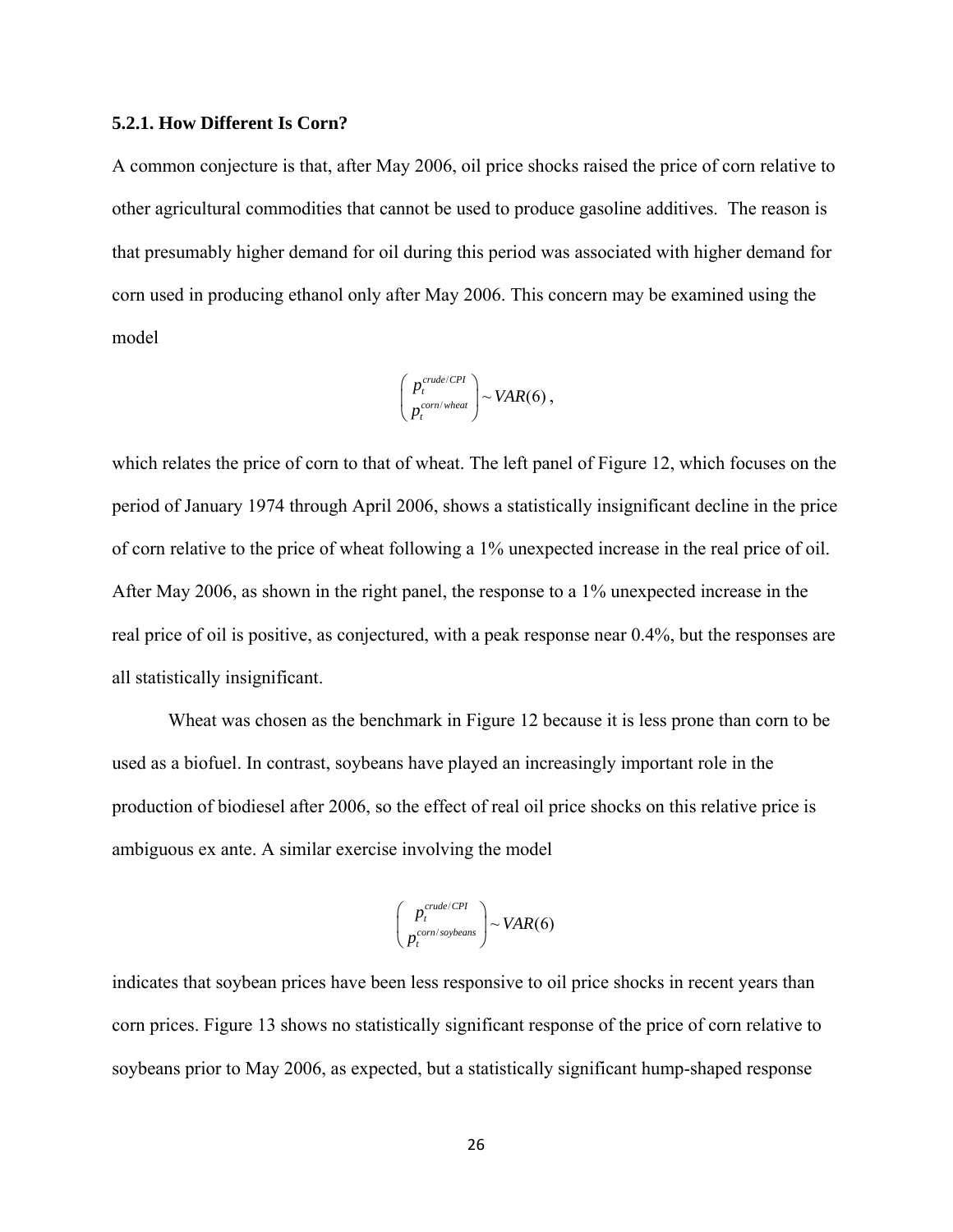### 5.2.1. How Different Is Corn?

A common conjecture is that, after May 2006, oil price shocks raised the price of corn relative to other agricultural commodities that cannot be used to produce gasoline additives. The reason is that presumably higher demand for oil during this period was associated with higher demand for corn used in producing ethanol only after May 2006. This concern may be examined using the model

$$\begin{pmatrix} p_t^{crude/CPI} \\ p_t^{corn/wheat} \end{pmatrix} \sim VAR(6),$$

which relates the price of corn to that of wheat. The left panel of Figure 12, which focuses on the period of January 1974 through April 2006, shows a statistically insignificant decline in the price of corn relative to the price of wheat following a 1% unexpected increase in the real price of oil. After May 2006, as shown in the right panel, the response to a 1% unexpected increase in the real price of oil is positive, as conjectured, with a peak response near 0.4%, but the responses are all statistically insignificant.

Wheat was chosen as the benchmark in Figure 12 because it is less prone than corn to be used as a biofuel. In contrast, soybeans have played an increasingly important role in the production of biodiesel after 2006, so the effect of real oil price shocks on this relative price is ambiguous ex ante. A similar exercise involving the model

$$\begin{pmatrix} p_t^{crude/CPI} \\ p_t^{corn/soybeans} \end{pmatrix} \sim VAR(6)$$

indicates that soybean prices have been less responsive to oil price shocks in recent years than corn prices. Figure 13 shows no statistically significant response of the price of corn relative to soybeans prior to May 2006, as expected, but a statistically significant hump-shaped response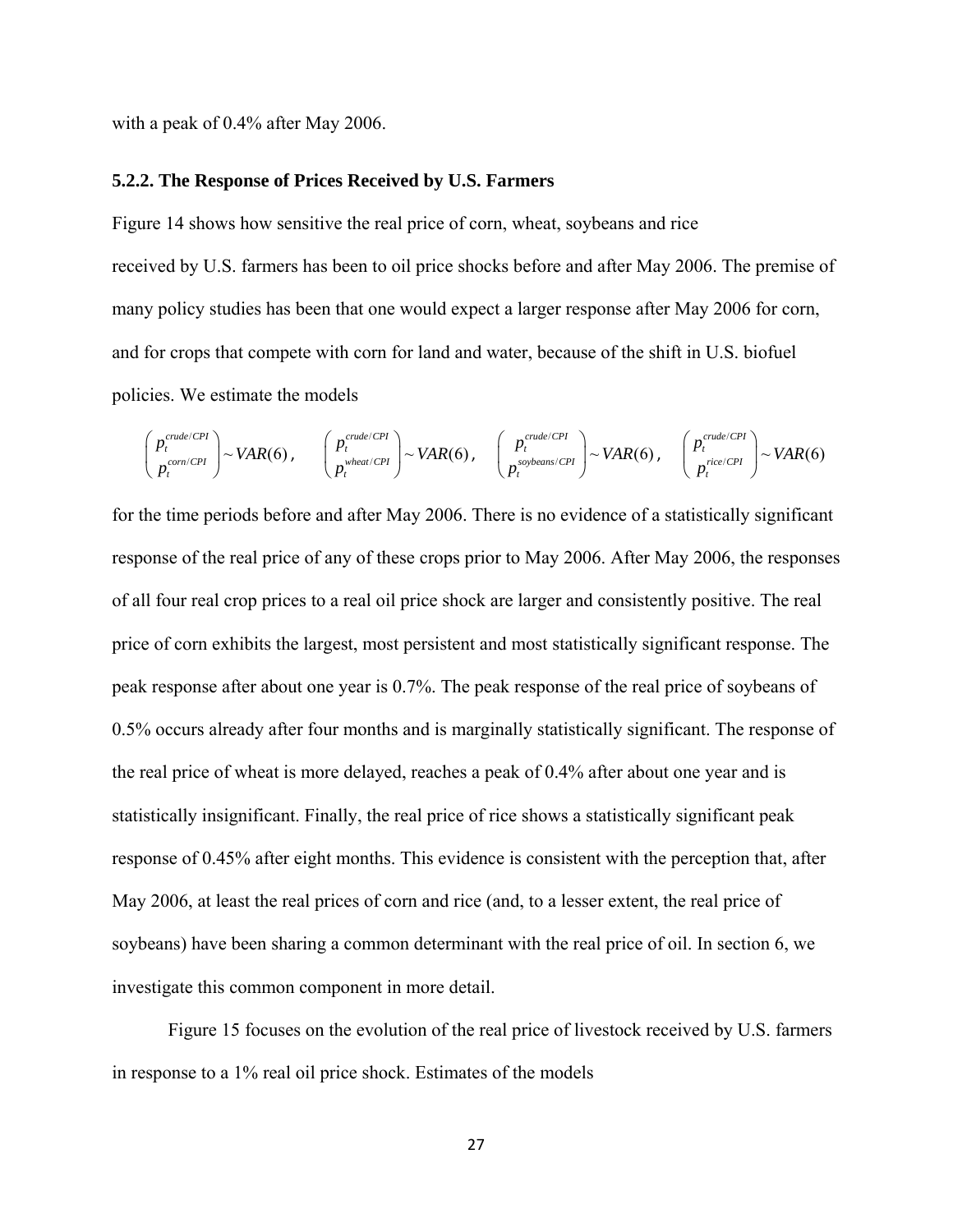with a peak of 0.4% after May 2006.

### 5.2.2. The Response of Prices Received by U.S. Farmers

Figure 14 shows how sensitive the real price of corn, wheat, soybeans and rice received by U.S. farmers has been to oil price shocks before and after May 2006. The premise of many policy studies has been that one would expect a larger response after May 2006 for corn, and for crops that compete with corn for land and water, because of the shift in U.S. biofuel policies. We estimate the models

$$\begin{pmatrix} p_t^{crude/CPI} \\ p_t^{corn/CPI} \end{pmatrix} \sim VAR(6), \quad \begin{pmatrix} p_t^{crude/CPI} \\ p_t^{wheat/CPI} \end{pmatrix} \sim VAR(6), \quad \begin{pmatrix} p_t^{crude/CPI} \\ p_t^{soybeans/CPI} \end{pmatrix} \sim VAR(6), \quad \begin{pmatrix} p_t^{crude/CPI} \\ p_t^{rice/CPI} \end{pmatrix} \sim VAR(6)$$

for the time periods before and after May 2006. There is no evidence of a statistically significant response of the real price of any of these crops prior to May 2006. After May 2006, the responses of all four real crop prices to a real oil price shock are larger and consistently positive. The real price of corn exhibits the largest, most persistent and most statistically significant response. The peak response after about one year is 0.7%. The peak response of the real price of soybeans of 0.5% occurs already after four months and is marginally statistically significant. The response of the real price of wheat is more delayed, reaches a peak of 0.4% after about one year and is statistically insignificant. Finally, the real price of rice shows a statistically significant peak response of 0.45% after eight months. This evidence is consistent with the perception that, after May 2006, at least the real prices of corn and rice (and, to a lesser extent, the real price of soybeans) have been sharing a common determinant with the real price of oil. In section 6, we investigate this common component in more detail.

Figure 15 focuses on the evolution of the real price of livestock received by U.S. farmers in response to a 1% real oil price shock. Estimates of the models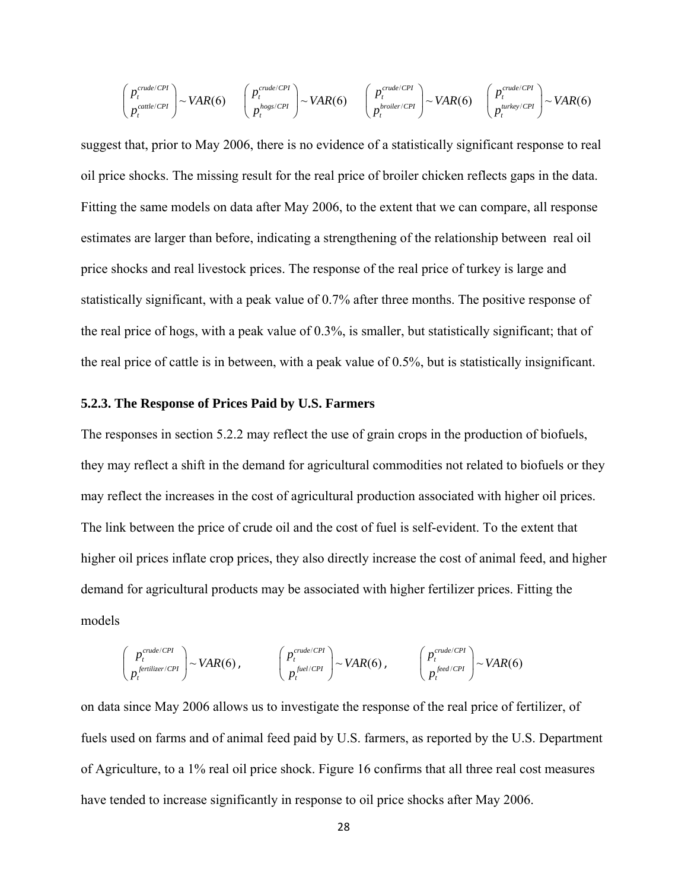$$\begin{pmatrix} p_t^{crude/CPI} \\ p_t^{cattle/CPI} \end{pmatrix} \sim VAR(6) \qquad \begin{pmatrix} p_t^{crude/CPI} \\ p_t^{hogs/CPI} \end{pmatrix} \sim VAR(6) \qquad \begin{pmatrix} p_t^{crude/CPI} \\ p_t^{broiler/CPI} \end{pmatrix} \sim VAR(6) \qquad \begin{pmatrix} p_t^{crude/CPI} \\ p_t^{turkey/CPI} \end{pmatrix} \sim VAR(6)$$

suggest that, prior to May 2006, there is no evidence of a statistically significant response to real oil price shocks. The missing result for the real price of broiler chicken reflects gaps in the data. Fitting the same models on data after May 2006, to the extent that we can compare, all response estimates are larger than before, indicating a strengthening of the relationship between real oil price shocks and real livestock prices. The response of the real price of turkey is large and statistically significant, with a peak value of 0.7% after three months. The positive response of the real price of hogs, with a peak value of 0.3%, is smaller, but statistically significant; that of the real price of cattle is in between, with a peak value of 0.5%, but is statistically insignificant.

### 5.2.3. The Response of Prices Paid by U.S. Farmers

The responses in section 5.2.2 may reflect the use of grain crops in the production of biofuels, they may reflect a shift in the demand for agricultural commodities not related to biofuels or they may reflect the increases in the cost of agricultural production associated with higher oil prices. The link between the price of crude oil and the cost of fuel is self-evident. To the extent that higher oil prices inflate crop prices, they also directly increase the cost of animal feed, and higher demand for agricultural products may be associated with higher fertilizer prices. Fitting the models

$$\begin{pmatrix} p_t^{crude/CPI} \\ p_t^{fertilizer/CPI} \end{pmatrix} \sim VAR(6), \qquad \begin{pmatrix} p_t^{crude/CPI} \\ p_t^{fuel/CPI} \end{pmatrix} \sim VAR(6), \qquad \begin{pmatrix} p_t^{crude/CPI} \\ p_t^{feed/CPI} \end{pmatrix} \sim VAR(6)$$

on data since May 2006 allows us to investigate the response of the real price of fertilizer, of fuels used on farms and of animal feed paid by U.S. farmers, as reported by the U.S. Department of Agriculture, to a 1% real oil price shock. Figure 16 confirms that all three real cost measures have tended to increase significantly in response to oil price shocks after May 2006.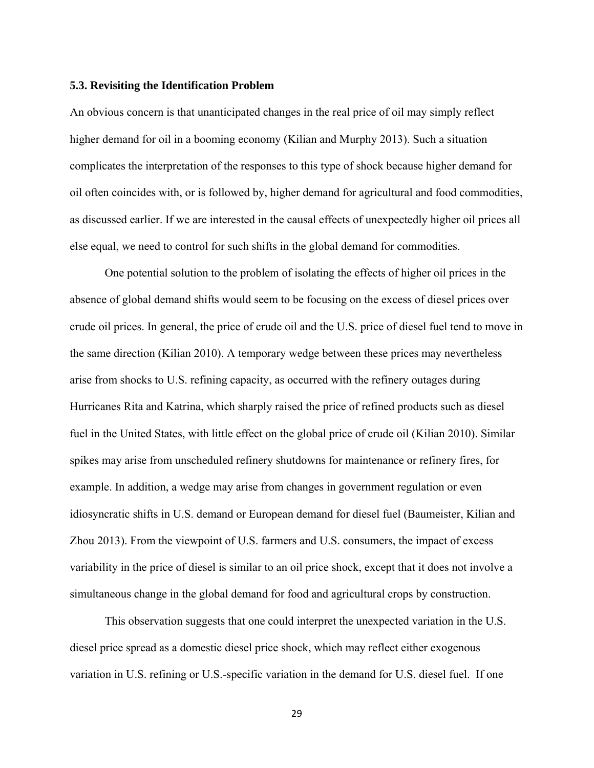### 5.3. Revisiting the Identification Problem

An obvious concern is that unanticipated changes in the real price of oil may simply reflect higher demand for oil in a booming economy (Kilian and Murphy 2013). Such a situation complicates the interpretation of the responses to this type of shock because higher demand for oil often coincides with, or is followed by, higher demand for agricultural and food commodities, as discussed earlier. If we are interested in the causal effects of unexpectedly higher oil prices all else equal, we need to control for such shifts in the global demand for commodities.

One potential solution to the problem of isolating the effects of higher oil prices in the absence of global demand shifts would seem to be focusing on the excess of diesel prices over crude oil prices. In general, the price of crude oil and the U.S. price of diesel fuel tend to move in the same direction (Kilian 2010). A temporary wedge between these prices may nevertheless arise from shocks to U.S. refining capacity, as occurred with the refinery outages during Hurricanes Rita and Katrina, which sharply raised the price of refined products such as diesel fuel in the United States, with little effect on the global price of crude oil (Kilian 2010). Similar spikes may arise from unscheduled refinery shutdowns for maintenance or refinery fires, for example. In addition, a wedge may arise from changes in government regulation or even idiosyncratic shifts in U.S. demand or European demand for diesel fuel (Baumeister, Kilian and Zhou 2013). From the viewpoint of U.S. farmers and U.S. consumers, the impact of excess variability in the price of diesel is similar to an oil price shock, except that it does not involve a simultaneous change in the global demand for food and agricultural crops by construction.

This observation suggests that one could interpret the unexpected variation in the U.S. diesel price spread as a domestic diesel price shock, which may reflect either exogenous variation in U.S. refining or U.S.-specific variation in the demand for U.S. diesel fuel. If one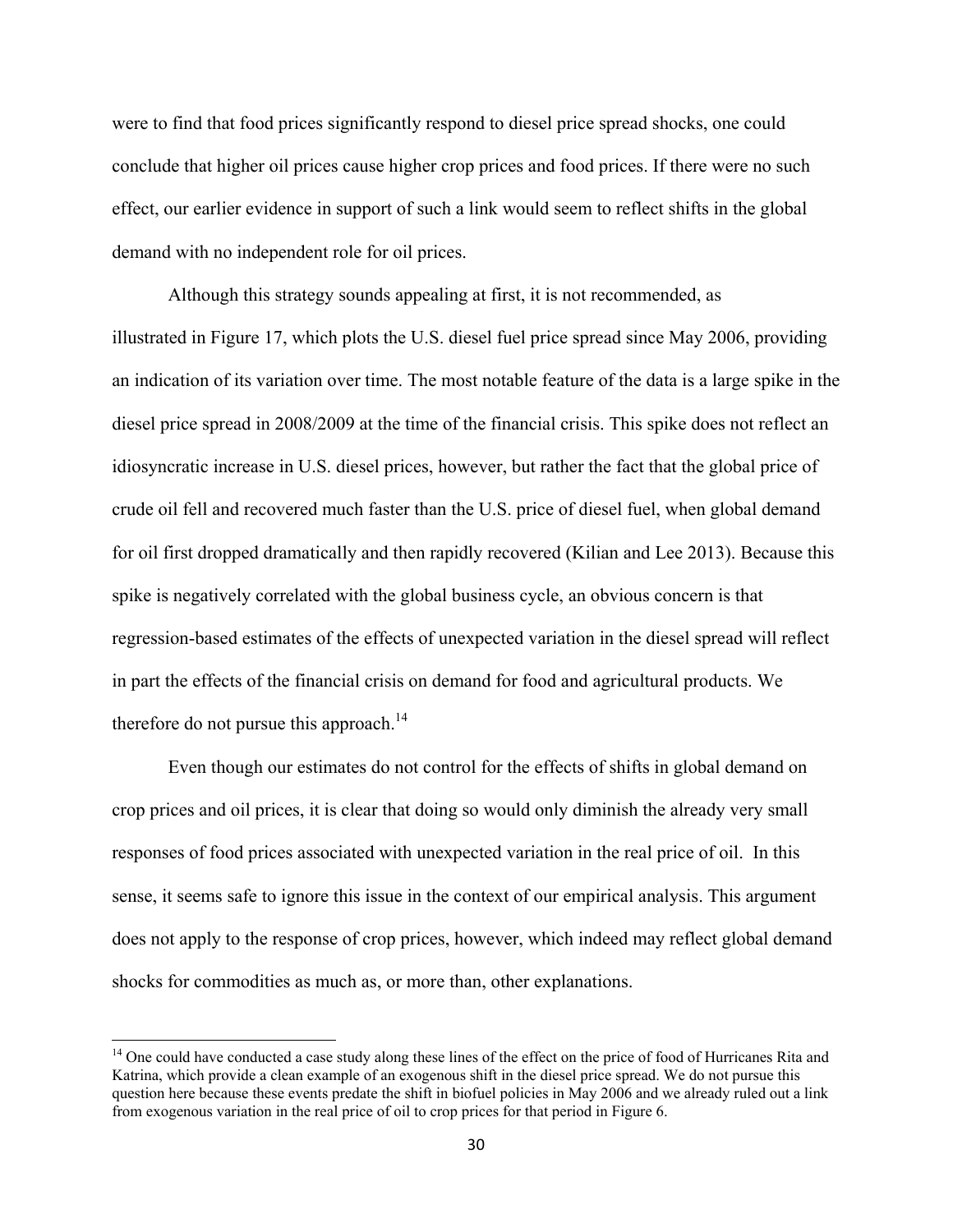were to find that food prices significantly respond to diesel price spread shocks, one could conclude that higher oil prices cause higher crop prices and food prices. If there were no such effect, our earlier evidence in support of such a link would seem to reflect shifts in the global demand with no independent role for oil prices.

Although this strategy sounds appealing at first, it is not recommended, as illustrated in Figure 17, which plots the U.S. diesel fuel price spread since May 2006, providing an indication of its variation over time. The most notable feature of the data is a large spike in the diesel price spread in 2008/2009 at the time of the financial crisis. This spike does not reflect an idiosyncratic increase in U.S. diesel prices, however, but rather the fact that the global price of crude oil fell and recovered much faster than the U.S. price of diesel fuel, when global demand for oil first dropped dramatically and then rapidly recovered (Kilian and Lee 2013). Because this spike is negatively correlated with the global business cycle, an obvious concern is that regression-based estimates of the effects of unexpected variation in the diesel spread will reflect in part the effects of the financial crisis on demand for food and agricultural products. We therefore do not pursue this approach.[14]

Even though our estimates do not control for the effects of shifts in global demand on crop prices and oil prices, it is clear that doing so would only diminish the already very small responses of food prices associated with unexpected variation in the real price of oil. In this sense, it seems safe to ignore this issue in the context of our empirical analysis. This argument does not apply to the response of crop prices, however, which indeed may reflect global demand shocks for commodities as much as, or more than, other explanations.

[14] One could have conducted a case study along these lines of the effect on the price of food of Hurricanes Rita and Katrina, which provide a clean example of an exogenous shift in the diesel price spread. We do not pursue this question here because these events predate the shift in biofuel policies in May 2006 and we already ruled out a link from exogenous variation in the real price of oil to crop prices for that period in Figure 6.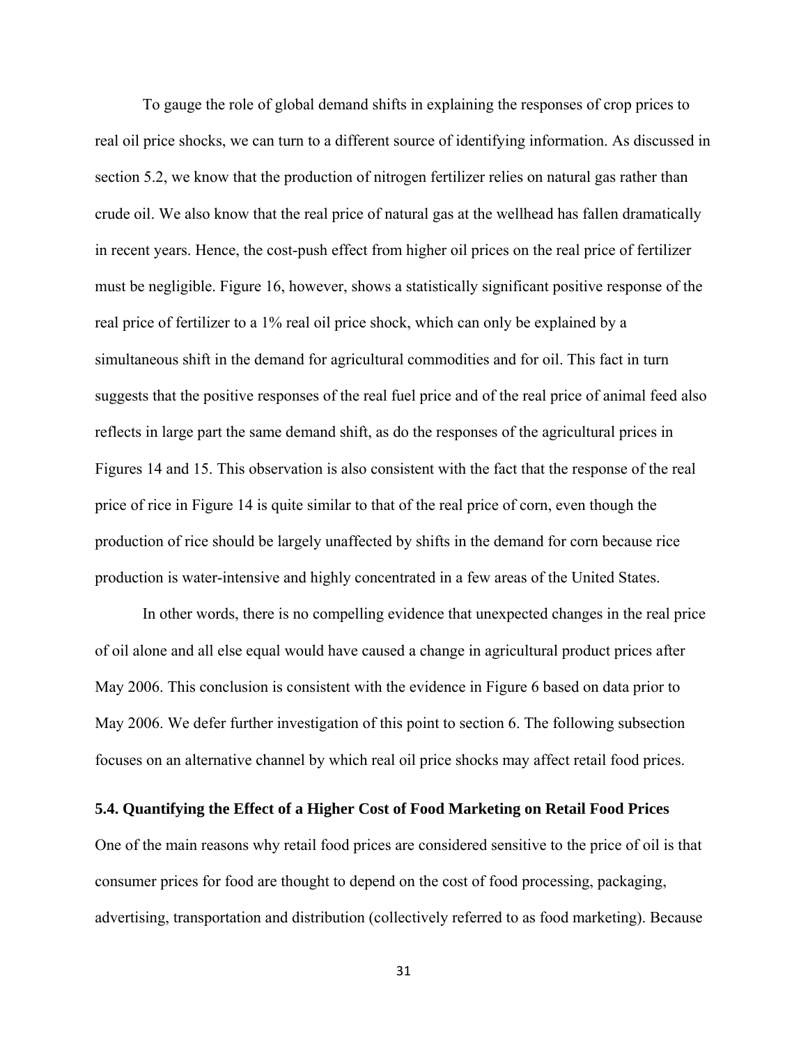To gauge the role of global demand shifts in explaining the responses of crop prices to real oil price shocks, we can turn to a different source of identifying information. As discussed in section 5.2, we know that the production of nitrogen fertilizer relies on natural gas rather than crude oil. We also know that the real price of natural gas at the wellhead has fallen dramatically in recent years. Hence, the cost-push effect from higher oil prices on the real price of fertilizer must be negligible. Figure 16, however, shows a statistically significant positive response of the real price of fertilizer to a 1% real oil price shock, which can only be explained by a simultaneous shift in the demand for agricultural commodities and for oil. This fact in turn suggests that the positive responses of the real fuel price and of the real price of animal feed also reflects in large part the same demand shift, as do the responses of the agricultural prices in Figures 14 and 15. This observation is also consistent with the fact that the response of the real price of rice in Figure 14 is quite similar to that of the real price of corn, even though the production of rice should be largely unaffected by shifts in the demand for corn because rice production is water-intensive and highly concentrated in a few areas of the United States.

In other words, there is no compelling evidence that unexpected changes in the real price of oil alone and all else equal would have caused a change in agricultural product prices after May 2006. This conclusion is consistent with the evidence in Figure 6 based on data prior to May 2006. We defer further investigation of this point to section 6. The following subsection focuses on an alternative channel by which real oil price shocks may affect retail food prices.

### 5.4. Quantifying the Effect of a Higher Cost of Food Marketing on Retail Food Prices

One of the main reasons why retail food prices are considered sensitive to the price of oil is that consumer prices for food are thought to depend on the cost of food processing, packaging, advertising, transportation and distribution (collectively referred to as food marketing). Because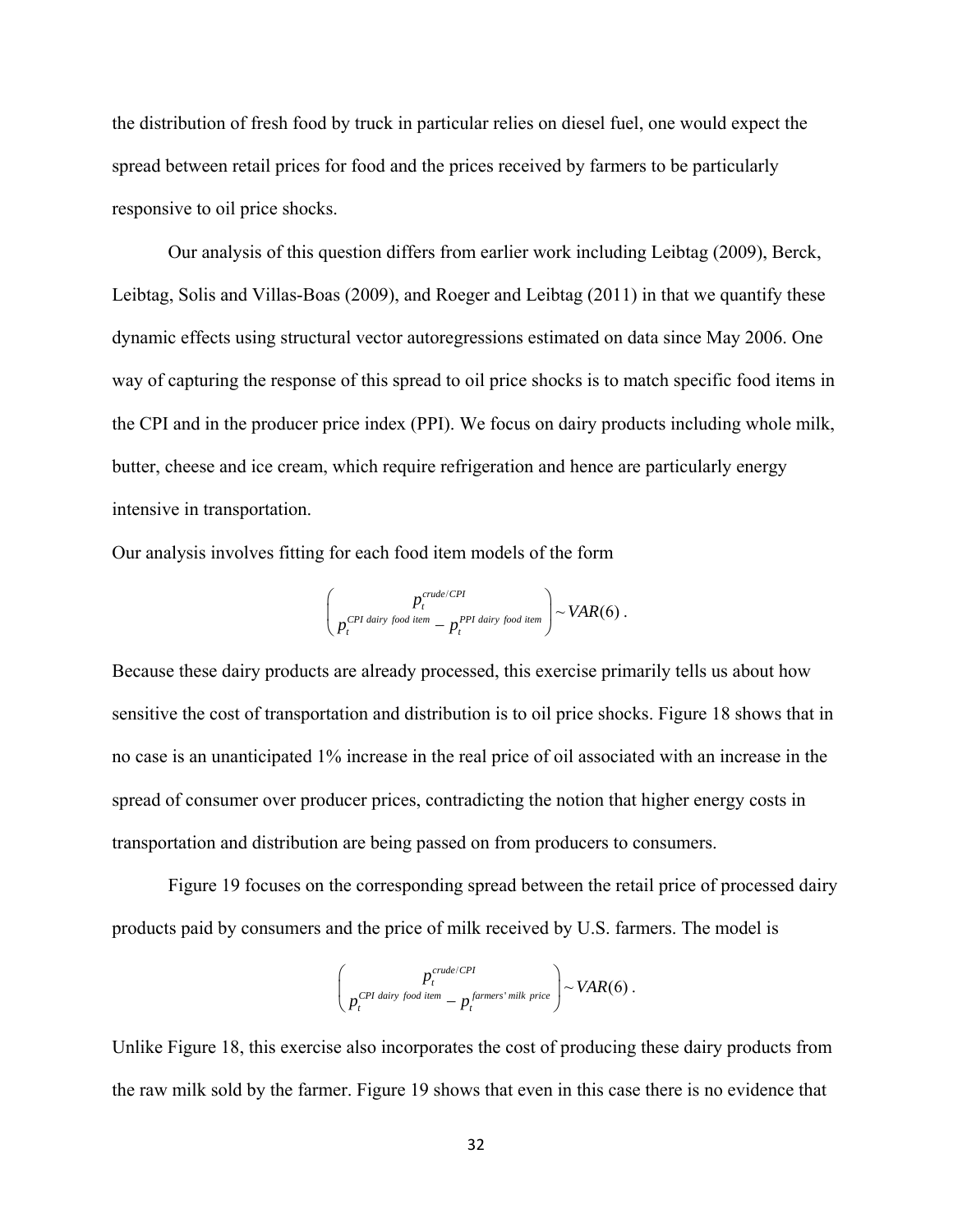the distribution of fresh food by truck in particular relies on diesel fuel, one would expect the spread between retail prices for food and the prices received by farmers to be particularly responsive to oil price shocks.

Our analysis of this question differs from earlier work including Leibtag (2009), Berck, Leibtag, Solis and Villas-Boas (2009), and Roeger and Leibtag (2011) in that we quantify these dynamic effects using structural vector autoregressions estimated on data since May 2006. One way of capturing the response of this spread to oil price shocks is to match specific food items in the CPI and in the producer price index (PPI). We focus on dairy products including whole milk, butter, cheese and ice cream, which require refrigeration and hence are particularly energy intensive in transportation.

Our analysis involves fitting for each food item models of the form

$$\begin{pmatrix} p_t^{crude/CPI} \\ p_t^{CPI\ dairy\ food\ item} - p_t^{PPI\ dairy\ food\ item} \end{pmatrix} \sim VAR(6) .$$

Because these dairy products are already processed, this exercise primarily tells us about how sensitive the cost of transportation and distribution is to oil price shocks. Figure 18 shows that in no case is an unanticipated 1% increase in the real price of oil associated with an increase in the spread of consumer over producer prices, contradicting the notion that higher energy costs in transportation and distribution are being passed on from producers to consumers.

Figure 19 focuses on the corresponding spread between the retail price of processed dairy products paid by consumers and the price of milk received by U.S. farmers. The model is

$$\begin{pmatrix} p_t^{crude/CPI} \\ p_t^{CPI\ dairy\ food\ item} - p_t^{farmers'\ milk\ price} \end{pmatrix} \sim VAR(6) .$$

Unlike Figure 18, this exercise also incorporates the cost of producing these dairy products from the raw milk sold by the farmer. Figure 19 shows that even in this case there is no evidence that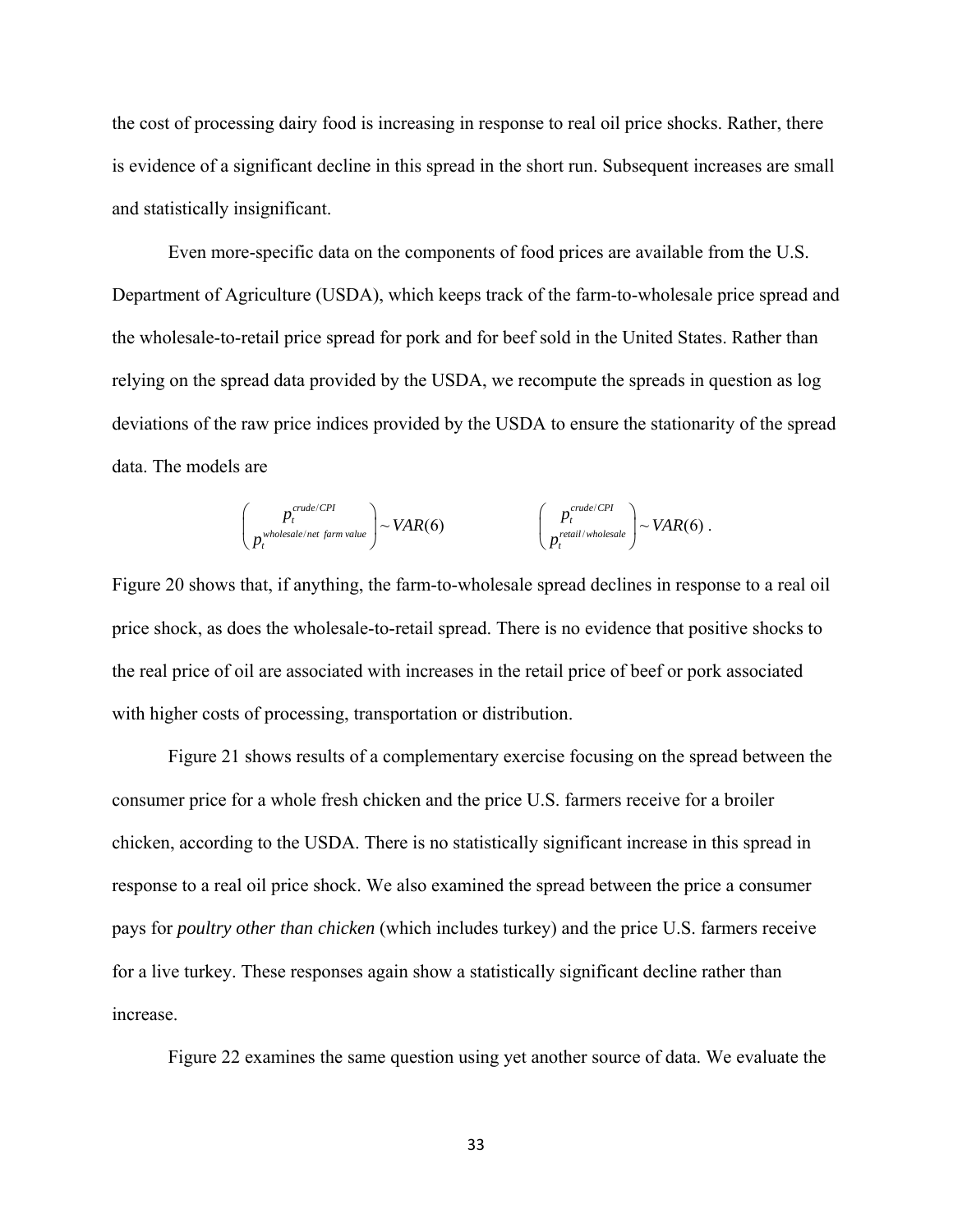the cost of processing dairy food is increasing in response to real oil price shocks. Rather, there is evidence of a significant decline in this spread in the short run. Subsequent increases are small and statistically insignificant.

Even more-specific data on the components of food prices are available from the U.S. Department of Agriculture (USDA), which keeps track of the farm-to-wholesale price spread and the wholesale-to-retail price spread for pork and for beef sold in the United States. Rather than relying on the spread data provided by the USDA, we recompute the spreads in question as log deviations of the raw price indices provided by the USDA to ensure the stationarity of the spread data. The models are

$$\begin{pmatrix} p_t^{crude/CPI} \\ p_t^{wholesale/net\ farm\ value} \end{pmatrix} \sim VAR(6) \qquad\qquad \begin{pmatrix} p_t^{crude/CPI} \\ p_t^{retail/wholesale} \end{pmatrix} \sim VAR(6)\ .$$

Figure 20 shows that, if anything, the farm-to-wholesale spread declines in response to a real oil price shock, as does the wholesale-to-retail spread. There is no evidence that positive shocks to the real price of oil are associated with increases in the retail price of beef or pork associated with higher costs of processing, transportation or distribution.

Figure 21 shows results of a complementary exercise focusing on the spread between the consumer price for a whole fresh chicken and the price U.S. farmers receive for a broiler chicken, according to the USDA. There is no statistically significant increase in this spread in response to a real oil price shock. We also examined the spread between the price a consumer pays for *poultry other than chicken* (which includes turkey) and the price U.S. farmers receive for a live turkey. These responses again show a statistically significant decline rather than increase.

Figure 22 examines the same question using yet another source of data. We evaluate the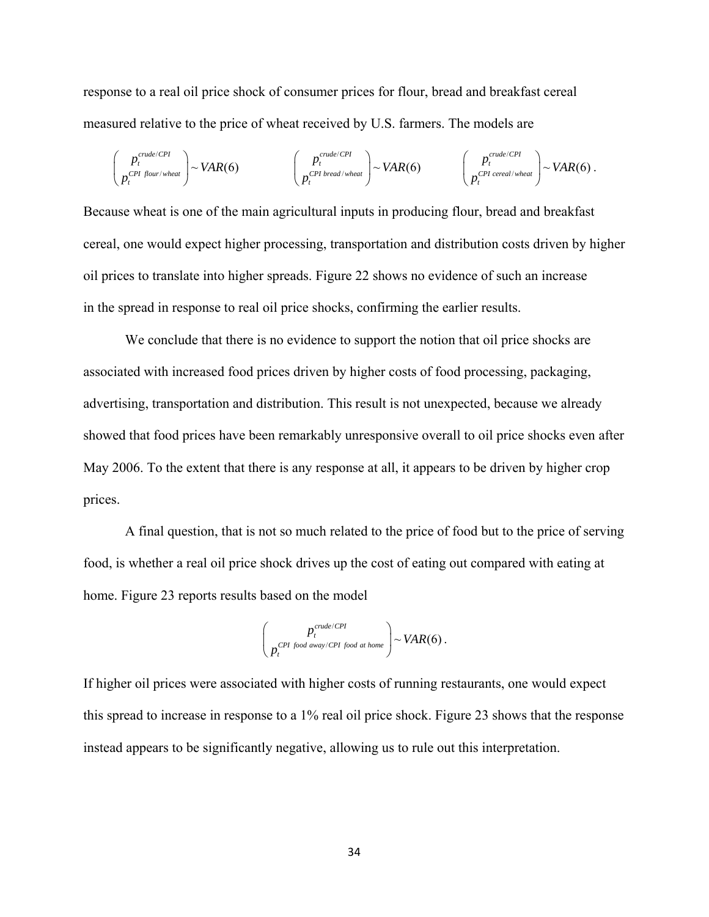response to a real oil price shock of consumer prices for flour, bread and breakfast cereal measured relative to the price of wheat received by U.S. farmers. The models are

$$\begin{pmatrix} p_t^{crude/CPI} \\ p_t^{CPI\ flour/wheat} \end{pmatrix} \sim VAR(6) \qquad \begin{pmatrix} p_t^{crude/CPI} \\ p_t^{CPI\ bread/wheat} \end{pmatrix} \sim VAR(6) \qquad \begin{pmatrix} p_t^{crude/CPI} \\ p_t^{CPI\ cereal/wheat} \end{pmatrix} \sim VAR(6)\,.$$

Because wheat is one of the main agricultural inputs in producing flour, bread and breakfast cereal, one would expect higher processing, transportation and distribution costs driven by higher oil prices to translate into higher spreads. Figure 22 shows no evidence of such an increase in the spread in response to real oil price shocks, confirming the earlier results.

We conclude that there is no evidence to support the notion that oil price shocks are associated with increased food prices driven by higher costs of food processing, packaging, advertising, transportation and distribution. This result is not unexpected, because we already showed that food prices have been remarkably unresponsive overall to oil price shocks even after May 2006. To the extent that there is any response at all, it appears to be driven by higher crop prices.

A final question, that is not so much related to the price of food but to the price of serving food, is whether a real oil price shock drives up the cost of eating out compared with eating at home. Figure 23 reports results based on the model

$$\begin{pmatrix} p_t^{crude/CPI} \\ p_t^{CPI\ food\ away/CPI\ food\ at\ home} \end{pmatrix} \sim VAR(6)\,.$$

If higher oil prices were associated with higher costs of running restaurants, one would expect this spread to increase in response to a 1% real oil price shock. Figure 23 shows that the response instead appears to be significantly negative, allowing us to rule out this interpretation.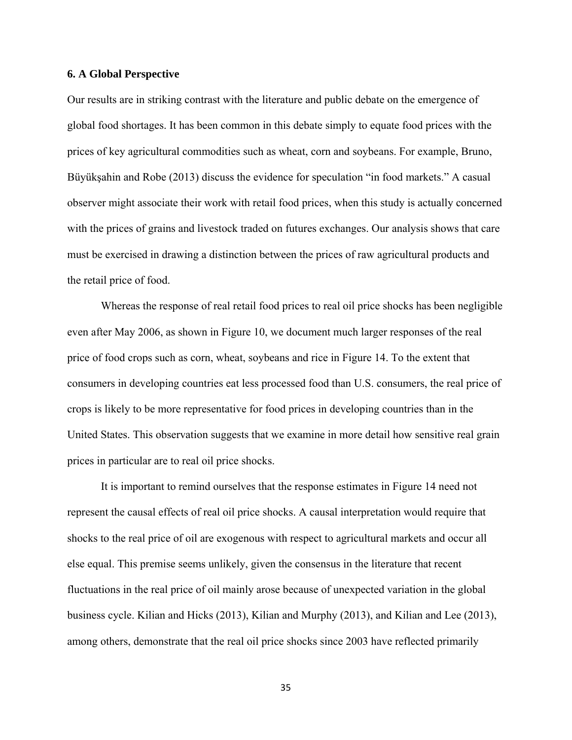### 6. A Global Perspective

Our results are in striking contrast with the literature and public debate on the emergence of global food shortages. It has been common in this debate simply to equate food prices with the prices of key agricultural commodities such as wheat, corn and soybeans. For example, Bruno, Büyükşahin and Robe (2013) discuss the evidence for speculation "in food markets." A casual observer might associate their work with retail food prices, when this study is actually concerned with the prices of grains and livestock traded on futures exchanges. Our analysis shows that care must be exercised in drawing a distinction between the prices of raw agricultural products and the retail price of food.

Whereas the response of real retail food prices to real oil price shocks has been negligible even after May 2006, as shown in Figure 10, we document much larger responses of the real price of food crops such as corn, wheat, soybeans and rice in Figure 14. To the extent that consumers in developing countries eat less processed food than U.S. consumers, the real price of crops is likely to be more representative for food prices in developing countries than in the United States. This observation suggests that we examine in more detail how sensitive real grain prices in particular are to real oil price shocks.

It is important to remind ourselves that the response estimates in Figure 14 need not represent the causal effects of real oil price shocks. A causal interpretation would require that shocks to the real price of oil are exogenous with respect to agricultural markets and occur all else equal. This premise seems unlikely, given the consensus in the literature that recent fluctuations in the real price of oil mainly arose because of unexpected variation in the global business cycle. Kilian and Hicks (2013), Kilian and Murphy (2013), and Kilian and Lee (2013), among others, demonstrate that the real oil price shocks since 2003 have reflected primarily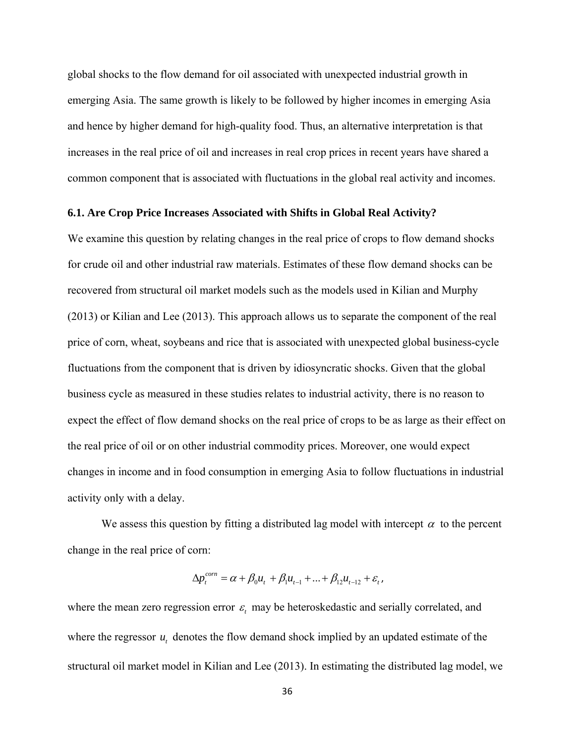global shocks to the flow demand for oil associated with unexpected industrial growth in emerging Asia. The same growth is likely to be followed by higher incomes in emerging Asia and hence by higher demand for high-quality food. Thus, an alternative interpretation is that increases in the real price of oil and increases in real crop prices in recent years have shared a common component that is associated with fluctuations in the global real activity and incomes.

### 6.1. Are Crop Price Increases Associated with Shifts in Global Real Activity?

We examine this question by relating changes in the real price of crops to flow demand shocks for crude oil and other industrial raw materials. Estimates of these flow demand shocks can be recovered from structural oil market models such as the models used in Kilian and Murphy (2013) or Kilian and Lee (2013). This approach allows us to separate the component of the real price of corn, wheat, soybeans and rice that is associated with unexpected global business-cycle fluctuations from the component that is driven by idiosyncratic shocks. Given that the global business cycle as measured in these studies relates to industrial activity, there is no reason to expect the effect of flow demand shocks on the real price of crops to be as large as their effect on the real price of oil or on other industrial commodity prices. Moreover, one would expect changes in income and in food consumption in emerging Asia to follow fluctuations in industrial activity only with a delay.

We assess this question by fitting a distributed lag model with intercept $\alpha$ to the percent change in the real price of corn:

$$\Delta p_t^{corn} = \alpha + \beta_0 u_t + \beta_1 u_{t-1} + ... + \beta_{12} u_{t-12} + \varepsilon_t,$$

where the mean zero regression error $\varepsilon_t$ may be heteroskedastic and serially correlated, and where the regressor $u_t$ denotes the flow demand shock implied by an updated estimate of the structural oil market model in Kilian and Lee (2013). In estimating the distributed lag model, we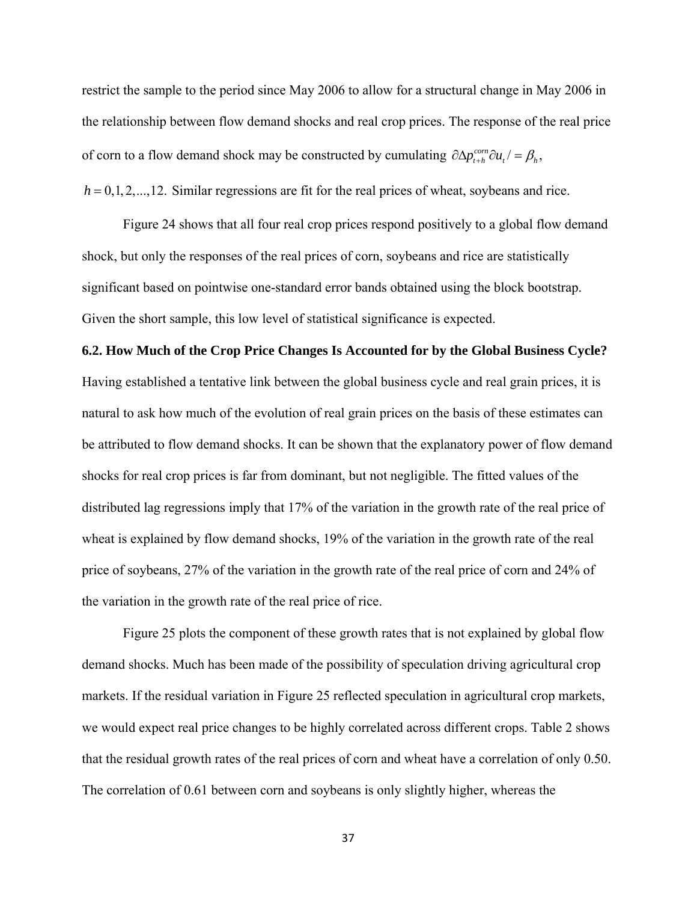restrict the sample to the period since May 2006 to allow for a structural change in May 2006 in the relationship between flow demand shocks and real crop prices. The response of the real price of corn to a flow demand shock may be constructed by cumulating $\partial \Delta p_{t+h}^{corn} \partial u_t / = \beta_h$, $h = 0, 1, 2, ..., 12$. Similar regressions are fit for the real prices of wheat, soybeans and rice.

Figure 24 shows that all four real crop prices respond positively to a global flow demand shock, but only the responses of the real prices of corn, soybeans and rice are statistically significant based on pointwise one-standard error bands obtained using the block bootstrap. Given the short sample, this low level of statistical significance is expected.

### 6.2. How Much of the Crop Price Changes Is Accounted for by the Global Business Cycle?

Having established a tentative link between the global business cycle and real grain prices, it is natural to ask how much of the evolution of real grain prices on the basis of these estimates can be attributed to flow demand shocks. It can be shown that the explanatory power of flow demand shocks for real crop prices is far from dominant, but not negligible. The fitted values of the distributed lag regressions imply that 17% of the variation in the growth rate of the real price of wheat is explained by flow demand shocks, 19% of the variation in the growth rate of the real price of soybeans, 27% of the variation in the growth rate of the real price of corn and 24% of the variation in the growth rate of the real price of rice.

Figure 25 plots the component of these growth rates that is not explained by global flow demand shocks. Much has been made of the possibility of speculation driving agricultural crop markets. If the residual variation in Figure 25 reflected speculation in agricultural crop markets, we would expect real price changes to be highly correlated across different crops. Table 2 shows that the residual growth rates of the real prices of corn and wheat have a correlation of only 0.50. The correlation of 0.61 between corn and soybeans is only slightly higher, whereas the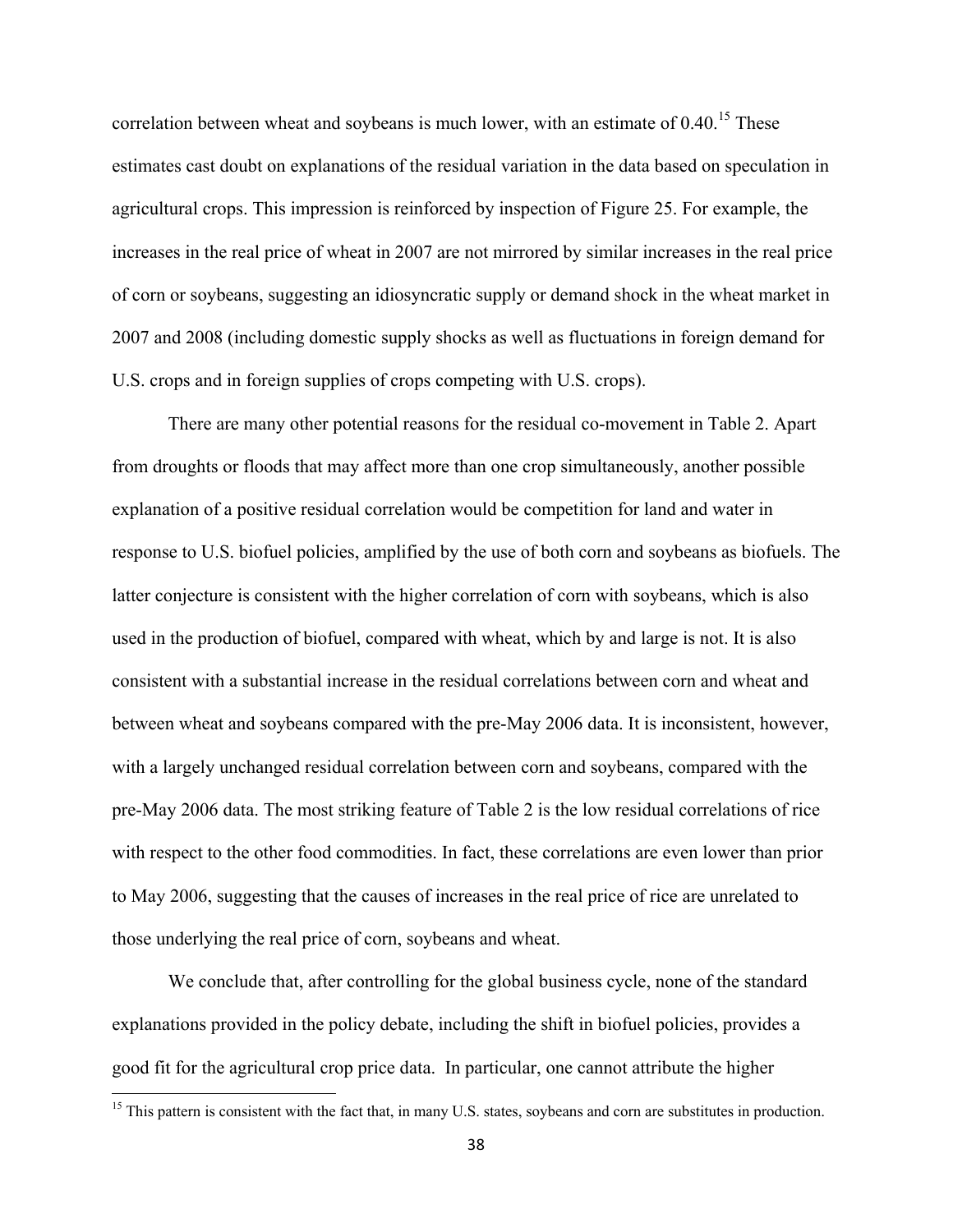correlation between wheat and soybeans is much lower, with an estimate of 0.40.[15] These estimates cast doubt on explanations of the residual variation in the data based on speculation in agricultural crops. This impression is reinforced by inspection of Figure 25. For example, the increases in the real price of wheat in 2007 are not mirrored by similar increases in the real price of corn or soybeans, suggesting an idiosyncratic supply or demand shock in the wheat market in 2007 and 2008 (including domestic supply shocks as well as fluctuations in foreign demand for U.S. crops and in foreign supplies of crops competing with U.S. crops).

There are many other potential reasons for the residual co-movement in Table 2. Apart from droughts or floods that may affect more than one crop simultaneously, another possible explanation of a positive residual correlation would be competition for land and water in response to U.S. biofuel policies, amplified by the use of both corn and soybeans as biofuels. The latter conjecture is consistent with the higher correlation of corn with soybeans, which is also used in the production of biofuel, compared with wheat, which by and large is not. It is also consistent with a substantial increase in the residual correlations between corn and wheat and between wheat and soybeans compared with the pre-May 2006 data. It is inconsistent, however, with a largely unchanged residual correlation between corn and soybeans, compared with the pre-May 2006 data. The most striking feature of Table 2 is the low residual correlations of rice with respect to the other food commodities. In fact, these correlations are even lower than prior to May 2006, suggesting that the causes of increases in the real price of rice are unrelated to those underlying the real price of corn, soybeans and wheat.

We conclude that, after controlling for the global business cycle, none of the standard explanations provided in the policy debate, including the shift in biofuel policies, provides a good fit for the agricultural crop price data. In particular, one cannot attribute the higher

[15] This pattern is consistent with the fact that, in many U.S. states, soybeans and corn are substitutes in production.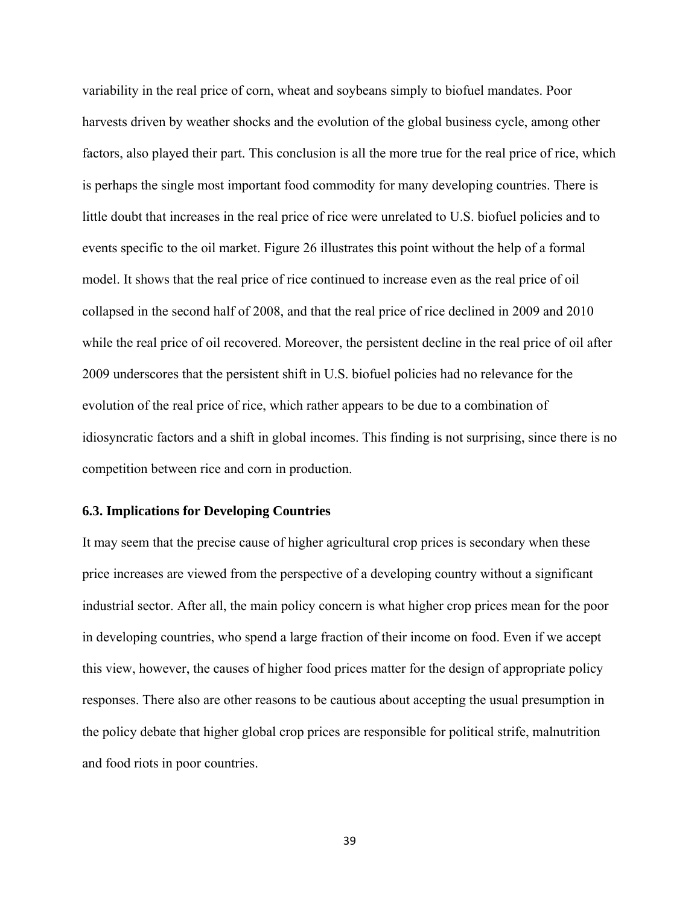variability in the real price of corn, wheat and soybeans simply to biofuel mandates. Poor harvests driven by weather shocks and the evolution of the global business cycle, among other factors, also played their part. This conclusion is all the more true for the real price of rice, which is perhaps the single most important food commodity for many developing countries. There is little doubt that increases in the real price of rice were unrelated to U.S. biofuel policies and to events specific to the oil market. Figure 26 illustrates this point without the help of a formal model. It shows that the real price of rice continued to increase even as the real price of oil collapsed in the second half of 2008, and that the real price of rice declined in 2009 and 2010 while the real price of oil recovered. Moreover, the persistent decline in the real price of oil after 2009 underscores that the persistent shift in U.S. biofuel policies had no relevance for the evolution of the real price of rice, which rather appears to be due to a combination of idiosyncratic factors and a shift in global incomes. This finding is not surprising, since there is no competition between rice and corn in production.

### 6.3. Implications for Developing Countries

It may seem that the precise cause of higher agricultural crop prices is secondary when these price increases are viewed from the perspective of a developing country without a significant industrial sector. After all, the main policy concern is what higher crop prices mean for the poor in developing countries, who spend a large fraction of their income on food. Even if we accept this view, however, the causes of higher food prices matter for the design of appropriate policy responses. There also are other reasons to be cautious about accepting the usual presumption in the policy debate that higher global crop prices are responsible for political strife, malnutrition and food riots in poor countries.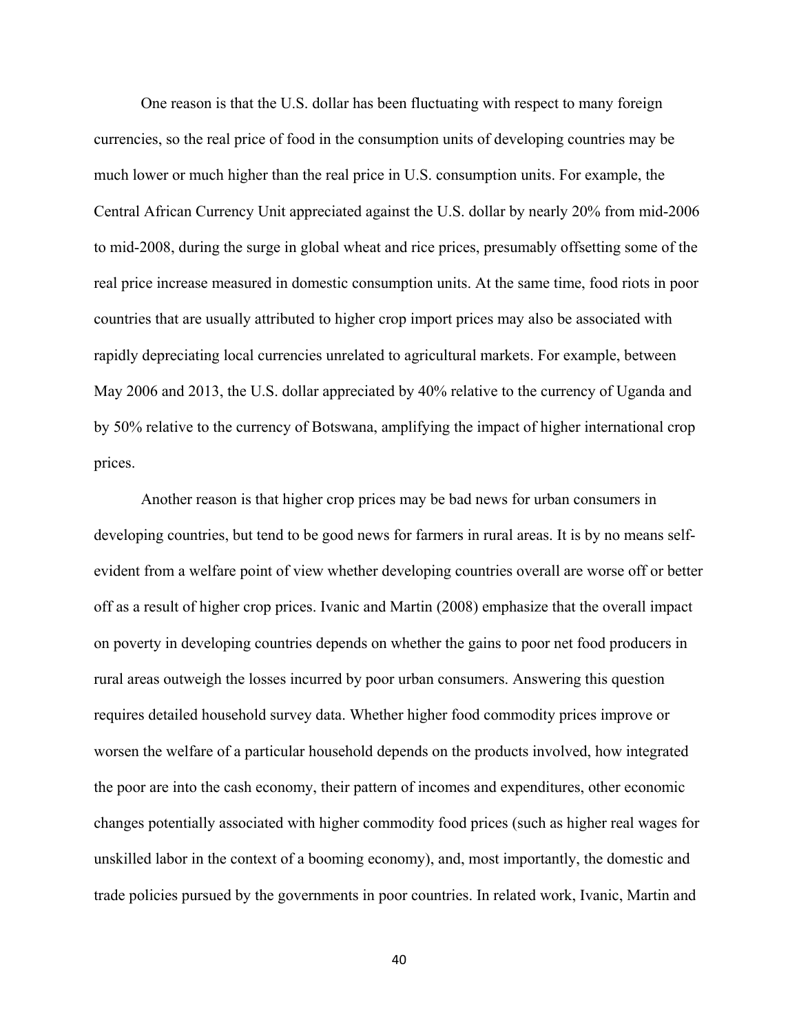One reason is that the U.S. dollar has been fluctuating with respect to many foreign currencies, so the real price of food in the consumption units of developing countries may be much lower or much higher than the real price in U.S. consumption units. For example, the Central African Currency Unit appreciated against the U.S. dollar by nearly 20% from mid-2006 to mid-2008, during the surge in global wheat and rice prices, presumably offsetting some of the real price increase measured in domestic consumption units. At the same time, food riots in poor countries that are usually attributed to higher crop import prices may also be associated with rapidly depreciating local currencies unrelated to agricultural markets. For example, between May 2006 and 2013, the U.S. dollar appreciated by 40% relative to the currency of Uganda and by 50% relative to the currency of Botswana, amplifying the impact of higher international crop prices.

Another reason is that higher crop prices may be bad news for urban consumers in developing countries, but tend to be good news for farmers in rural areas. It is by no means self-evident from a welfare point of view whether developing countries overall are worse off or better off as a result of higher crop prices. Ivanic and Martin (2008) emphasize that the overall impact on poverty in developing countries depends on whether the gains to poor net food producers in rural areas outweigh the losses incurred by poor urban consumers. Answering this question requires detailed household survey data. Whether higher food commodity prices improve or worsen the welfare of a particular household depends on the products involved, how integrated the poor are into the cash economy, their pattern of incomes and expenditures, other economic changes potentially associated with higher commodity food prices (such as higher real wages for unskilled labor in the context of a booming economy), and, most importantly, the domestic and trade policies pursued by the governments in poor countries. In related work, Ivanic, Martin and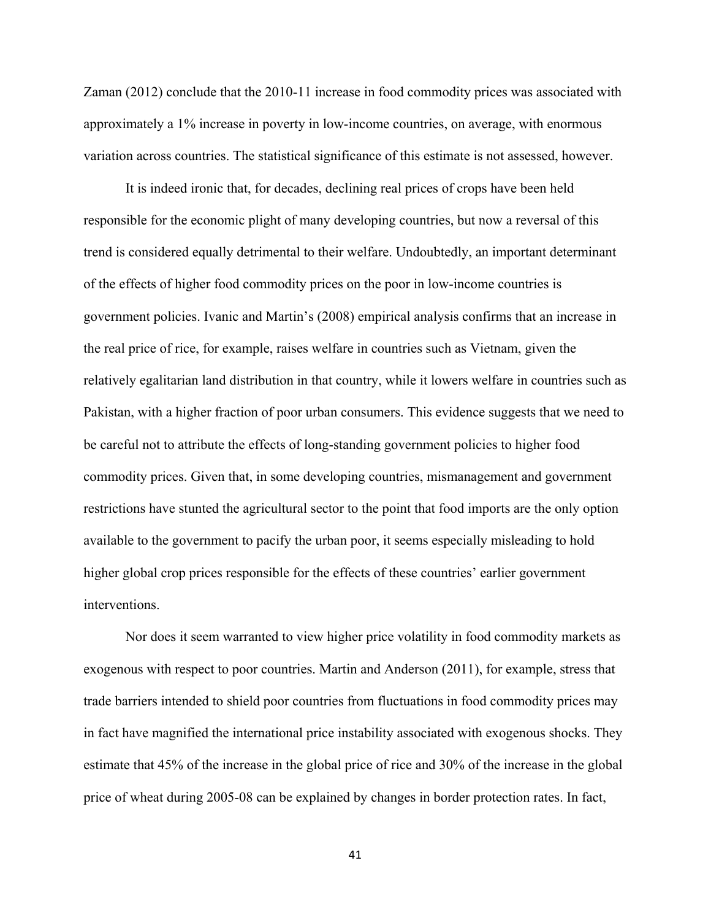Zaman (2012) conclude that the 2010-11 increase in food commodity prices was associated with approximately a 1% increase in poverty in low-income countries, on average, with enormous variation across countries. The statistical significance of this estimate is not assessed, however.

It is indeed ironic that, for decades, declining real prices of crops have been held responsible for the economic plight of many developing countries, but now a reversal of this trend is considered equally detrimental to their welfare. Undoubtedly, an important determinant of the effects of higher food commodity prices on the poor in low-income countries is government policies. Ivanic and Martin's (2008) empirical analysis confirms that an increase in the real price of rice, for example, raises welfare in countries such as Vietnam, given the relatively egalitarian land distribution in that country, while it lowers welfare in countries such as Pakistan, with a higher fraction of poor urban consumers. This evidence suggests that we need to be careful not to attribute the effects of long-standing government policies to higher food commodity prices. Given that, in some developing countries, mismanagement and government restrictions have stunted the agricultural sector to the point that food imports are the only option available to the government to pacify the urban poor, it seems especially misleading to hold higher global crop prices responsible for the effects of these countries' earlier government interventions.

Nor does it seem warranted to view higher price volatility in food commodity markets as exogenous with respect to poor countries. Martin and Anderson (2011), for example, stress that trade barriers intended to shield poor countries from fluctuations in food commodity prices may in fact have magnified the international price instability associated with exogenous shocks. They estimate that 45% of the increase in the global price of rice and 30% of the increase in the global price of wheat during 2005-08 can be explained by changes in border protection rates. In fact,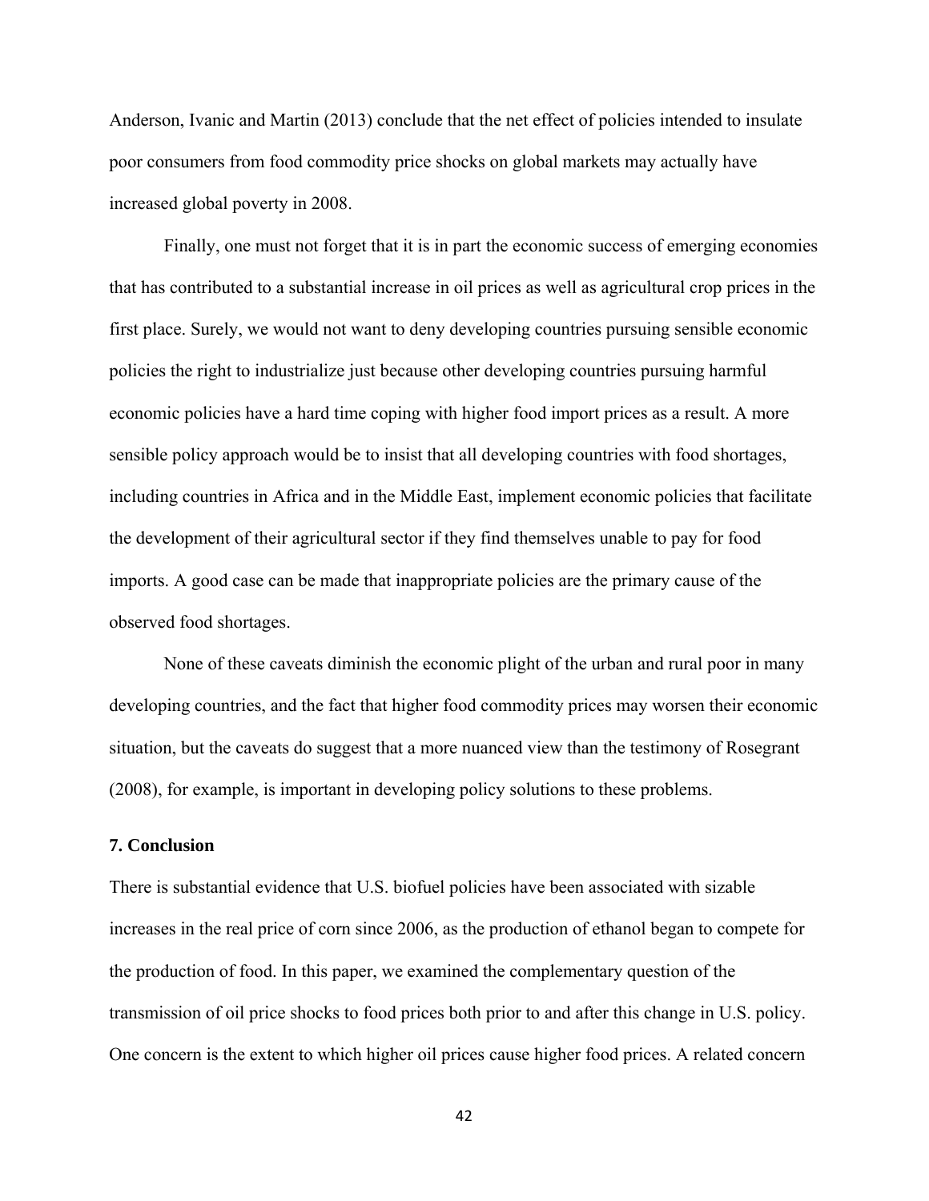Anderson, Ivanic and Martin (2013) conclude that the net effect of policies intended to insulate poor consumers from food commodity price shocks on global markets may actually have increased global poverty in 2008.

Finally, one must not forget that it is in part the economic success of emerging economies that has contributed to a substantial increase in oil prices as well as agricultural crop prices in the first place. Surely, we would not want to deny developing countries pursuing sensible economic policies the right to industrialize just because other developing countries pursuing harmful economic policies have a hard time coping with higher food import prices as a result. A more sensible policy approach would be to insist that all developing countries with food shortages, including countries in Africa and in the Middle East, implement economic policies that facilitate the development of their agricultural sector if they find themselves unable to pay for food imports. A good case can be made that inappropriate policies are the primary cause of the observed food shortages.

None of these caveats diminish the economic plight of the urban and rural poor in many developing countries, and the fact that higher food commodity prices may worsen their economic situation, but the caveats do suggest that a more nuanced view than the testimony of Rosegrant (2008), for example, is important in developing policy solutions to these problems.

## 7. Conclusion

There is substantial evidence that U.S. biofuel policies have been associated with sizable increases in the real price of corn since 2006, as the production of ethanol began to compete for the production of food. In this paper, we examined the complementary question of the transmission of oil price shocks to food prices both prior to and after this change in U.S. policy. One concern is the extent to which higher oil prices cause higher food prices. A related concern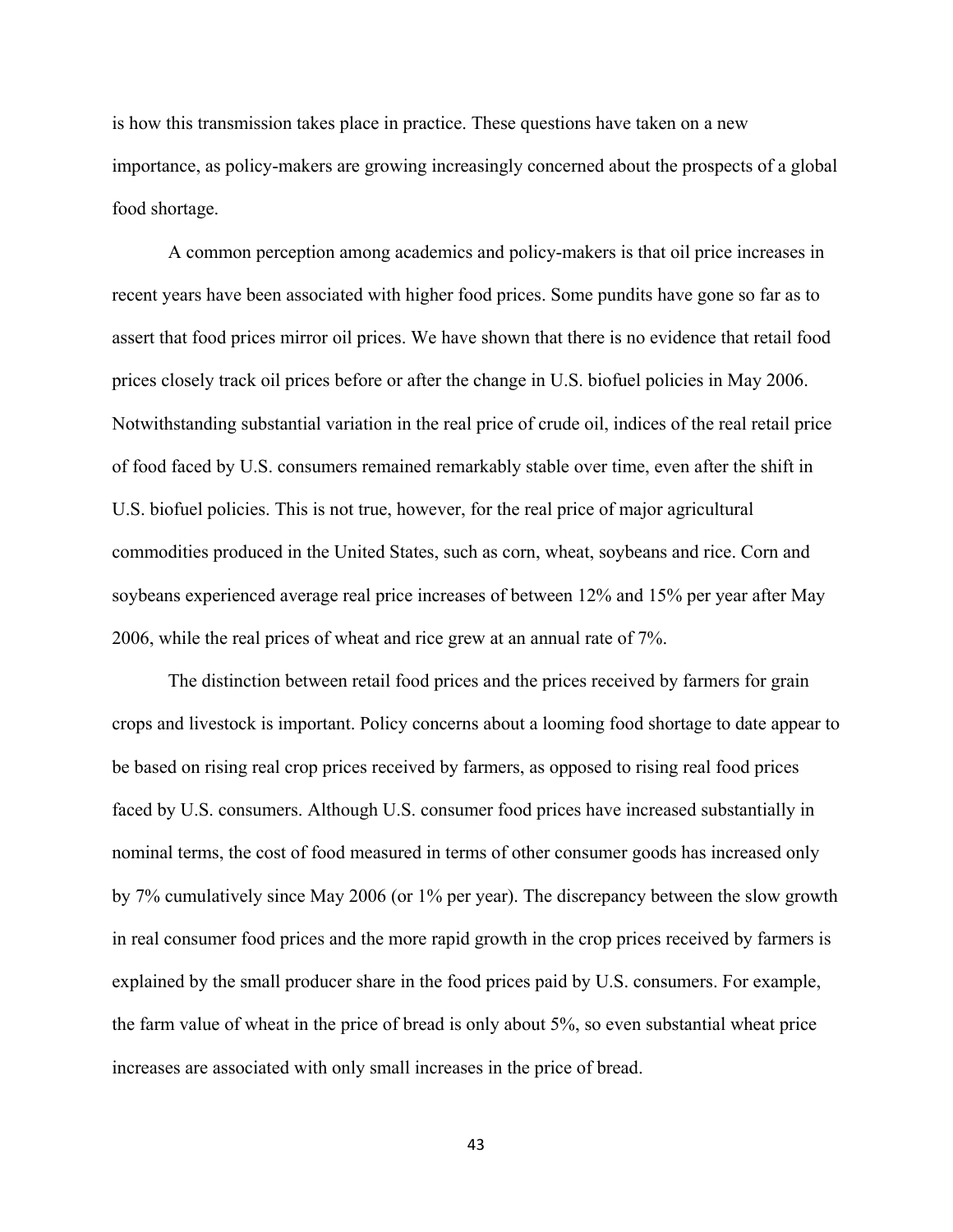is how this transmission takes place in practice. These questions have taken on a new importance, as policy-makers are growing increasingly concerned about the prospects of a global food shortage.

A common perception among academics and policy-makers is that oil price increases in recent years have been associated with higher food prices. Some pundits have gone so far as to assert that food prices mirror oil prices. We have shown that there is no evidence that retail food prices closely track oil prices before or after the change in U.S. biofuel policies in May 2006. Notwithstanding substantial variation in the real price of crude oil, indices of the real retail price of food faced by U.S. consumers remained remarkably stable over time, even after the shift in U.S. biofuel policies. This is not true, however, for the real price of major agricultural commodities produced in the United States, such as corn, wheat, soybeans and rice. Corn and soybeans experienced average real price increases of between 12% and 15% per year after May 2006, while the real prices of wheat and rice grew at an annual rate of 7%.

The distinction between retail food prices and the prices received by farmers for grain crops and livestock is important. Policy concerns about a looming food shortage to date appear to be based on rising real crop prices received by farmers, as opposed to rising real food prices faced by U.S. consumers. Although U.S. consumer food prices have increased substantially in nominal terms, the cost of food measured in terms of other consumer goods has increased only by 7% cumulatively since May 2006 (or 1% per year). The discrepancy between the slow growth in real consumer food prices and the more rapid growth in the crop prices received by farmers is explained by the small producer share in the food prices paid by U.S. consumers. For example, the farm value of wheat in the price of bread is only about 5%, so even substantial wheat price increases are associated with only small increases in the price of bread.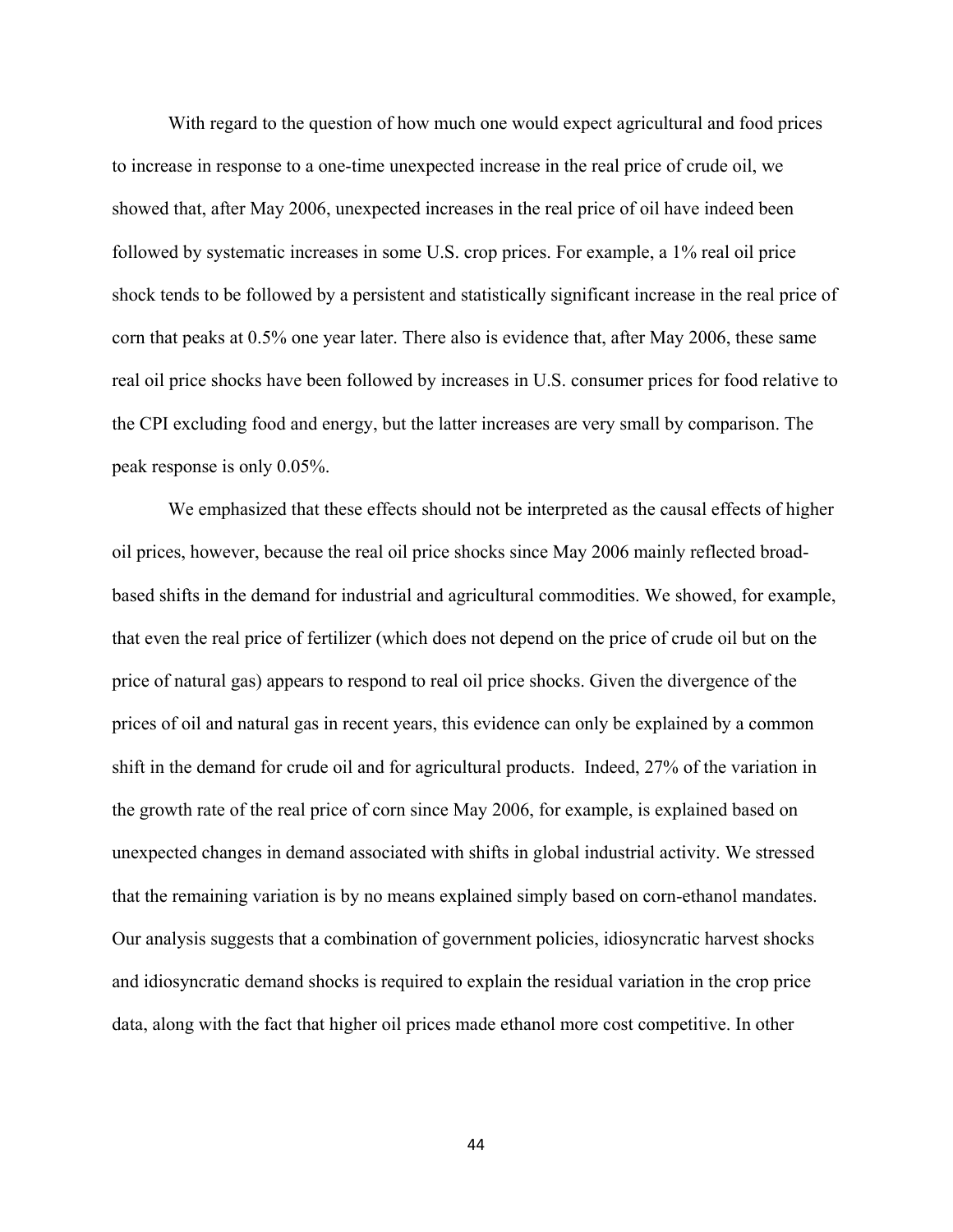With regard to the question of how much one would expect agricultural and food prices to increase in response to a one-time unexpected increase in the real price of crude oil, we showed that, after May 2006, unexpected increases in the real price of oil have indeed been followed by systematic increases in some U.S. crop prices. For example, a 1% real oil price shock tends to be followed by a persistent and statistically significant increase in the real price of corn that peaks at 0.5% one year later. There also is evidence that, after May 2006, these same real oil price shocks have been followed by increases in U.S. consumer prices for food relative to the CPI excluding food and energy, but the latter increases are very small by comparison. The peak response is only 0.05%.

We emphasized that these effects should not be interpreted as the causal effects of higher oil prices, however, because the real oil price shocks since May 2006 mainly reflected broad-based shifts in the demand for industrial and agricultural commodities. We showed, for example, that even the real price of fertilizer (which does not depend on the price of crude oil but on the price of natural gas) appears to respond to real oil price shocks. Given the divergence of the prices of oil and natural gas in recent years, this evidence can only be explained by a common shift in the demand for crude oil and for agricultural products. Indeed, 27% of the variation in the growth rate of the real price of corn since May 2006, for example, is explained based on unexpected changes in demand associated with shifts in global industrial activity. We stressed that the remaining variation is by no means explained simply based on corn-ethanol mandates. Our analysis suggests that a combination of government policies, idiosyncratic harvest shocks and idiosyncratic demand shocks is required to explain the residual variation in the crop price data, along with the fact that higher oil prices made ethanol more cost competitive. In other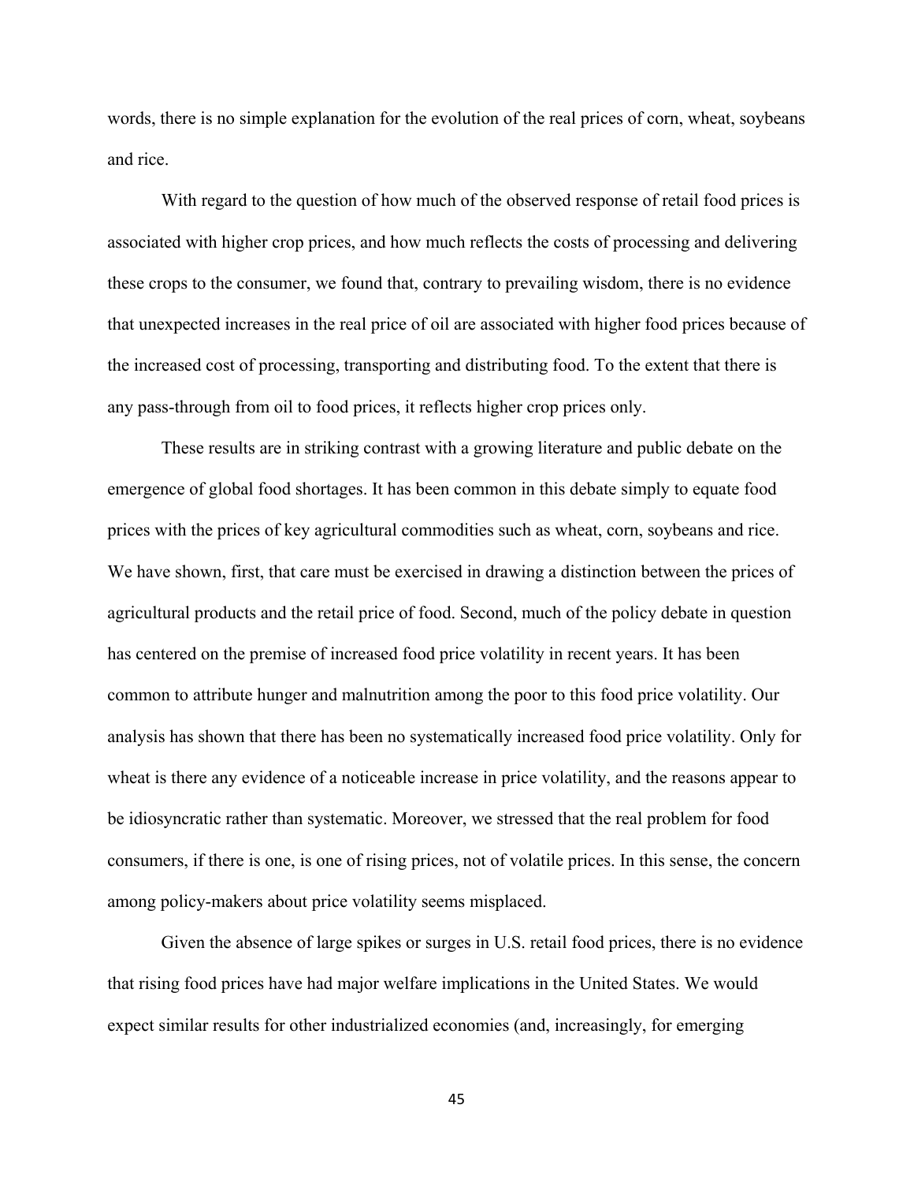words, there is no simple explanation for the evolution of the real prices of corn, wheat, soybeans and rice.

With regard to the question of how much of the observed response of retail food prices is associated with higher crop prices, and how much reflects the costs of processing and delivering these crops to the consumer, we found that, contrary to prevailing wisdom, there is no evidence that unexpected increases in the real price of oil are associated with higher food prices because of the increased cost of processing, transporting and distributing food. To the extent that there is any pass-through from oil to food prices, it reflects higher crop prices only.

These results are in striking contrast with a growing literature and public debate on the emergence of global food shortages. It has been common in this debate simply to equate food prices with the prices of key agricultural commodities such as wheat, corn, soybeans and rice. We have shown, first, that care must be exercised in drawing a distinction between the prices of agricultural products and the retail price of food. Second, much of the policy debate in question has centered on the premise of increased food price volatility in recent years. It has been common to attribute hunger and malnutrition among the poor to this food price volatility. Our analysis has shown that there has been no systematically increased food price volatility. Only for wheat is there any evidence of a noticeable increase in price volatility, and the reasons appear to be idiosyncratic rather than systematic. Moreover, we stressed that the real problem for food consumers, if there is one, is one of rising prices, not of volatile prices. In this sense, the concern among policy-makers about price volatility seems misplaced.

Given the absence of large spikes or surges in U.S. retail food prices, there is no evidence that rising food prices have had major welfare implications in the United States. We would expect similar results for other industrialized economies (and, increasingly, for emerging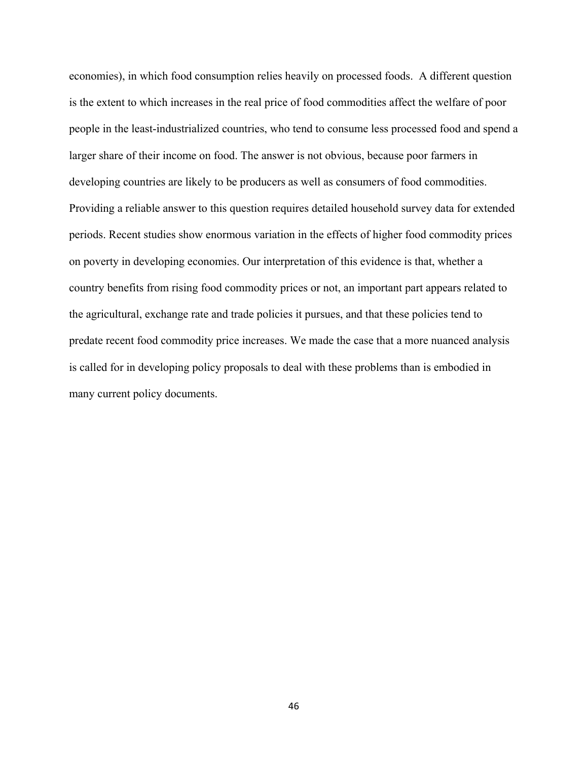economies), in which food consumption relies heavily on processed foods. A different question is the extent to which increases in the real price of food commodities affect the welfare of poor people in the least-industrialized countries, who tend to consume less processed food and spend a larger share of their income on food. The answer is not obvious, because poor farmers in developing countries are likely to be producers as well as consumers of food commodities. Providing a reliable answer to this question requires detailed household survey data for extended periods. Recent studies show enormous variation in the effects of higher food commodity prices on poverty in developing economies. Our interpretation of this evidence is that, whether a country benefits from rising food commodity prices or not, an important part appears related to the agricultural, exchange rate and trade policies it pursues, and that these policies tend to predate recent food commodity price increases. We made the case that a more nuanced analysis is called for in developing policy proposals to deal with these problems than is embodied in many current policy documents.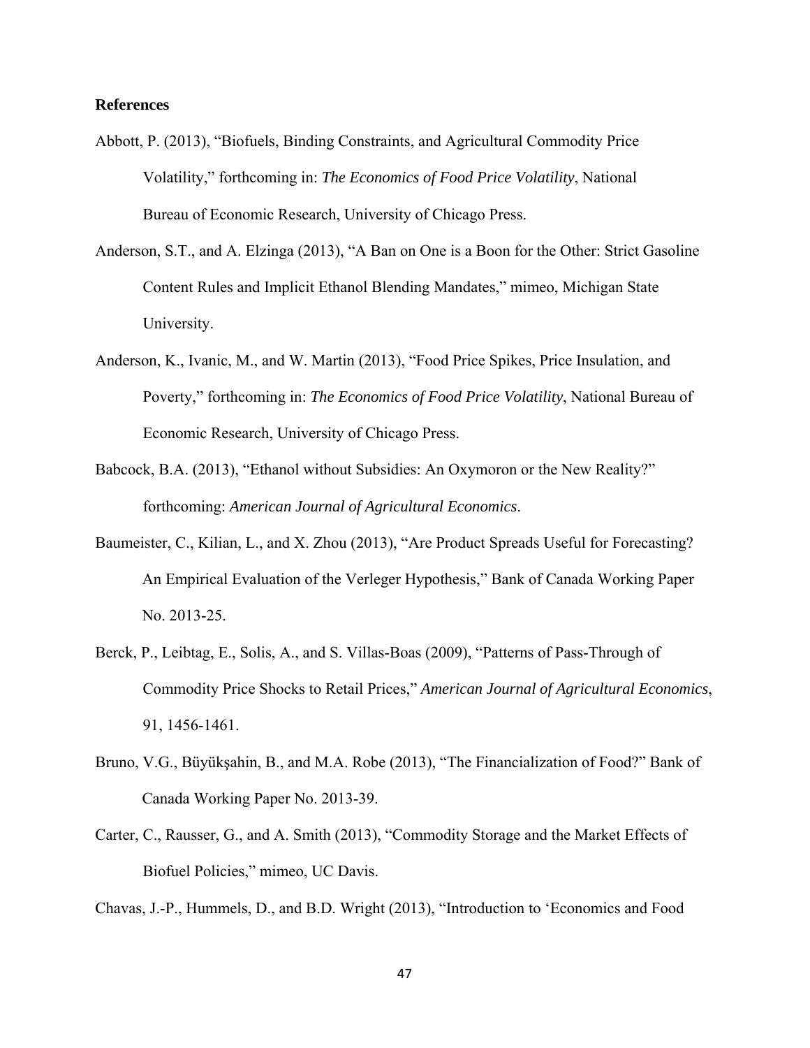**References**

Abbott, P. (2013), "Biofuels, Binding Constraints, and Agricultural Commodity Price Volatility," forthcoming in: *The Economics of Food Price Volatility*, National Bureau of Economic Research, University of Chicago Press.

Anderson, S.T., and A. Elzinga (2013), "A Ban on One is a Boon for the Other: Strict Gasoline Content Rules and Implicit Ethanol Blending Mandates," mimeo, Michigan State University.

Anderson, K., Ivanic, M., and W. Martin (2013), "Food Price Spikes, Price Insulation, and Poverty," forthcoming in: *The Economics of Food Price Volatility*, National Bureau of Economic Research, University of Chicago Press.

Babcock, B.A. (2013), "Ethanol without Subsidies: An Oxymoron or the New Reality?" forthcoming: *American Journal of Agricultural Economics*.

Baumeister, C., Kilian, L., and X. Zhou (2013), "Are Product Spreads Useful for Forecasting? An Empirical Evaluation of the Verleger Hypothesis," Bank of Canada Working Paper No. 2013-25.

Berck, P., Leibtag, E., Solis, A., and S. Villas-Boas (2009), "Patterns of Pass-Through of Commodity Price Shocks to Retail Prices," *American Journal of Agricultural Economics*, 91, 1456-1461.

Bruno, V.G., Büyükşahin, B., and M.A. Robe (2013), "The Financialization of Food?" Bank of Canada Working Paper No. 2013-39.

Carter, C., Rausser, G., and A. Smith (2013), "Commodity Storage and the Market Effects of Biofuel Policies," mimeo, UC Davis.

Chavas, J.-P., Hummels, D., and B.D. Wright (2013), "Introduction to 'Economics and Food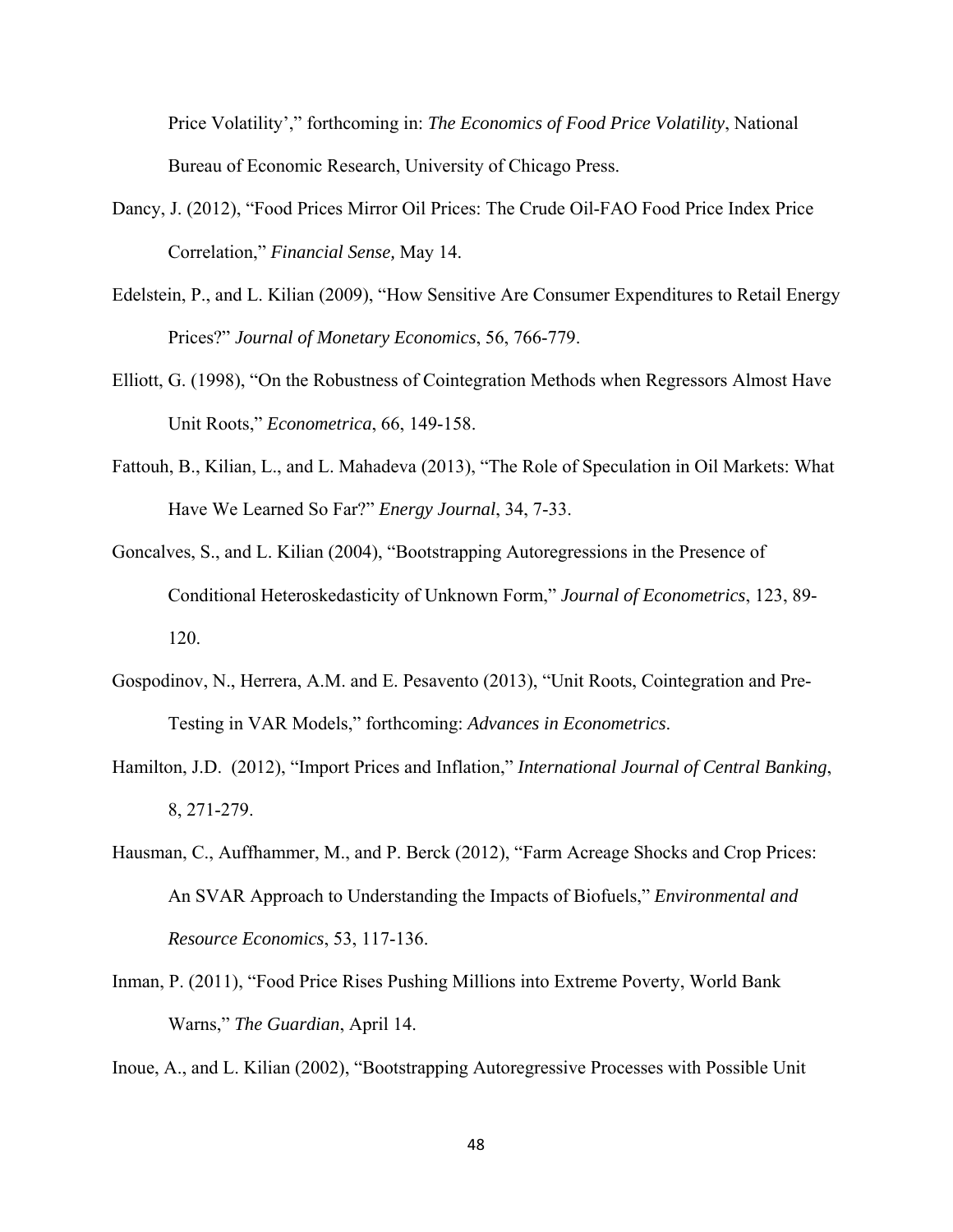Price Volatility’,” forthcoming in: *The Economics of Food Price Volatility*, National Bureau of Economic Research, University of Chicago Press.

Dancy, J. (2012), “Food Prices Mirror Oil Prices: The Crude Oil-FAO Food Price Index Price Correlation,” *Financial Sense,* May 14.

Edelstein, P., and L. Kilian (2009), “How Sensitive Are Consumer Expenditures to Retail Energy Prices?” *Journal of Monetary Economics*, 56, 766-779.

Elliott, G. (1998), “On the Robustness of Cointegration Methods when Regressors Almost Have Unit Roots,” *Econometrica*, 66, 149-158.

Fattouh, B., Kilian, L., and L. Mahadeva (2013), “The Role of Speculation in Oil Markets: What Have We Learned So Far?” *Energy Journal*, 34, 7-33.

Goncalves, S., and L. Kilian (2004), “Bootstrapping Autoregressions in the Presence of Conditional Heteroskedasticity of Unknown Form,” *Journal of Econometrics*, 123, 89-120.

Gospodinov, N., Herrera, A.M. and E. Pesavento (2013), “Unit Roots, Cointegration and Pre-Testing in VAR Models,” forthcoming: *Advances in Econometrics*.

Hamilton, J.D. (2012), “Import Prices and Inflation,” *International Journal of Central Banking*, 8, 271-279.

Hausman, C., Auffhammer, M., and P. Berck (2012), “Farm Acreage Shocks and Crop Prices: An SVAR Approach to Understanding the Impacts of Biofuels,” *Environmental and Resource Economics*, 53, 117-136.

Inman, P. (2011), “Food Price Rises Pushing Millions into Extreme Poverty, World Bank Warns,” *The Guardian*, April 14.

Inoue, A., and L. Kilian (2002), “Bootstrapping Autoregressive Processes with Possible Unit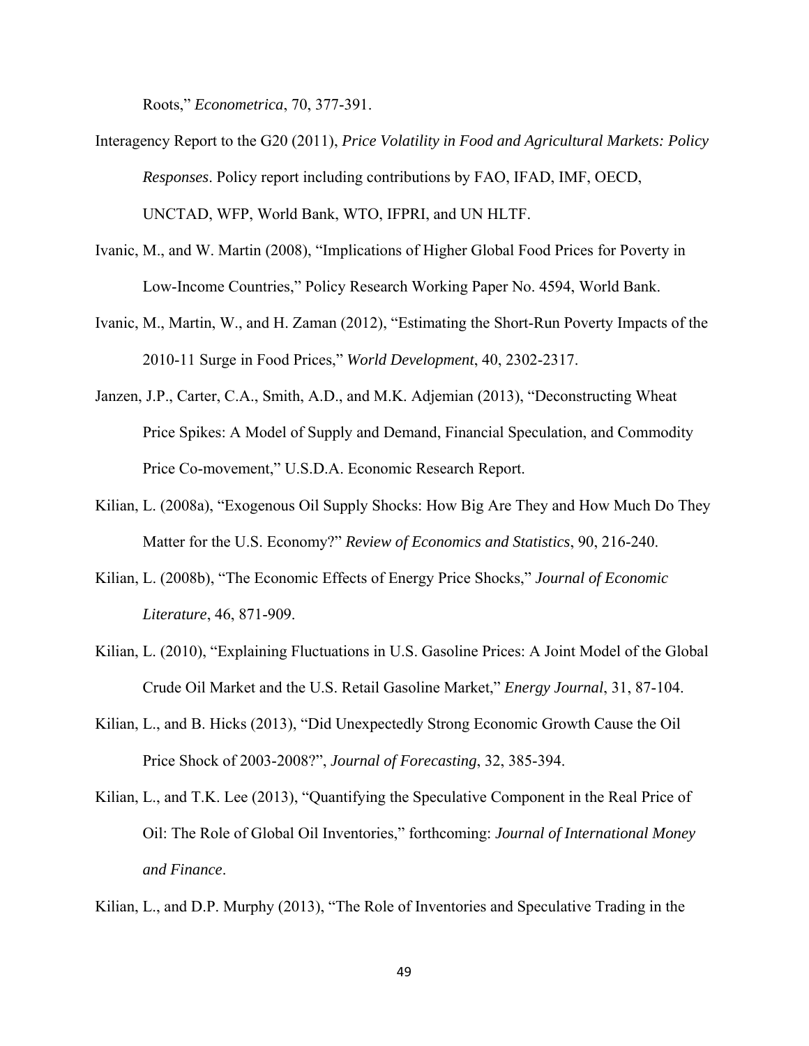Roots," *Econometrica*, 70, 377-391.

Interagency Report to the G20 (2011), *Price Volatility in Food and Agricultural Markets: Policy Responses*. Policy report including contributions by FAO, IFAD, IMF, OECD, UNCTAD, WFP, World Bank, WTO, IFPRI, and UN HLTF.

Ivanic, M., and W. Martin (2008), "Implications of Higher Global Food Prices for Poverty in Low-Income Countries," Policy Research Working Paper No. 4594, World Bank.

Ivanic, M., Martin, W., and H. Zaman (2012), "Estimating the Short-Run Poverty Impacts of the 2010-11 Surge in Food Prices," *World Development*, 40, 2302-2317.

Janzen, J.P., Carter, C.A., Smith, A.D., and M.K. Adjemian (2013), "Deconstructing Wheat Price Spikes: A Model of Supply and Demand, Financial Speculation, and Commodity Price Co-movement," U.S.D.A. Economic Research Report.

Kilian, L. (2008a), "Exogenous Oil Supply Shocks: How Big Are They and How Much Do They Matter for the U.S. Economy?" *Review of Economics and Statistics*, 90, 216-240.

Kilian, L. (2008b), "The Economic Effects of Energy Price Shocks," *Journal of Economic Literature*, 46, 871-909.

Kilian, L. (2010), "Explaining Fluctuations in U.S. Gasoline Prices: A Joint Model of the Global Crude Oil Market and the U.S. Retail Gasoline Market," *Energy Journal*, 31, 87-104.

Kilian, L., and B. Hicks (2013), "Did Unexpectedly Strong Economic Growth Cause the Oil Price Shock of 2003-2008?", *Journal of Forecasting*, 32, 385-394.

Kilian, L., and T.K. Lee (2013), "Quantifying the Speculative Component in the Real Price of Oil: The Role of Global Oil Inventories," forthcoming: *Journal of International Money and Finance*.

Kilian, L., and D.P. Murphy (2013), "The Role of Inventories and Speculative Trading in the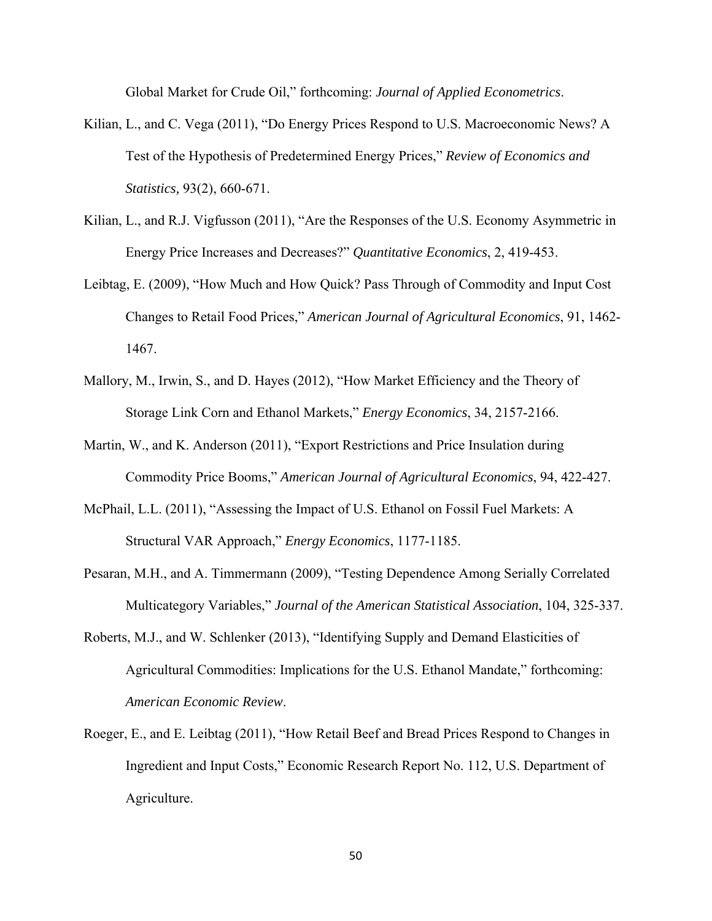Global Market for Crude Oil," forthcoming: *Journal of Applied Econometrics*.

Kilian, L., and C. Vega (2011), "Do Energy Prices Respond to U.S. Macroeconomic News? A Test of the Hypothesis of Predetermined Energy Prices," *Review of Economics and Statistics,* 93(2), 660-671.

Kilian, L., and R.J. Vigfusson (2011), "Are the Responses of the U.S. Economy Asymmetric in Energy Price Increases and Decreases?" *Quantitative Economics*, 2, 419-453.

Leibtag, E. (2009), "How Much and How Quick? Pass Through of Commodity and Input Cost Changes to Retail Food Prices," *American Journal of Agricultural Economics*, 91, 1462-1467.

Mallory, M., Irwin, S., and D. Hayes (2012), "How Market Efficiency and the Theory of Storage Link Corn and Ethanol Markets," *Energy Economics*, 34, 2157-2166.

Martin, W., and K. Anderson (2011), "Export Restrictions and Price Insulation during Commodity Price Booms," *American Journal of Agricultural Economics*, 94, 422-427.

McPhail, L.L. (2011), "Assessing the Impact of U.S. Ethanol on Fossil Fuel Markets: A Structural VAR Approach," *Energy Economics*, 1177-1185.

Pesaran, M.H., and A. Timmermann (2009), "Testing Dependence Among Serially Correlated Multicategory Variables," *Journal of the American Statistical Association*, 104, 325-337.

Roberts, M.J., and W. Schlenker (2013), "Identifying Supply and Demand Elasticities of Agricultural Commodities: Implications for the U.S. Ethanol Mandate," forthcoming: *American Economic Review*.

Roeger, E., and E. Leibtag (2011), "How Retail Beef and Bread Prices Respond to Changes in Ingredient and Input Costs," Economic Research Report No. 112, U.S. Department of Agriculture.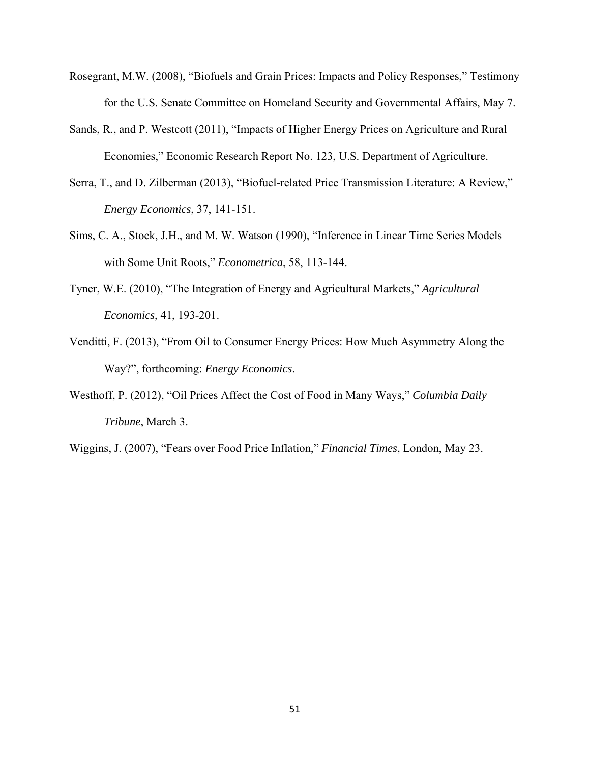Rosegrant, M.W. (2008), "Biofuels and Grain Prices: Impacts and Policy Responses," Testimony for the U.S. Senate Committee on Homeland Security and Governmental Affairs, May 7.

Sands, R., and P. Westcott (2011), "Impacts of Higher Energy Prices on Agriculture and Rural Economies," Economic Research Report No. 123, U.S. Department of Agriculture.

Serra, T., and D. Zilberman (2013), "Biofuel-related Price Transmission Literature: A Review," *Energy Economics*, 37, 141-151.

Sims, C. A., Stock, J.H., and M. W. Watson (1990), "Inference in Linear Time Series Models with Some Unit Roots," *Econometrica*, 58, 113-144.

Tyner, W.E. (2010), "The Integration of Energy and Agricultural Markets," *Agricultural Economics*, 41, 193-201.

Venditti, F. (2013), "From Oil to Consumer Energy Prices: How Much Asymmetry Along the Way?", forthcoming: *Energy Economics*.

Westhoff, P. (2012), "Oil Prices Affect the Cost of Food in Many Ways," *Columbia Daily Tribune*, March 3.

Wiggins, J. (2007), "Fears over Food Price Inflation," *Financial Times*, London, May 23.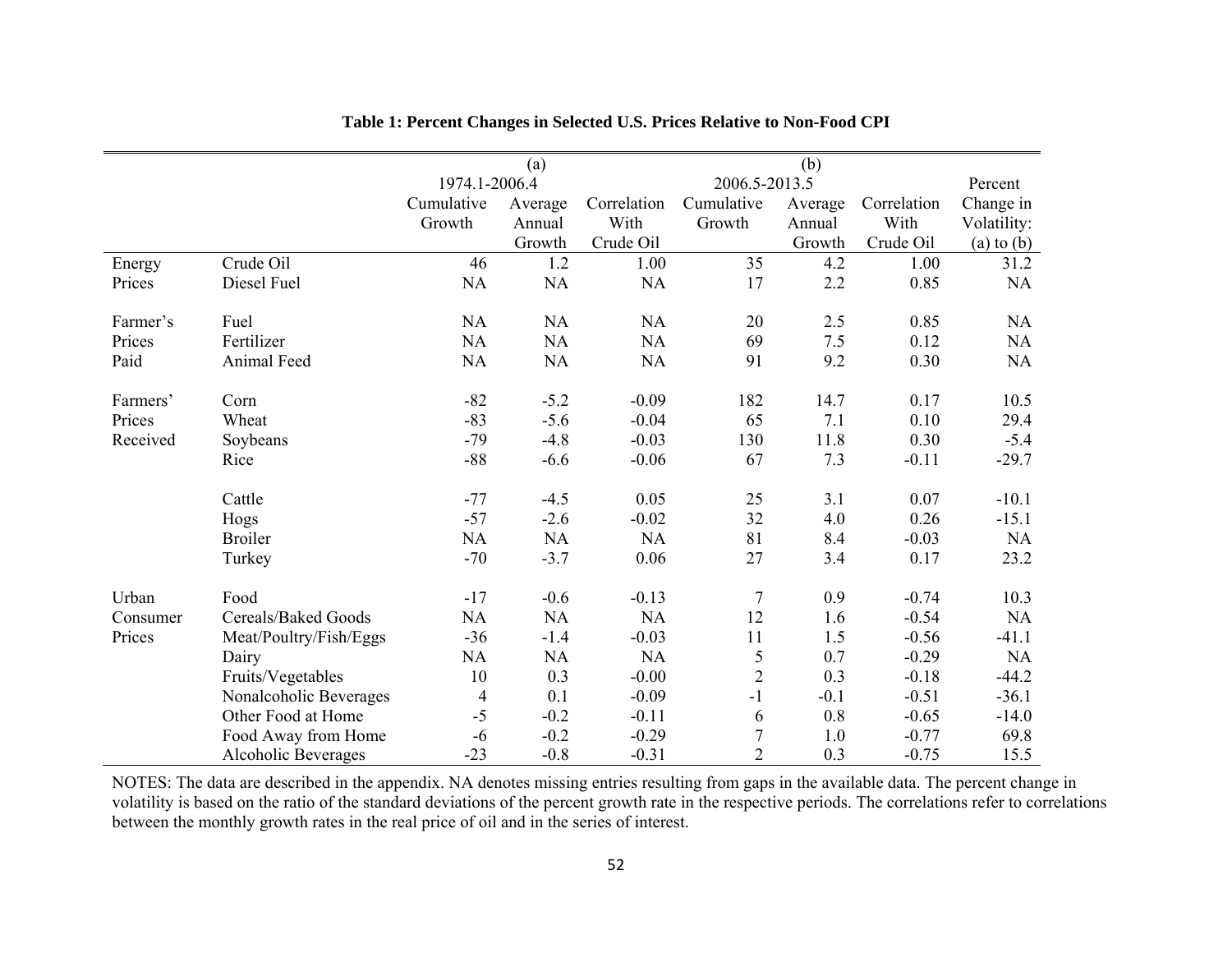**Table 1: Percent Changes in Selected U.S. Prices Relative to Non-Food CPI**

| | | (a) 1974.1-2006.4 Cumulative Growth | Average Annual Growth | Correlation With Crude Oil | (b) 2006.5-2013.5 Cumulative Growth | Average Annual Growth | Correlation With Crude Oil | Percent Change in Volatility: (a) to (b) |
|---|---|---|---|---|---|---|---|---|
| Energy Prices | Crude Oil | 46 | 1.2 | 1.00 | 35 | 4.2 | 1.00 | 31.2 |
| | Diesel Fuel | NA | NA | NA | 17 | 2.2 | 0.85 | NA |
| Farmer's Prices Paid | Fuel | NA | NA | NA | 20 | 2.5 | 0.85 | NA |
| | Fertilizer | NA | NA | NA | 69 | 7.5 | 0.12 | NA |
| | Animal Feed | NA | NA | NA | 91 | 9.2 | 0.30 | NA |
| Farmers' Prices Received | Corn | -82 | -5.2 | -0.09 | 182 | 14.7 | 0.17 | 10.5 |
| | Wheat | -83 | -5.6 | -0.04 | 65 | 7.1 | 0.10 | 29.4 |
| | Soybeans | -79 | -4.8 | -0.03 | 130 | 11.8 | 0.30 | -5.4 |
| | Rice | -88 | -6.6 | -0.06 | 67 | 7.3 | -0.11 | -29.7 |
| | Cattle | -77 | -4.5 | 0.05 | 25 | 3.1 | 0.07 | -10.1 |
| | Hogs | -57 | -2.6 | -0.02 | 32 | 4.0 | 0.26 | -15.1 |
| | Broiler | NA | NA | NA | 81 | 8.4 | -0.03 | NA |
| | Turkey | -70 | -3.7 | 0.06 | 27 | 3.4 | 0.17 | 23.2 |
| Urban Consumer Prices | Food | -17 | -0.6 | -0.13 | 7 | 0.9 | -0.74 | 10.3 |
| | Cereals/Baked Goods | NA | NA | NA | 12 | 1.6 | -0.54 | NA |
| | Meat/Poultry/Fish/Eggs | -36 | -1.4 | -0.03 | 11 | 1.5 | -0.56 | -41.1 |
| | Dairy | NA | NA | NA | 5 | 0.7 | -0.29 | NA |
| | Fruits/Vegetables | 10 | 0.3 | -0.00 | 2 | 0.3 | -0.18 | -44.2 |
| | Nonalcoholic Beverages | 4 | 0.1 | -0.09 | -1 | -0.1 | -0.51 | -36.1 |
| | Other Food at Home | -5 | -0.2 | -0.11 | 6 | 0.8 | -0.65 | -14.0 |
| | Food Away from Home | -6 | -0.2 | -0.29 | 7 | 1.0 | -0.77 | 69.8 |
| | Alcoholic Beverages | -23 | -0.8 | -0.31 | 2 | 0.3 | -0.75 | 15.5 |

NOTES: The data are described in the appendix. NA denotes missing entries resulting from gaps in the available data. The percent change in volatility is based on the ratio of the standard deviations of the percent growth rate in the respective periods. The correlations refer to correlations between the monthly growth rates in the real price of oil and in the series of interest.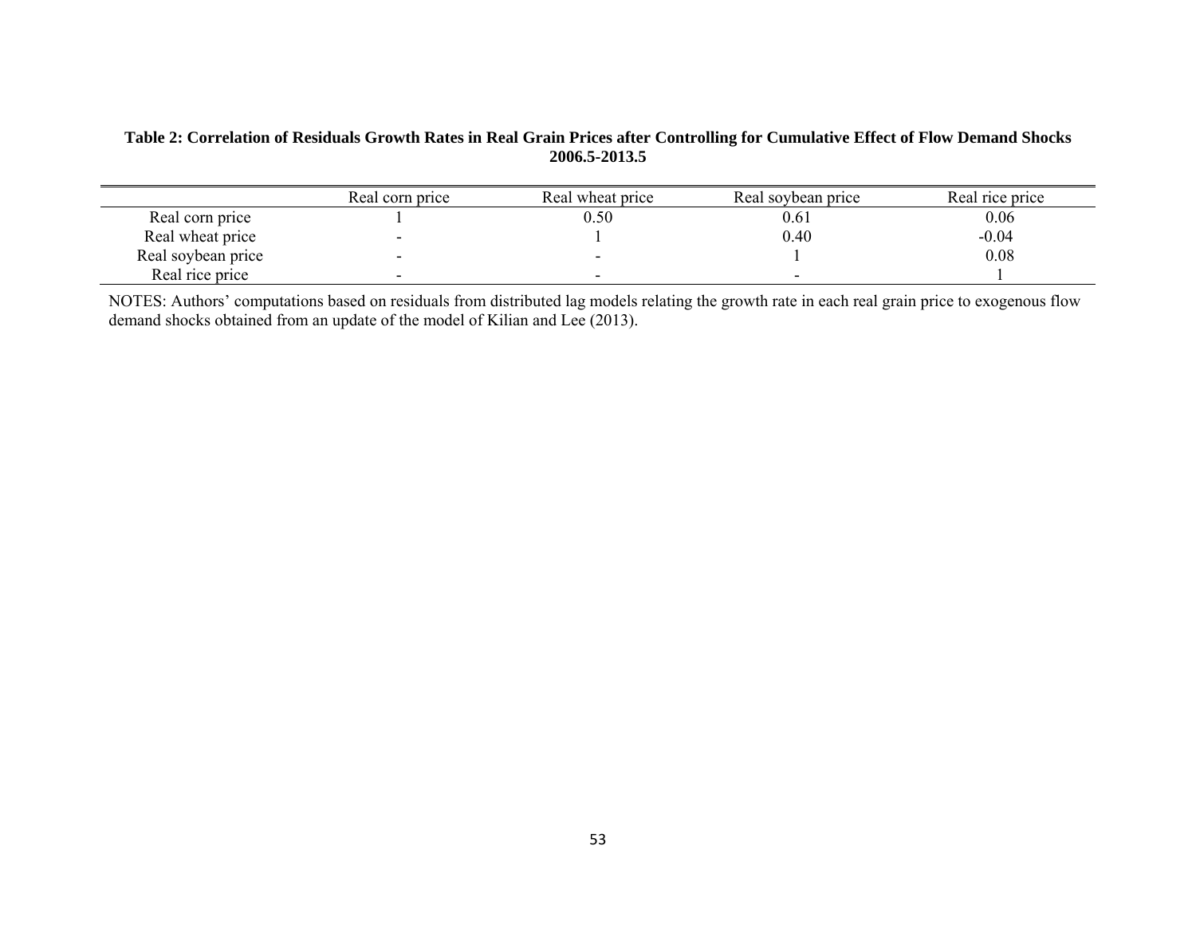**Table 2: Correlation of Residuals Growth Rates in Real Grain Prices after Controlling for Cumulative Effect of Flow Demand Shocks 2006.5-2013.5**

| | Real corn price | Real wheat price | Real soybean price | Real rice price |
|---|---|---|---|---|
| Real corn price | 1 | 0.50 | 0.61 | 0.06 |
| Real wheat price | - | 1 | 0.40 | -0.04 |
| Real soybean price | - | - | 1 | 0.08 |
| Real rice price | - | - | - | 1 |

NOTES: Authors' computations based on residuals from distributed lag models relating the growth rate in each real grain price to exogenous flow demand shocks obtained from an update of the model of Kilian and Lee (2013).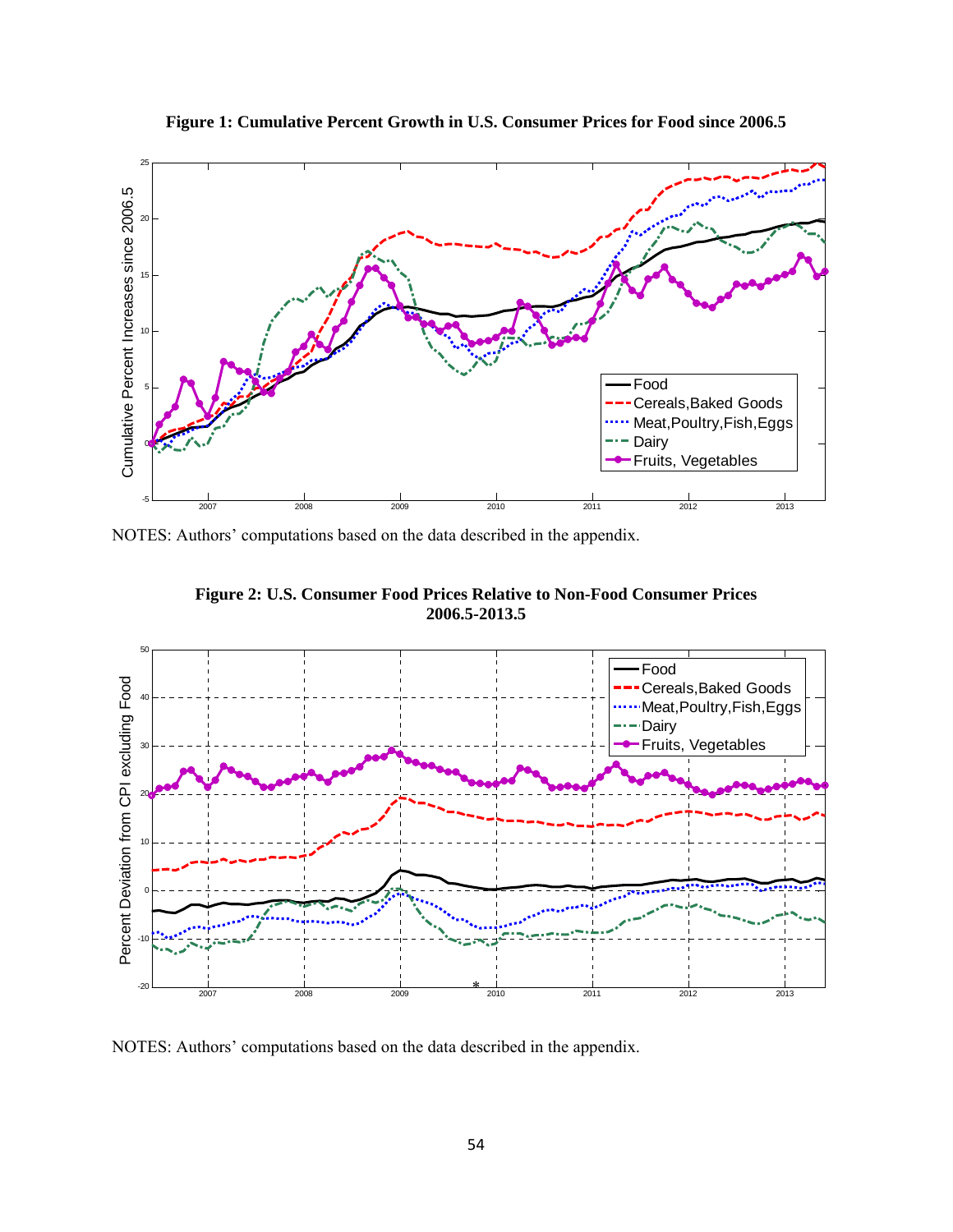**Figure 1: Cumulative Percent Growth in U.S. Consumer Prices for Food since 2006.5**

NOTES: Authors' computations based on the data described in the appendix.

**Figure 2: U.S. Consumer Food Prices Relative to Non-Food Consumer Prices 2006.5-2013.5**

NOTES: Authors' computations based on the data described in the appendix.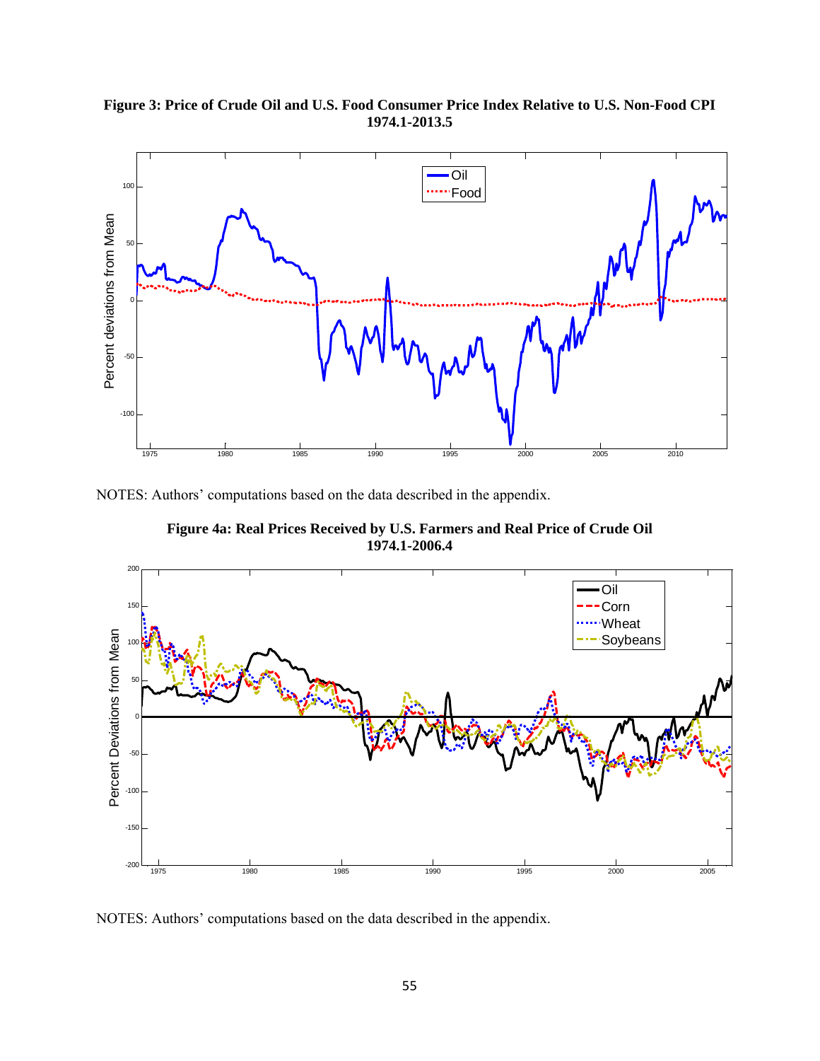**Figure 3: Price of Crude Oil and U.S. Food Consumer Price Index Relative to U.S. Non-Food CPI 1974.1-2013.5**

NOTES: Authors' computations based on the data described in the appendix.

**Figure 4a: Real Prices Received by U.S. Farmers and Real Price of Crude Oil 1974.1-2006.4**

NOTES: Authors' computations based on the data described in the appendix.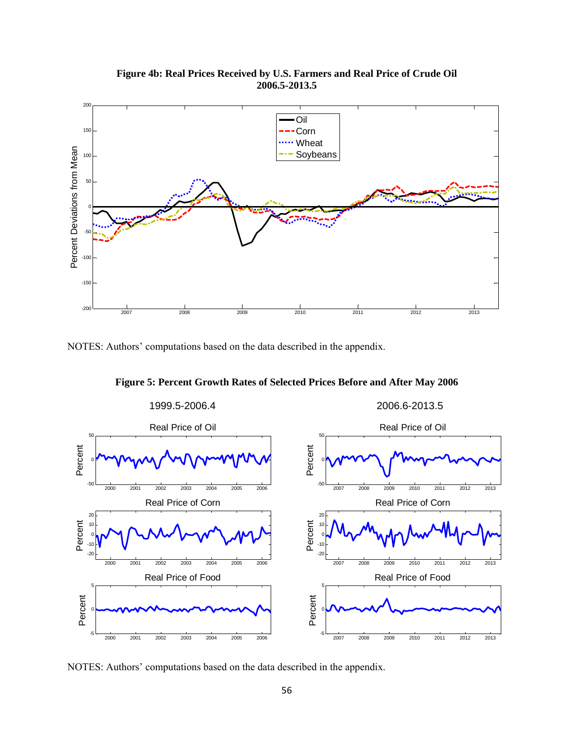**Figure 4b: Real Prices Received by U.S. Farmers and Real Price of Crude Oil 2006.5-2013.5**

NOTES: Authors' computations based on the data described in the appendix.

**Figure 5: Percent Growth Rates of Selected Prices Before and After May 2006**

NOTES: Authors' computations based on the data described in the appendix.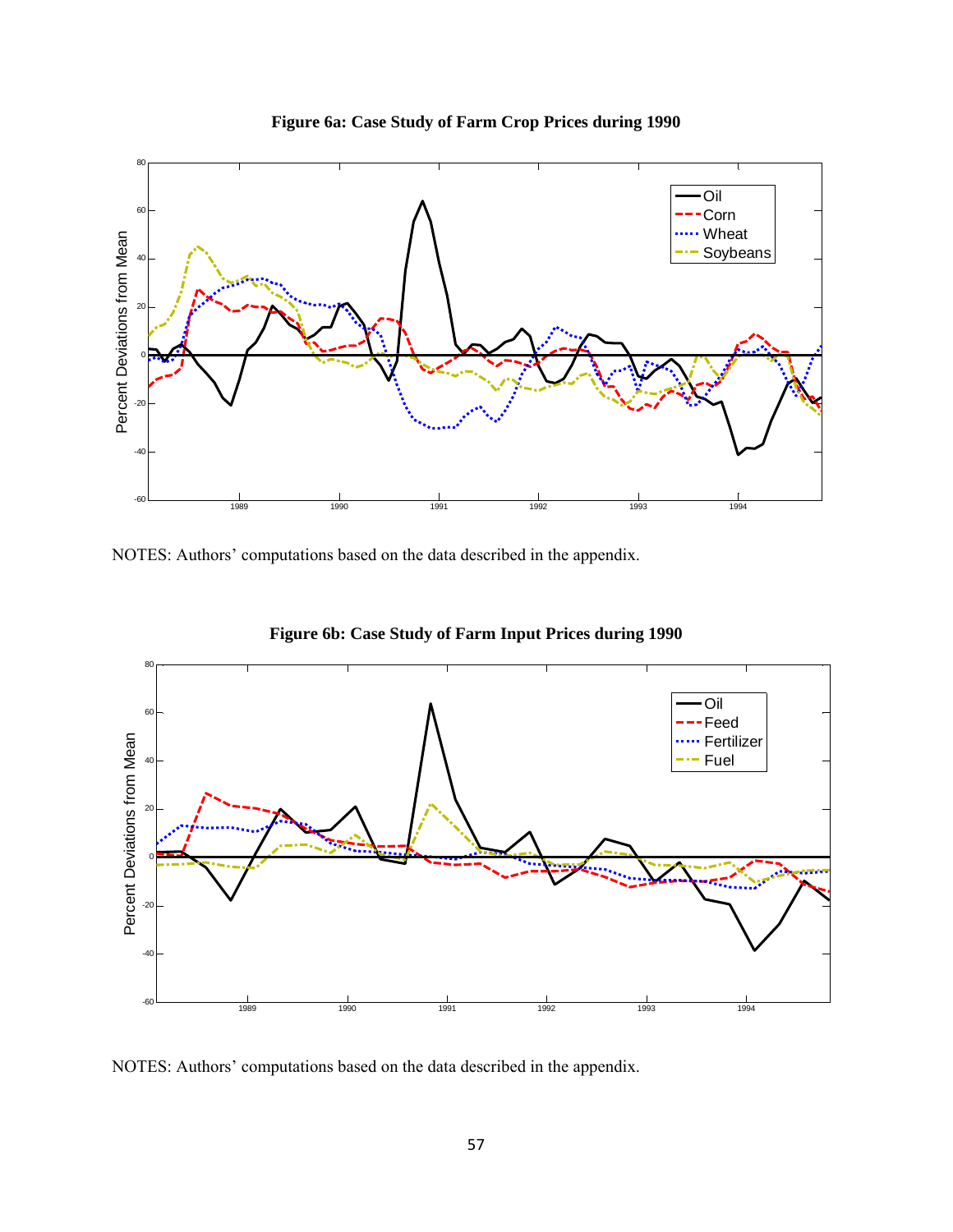**Figure 6a: Case Study of Farm Crop Prices during 1990**

NOTES: Authors' computations based on the data described in the appendix.

**Figure 6b: Case Study of Farm Input Prices during 1990**

NOTES: Authors' computations based on the data described in the appendix.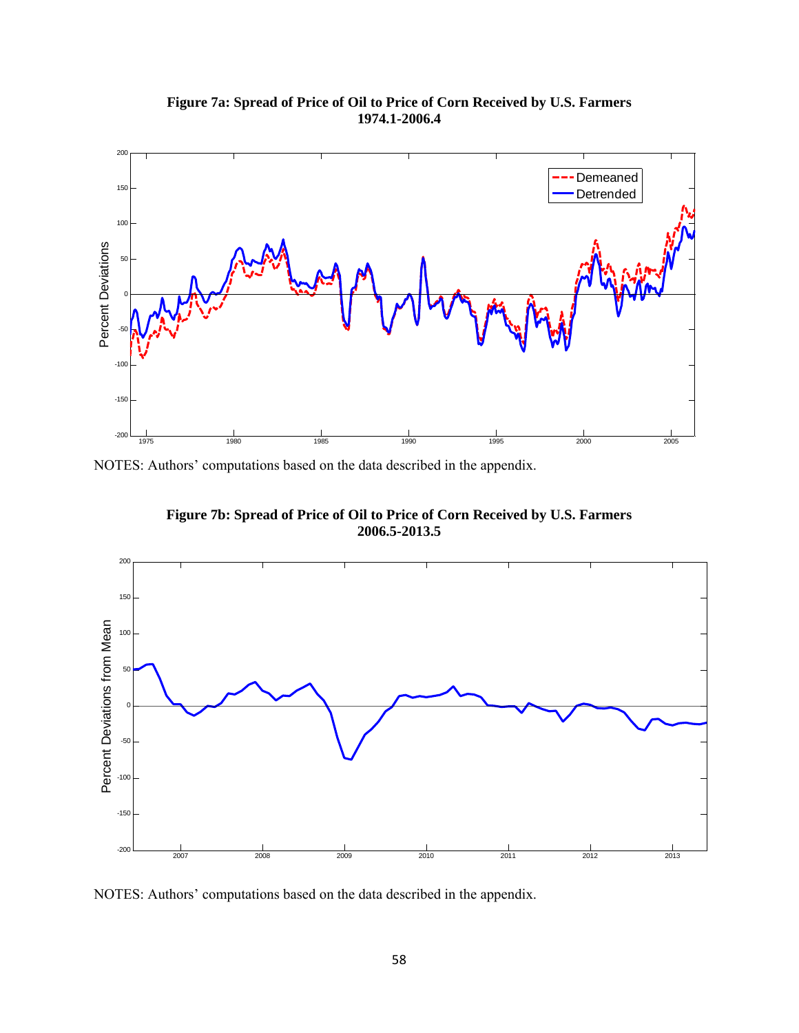**Figure 7a: Spread of Price of Oil to Price of Corn Received by U.S. Farmers 1974.1-2006.4**

NOTES: Authors' computations based on the data described in the appendix.

**Figure 7b: Spread of Price of Oil to Price of Corn Received by U.S. Farmers 2006.5-2013.5**

NOTES: Authors' computations based on the data described in the appendix.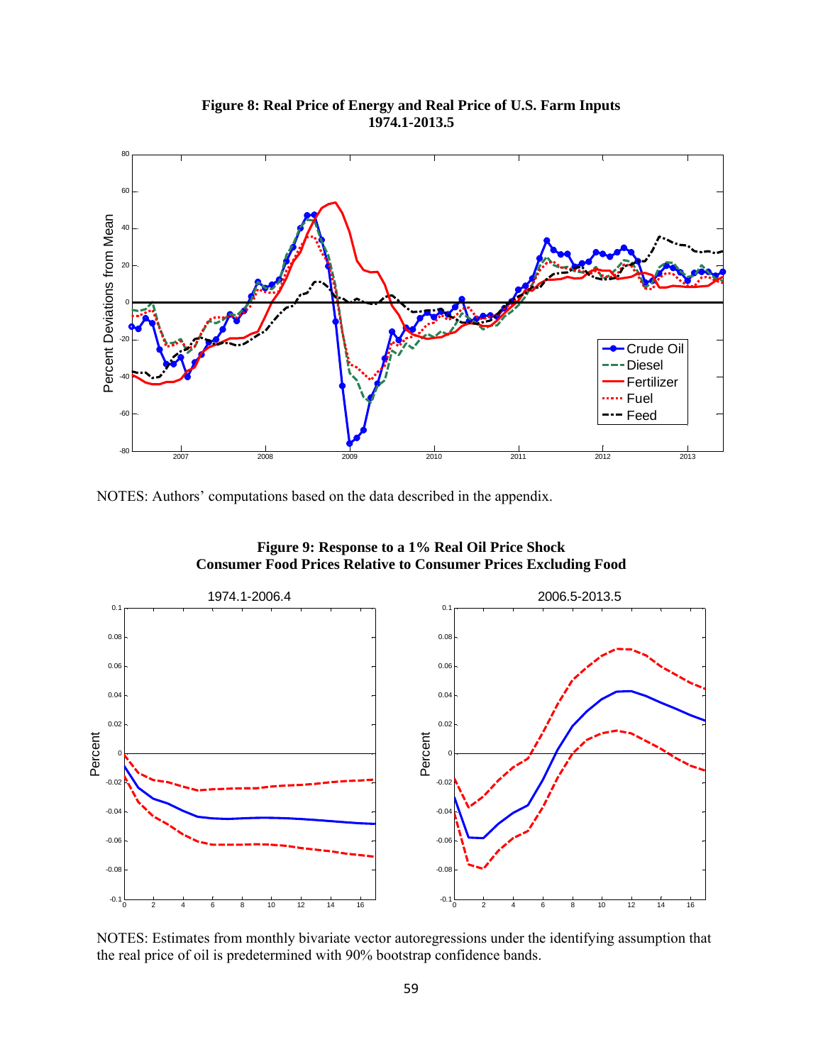**Figure 8: Real Price of Energy and Real Price of U.S. Farm Inputs 1974.1-2013.5**

NOTES: Authors' computations based on the data described in the appendix.

**Figure 9: Response to a 1% Real Oil Price Shock Consumer Food Prices Relative to Consumer Prices Excluding Food**

NOTES: Estimates from monthly bivariate vector autoregressions under the identifying assumption that the real price of oil is predetermined with 90% bootstrap confidence bands.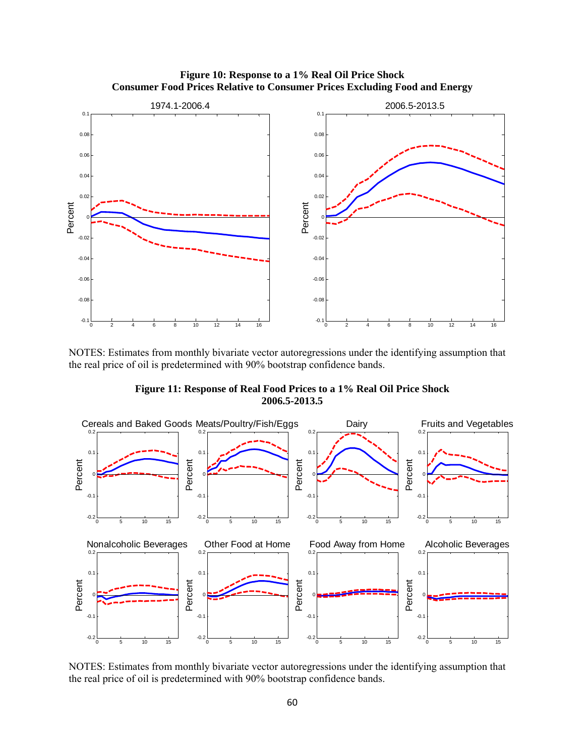**Figure 10: Response to a 1% Real Oil Price Shock**
**Consumer Food Prices Relative to Consumer Prices Excluding Food and Energy**

NOTES: Estimates from monthly bivariate vector autoregressions under the identifying assumption that the real price of oil is predetermined with 90% bootstrap confidence bands.

**Figure 11: Response of Real Food Prices to a 1% Real Oil Price Shock**
**2006.5-2013.5**

NOTES: Estimates from monthly bivariate vector autoregressions under the identifying assumption that the real price of oil is predetermined with 90% bootstrap confidence bands.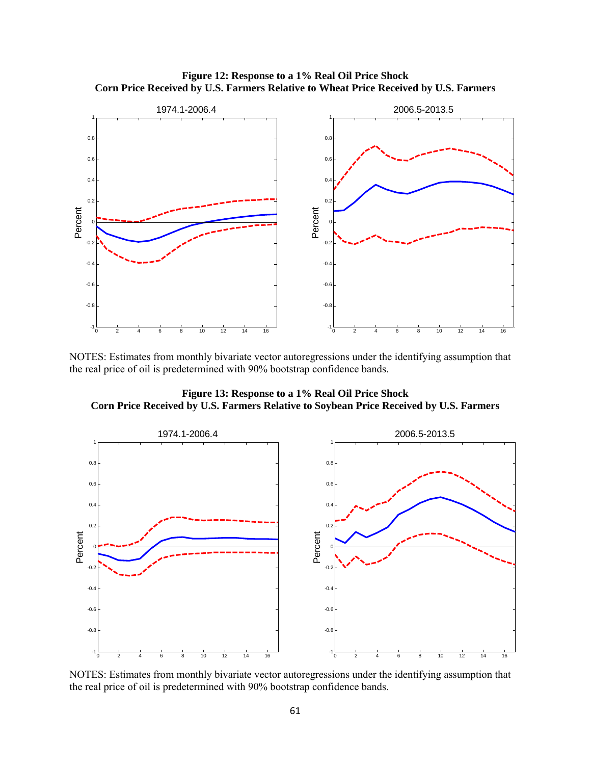**Figure 12: Response to a 1% Real Oil Price Shock**
**Corn Price Received by U.S. Farmers Relative to Wheat Price Received by U.S. Farmers**

NOTES: Estimates from monthly bivariate vector autoregressions under the identifying assumption that the real price of oil is predetermined with 90% bootstrap confidence bands.

**Figure 13: Response to a 1% Real Oil Price Shock**
**Corn Price Received by U.S. Farmers Relative to Soybean Price Received by U.S. Farmers**

NOTES: Estimates from monthly bivariate vector autoregressions under the identifying assumption that the real price of oil is predetermined with 90% bootstrap confidence bands.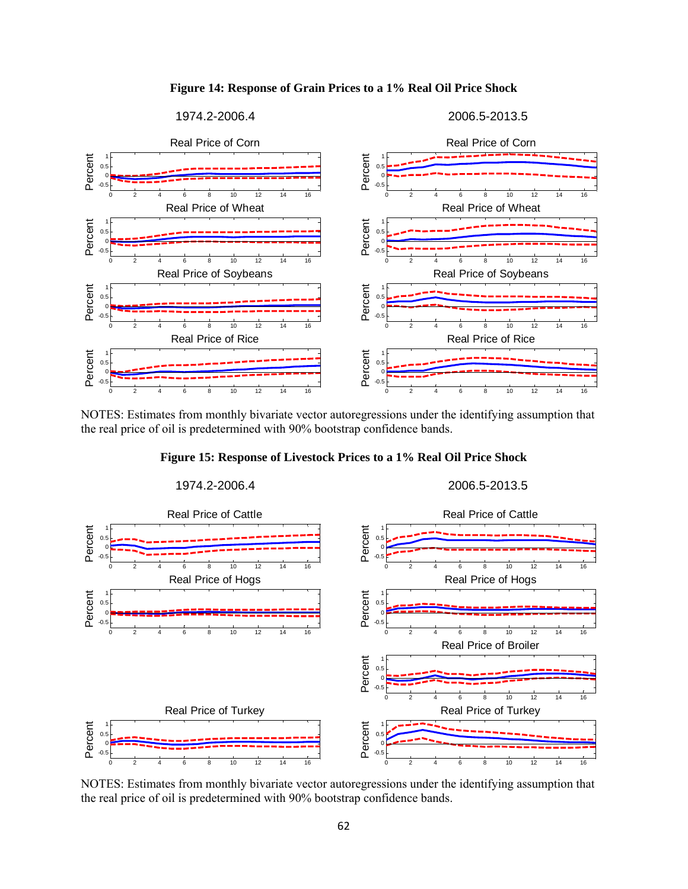**Figure 14: Response of Grain Prices to a 1% Real Oil Price Shock**

NOTES: Estimates from monthly bivariate vector autoregressions under the identifying assumption that the real price of oil is predetermined with 90% bootstrap confidence bands.

**Figure 15: Response of Livestock Prices to a 1% Real Oil Price Shock**

NOTES: Estimates from monthly bivariate vector autoregressions under the identifying assumption that the real price of oil is predetermined with 90% bootstrap confidence bands.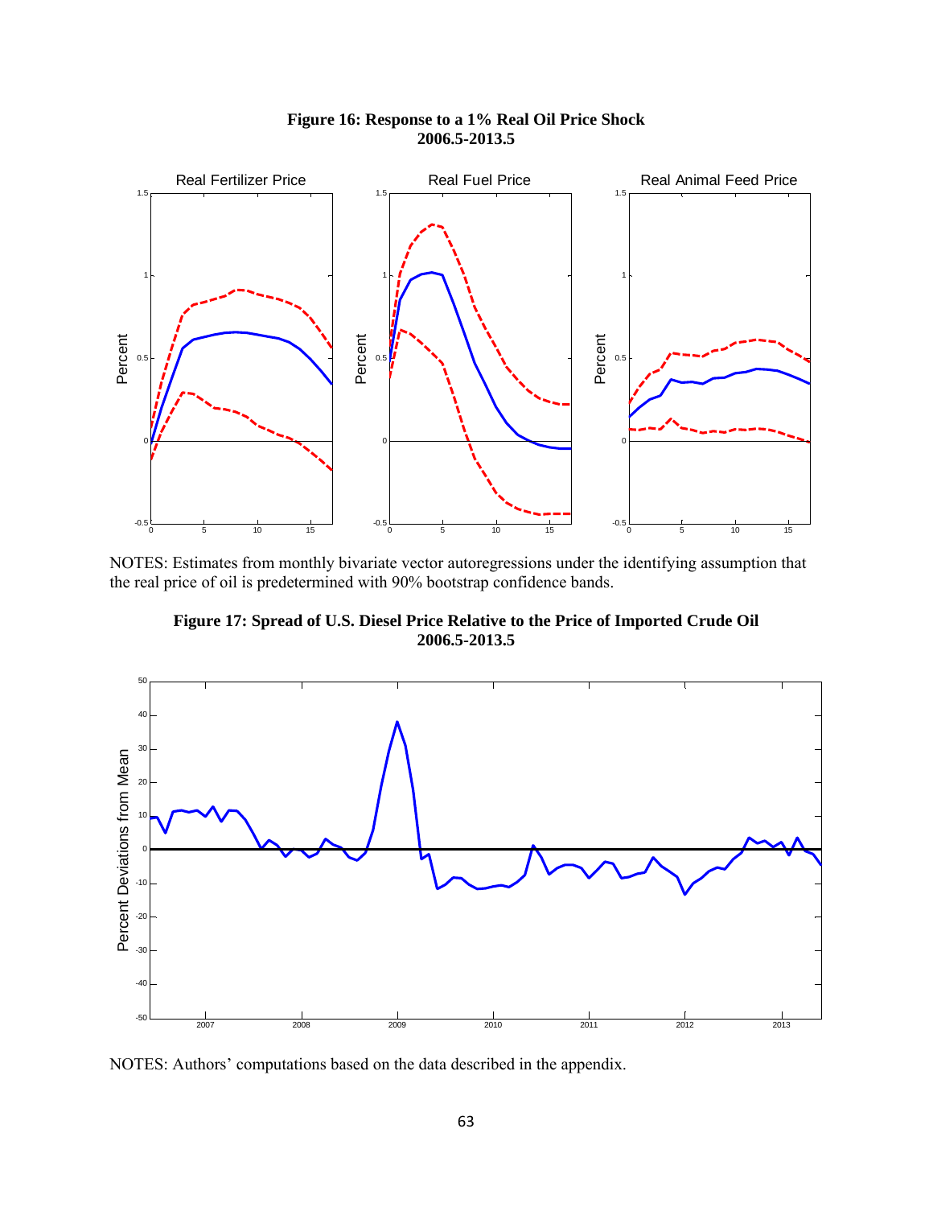**Figure 16: Response to a 1% Real Oil Price Shock**
**2006.5-2013.5**

NOTES: Estimates from monthly bivariate vector autoregressions under the identifying assumption that the real price of oil is predetermined with 90% bootstrap confidence bands.

**Figure 17: Spread of U.S. Diesel Price Relative to the Price of Imported Crude Oil**
**2006.5-2013.5**

NOTES: Authors' computations based on the data described in the appendix.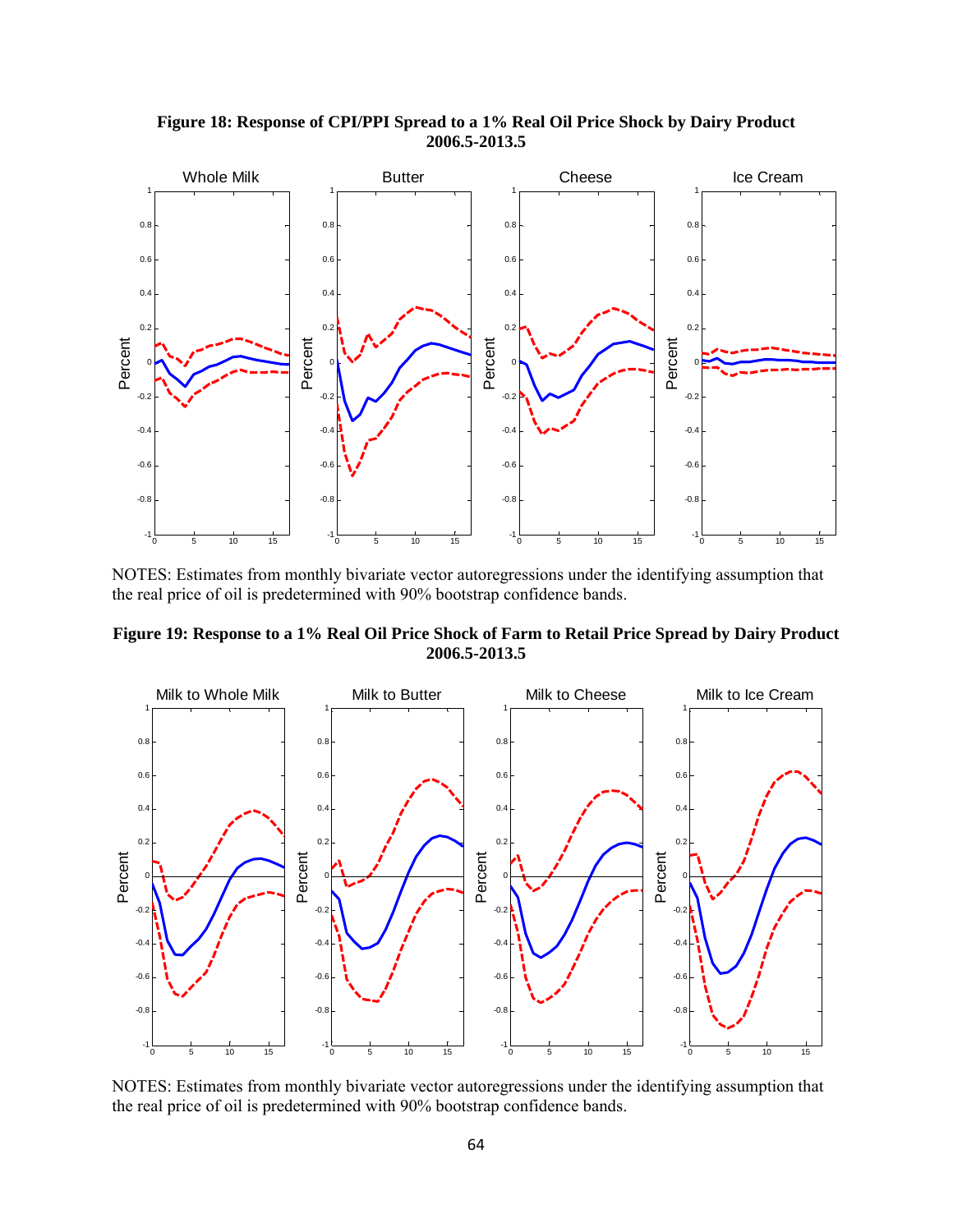**Figure 18: Response of CPI/PPI Spread to a 1% Real Oil Price Shock by Dairy Product 2006.5-2013.5**

NOTES: Estimates from monthly bivariate vector autoregressions under the identifying assumption that the real price of oil is predetermined with 90% bootstrap confidence bands.

**Figure 19: Response to a 1% Real Oil Price Shock of Farm to Retail Price Spread by Dairy Product 2006.5-2013.5**

NOTES: Estimates from monthly bivariate vector autoregressions under the identifying assumption that the real price of oil is predetermined with 90% bootstrap confidence bands.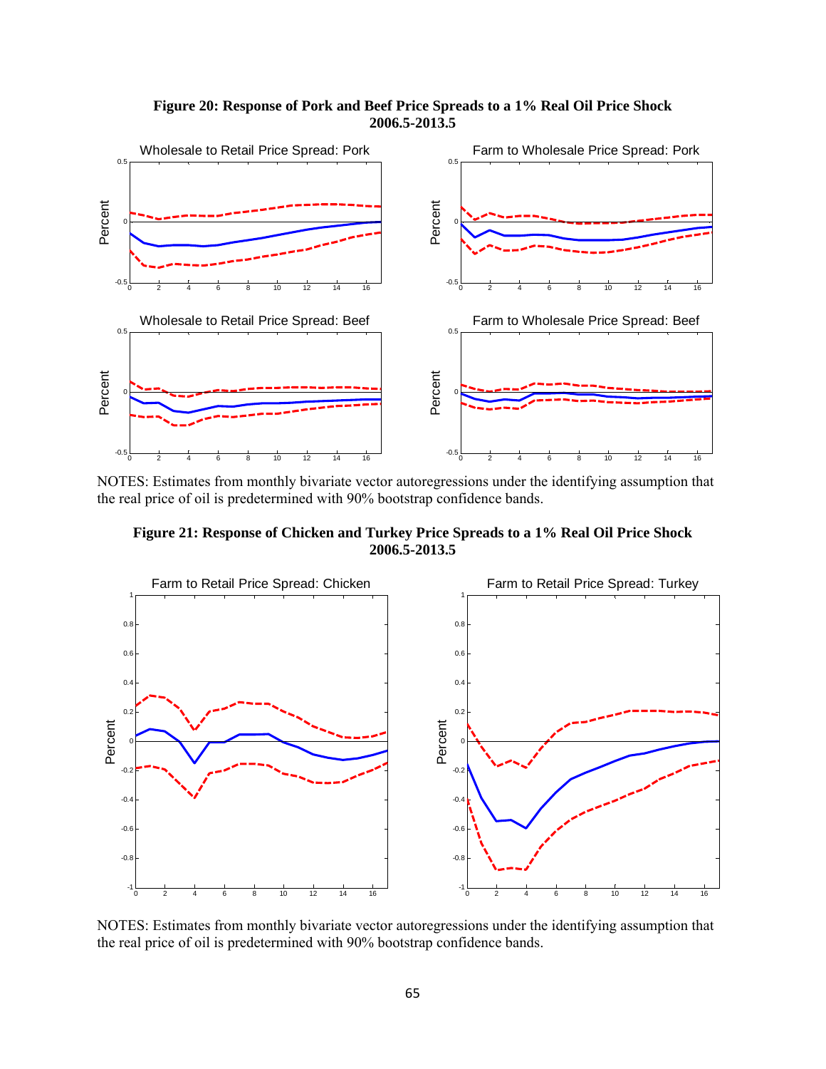**Figure 20: Response of Pork and Beef Price Spreads to a 1% Real Oil Price Shock 2006.5-2013.5**

NOTES: Estimates from monthly bivariate vector autoregressions under the identifying assumption that the real price of oil is predetermined with 90% bootstrap confidence bands.

**Figure 21: Response of Chicken and Turkey Price Spreads to a 1% Real Oil Price Shock 2006.5-2013.5**

NOTES: Estimates from monthly bivariate vector autoregressions under the identifying assumption that the real price of oil is predetermined with 90% bootstrap confidence bands.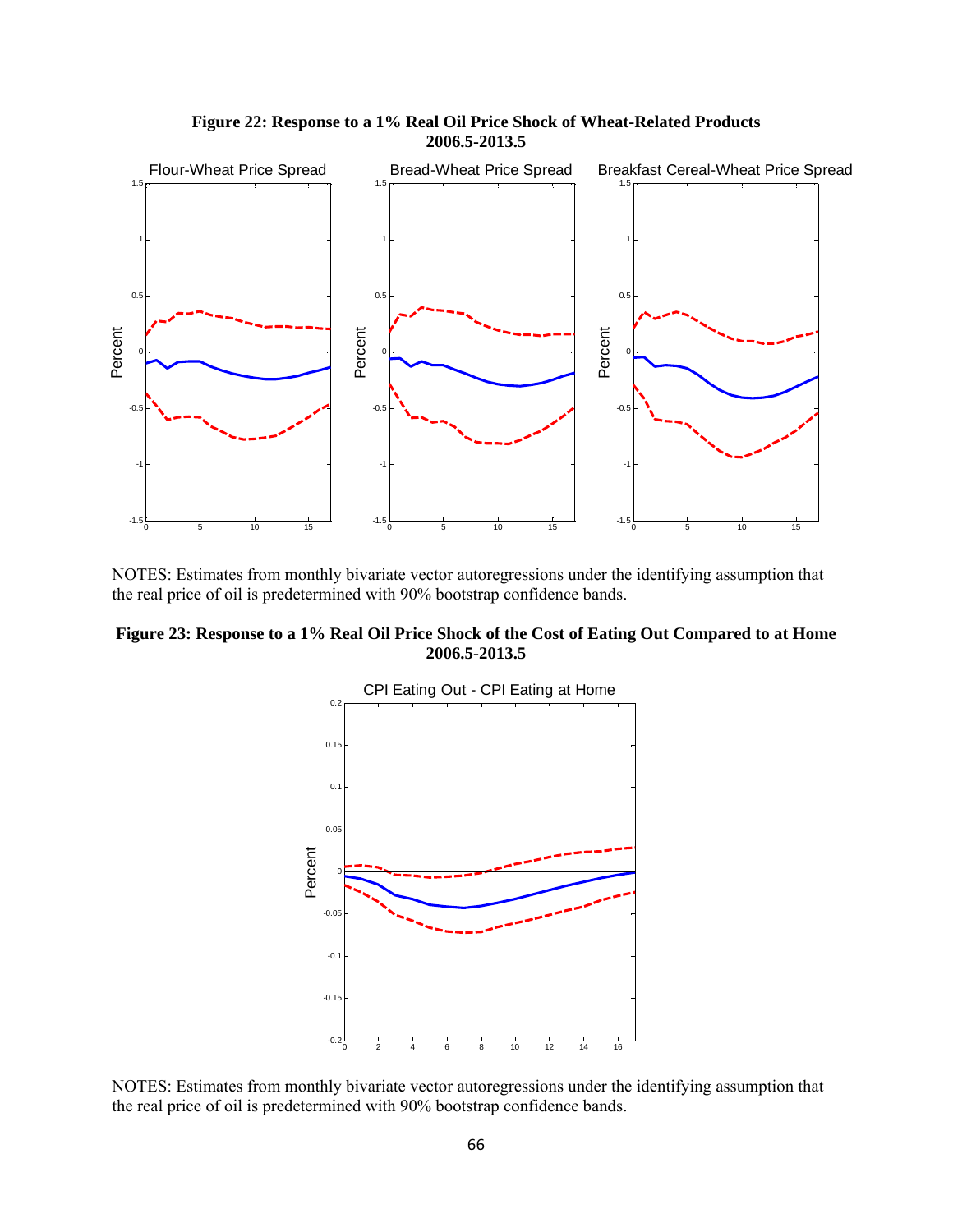**Figure 22: Response to a 1% Real Oil Price Shock of Wheat-Related Products 2006.5-2013.5**

NOTES: Estimates from monthly bivariate vector autoregressions under the identifying assumption that the real price of oil is predetermined with 90% bootstrap confidence bands.

**Figure 23: Response to a 1% Real Oil Price Shock of the Cost of Eating Out Compared to at Home 2006.5-2013.5**

NOTES: Estimates from monthly bivariate vector autoregressions under the identifying assumption that the real price of oil is predetermined with 90% bootstrap confidence bands.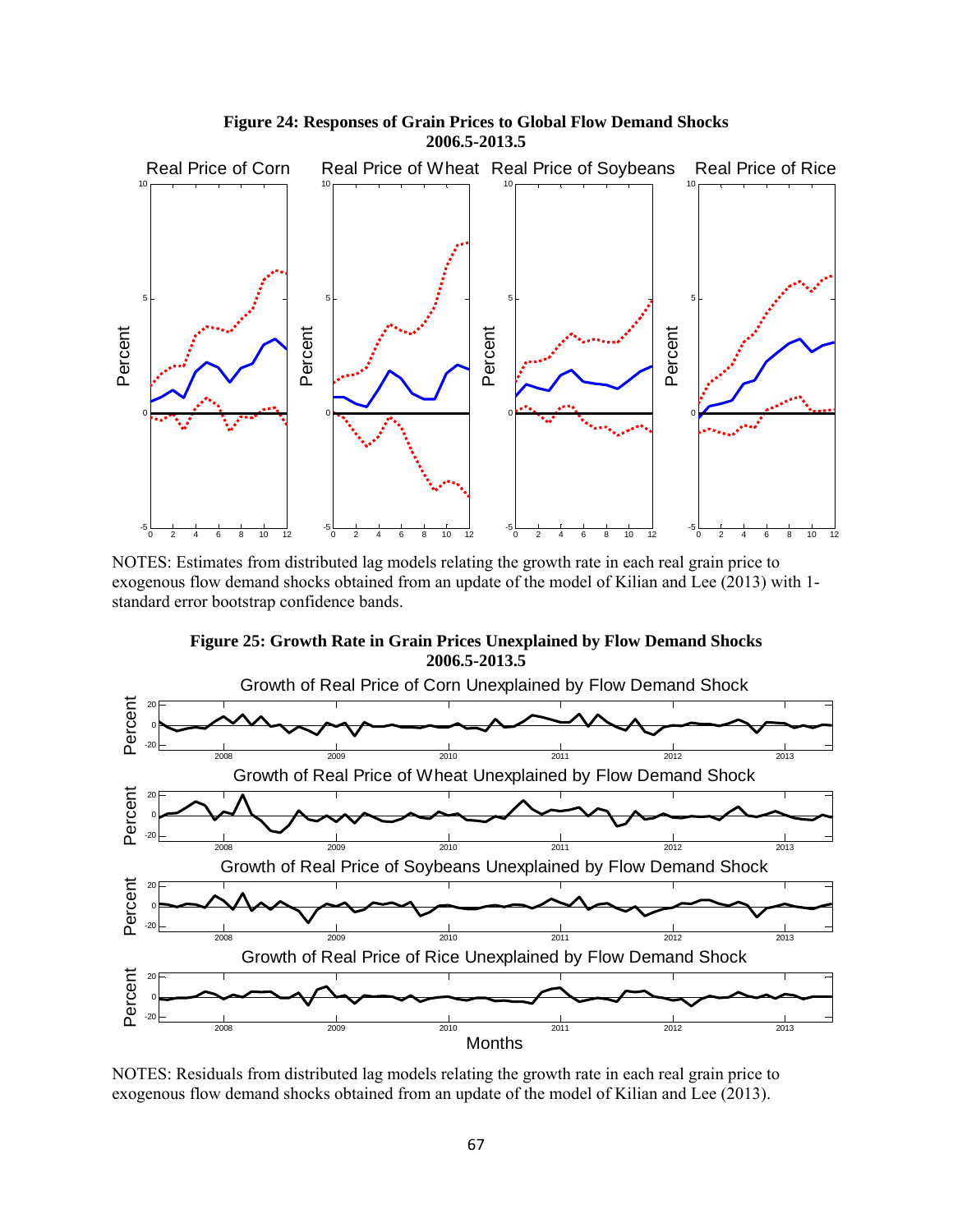**Figure 24: Responses of Grain Prices to Global Flow Demand Shocks 2006.5-2013.5**

NOTES: Estimates from distributed lag models relating the growth rate in each real grain price to exogenous flow demand shocks obtained from an update of the model of Kilian and Lee (2013) with 1-standard error bootstrap confidence bands.

**Figure 25: Growth Rate in Grain Prices Unexplained by Flow Demand Shocks 2006.5-2013.5**

NOTES: Residuals from distributed lag models relating the growth rate in each real grain price to exogenous flow demand shocks obtained from an update of the model of Kilian and Lee (2013).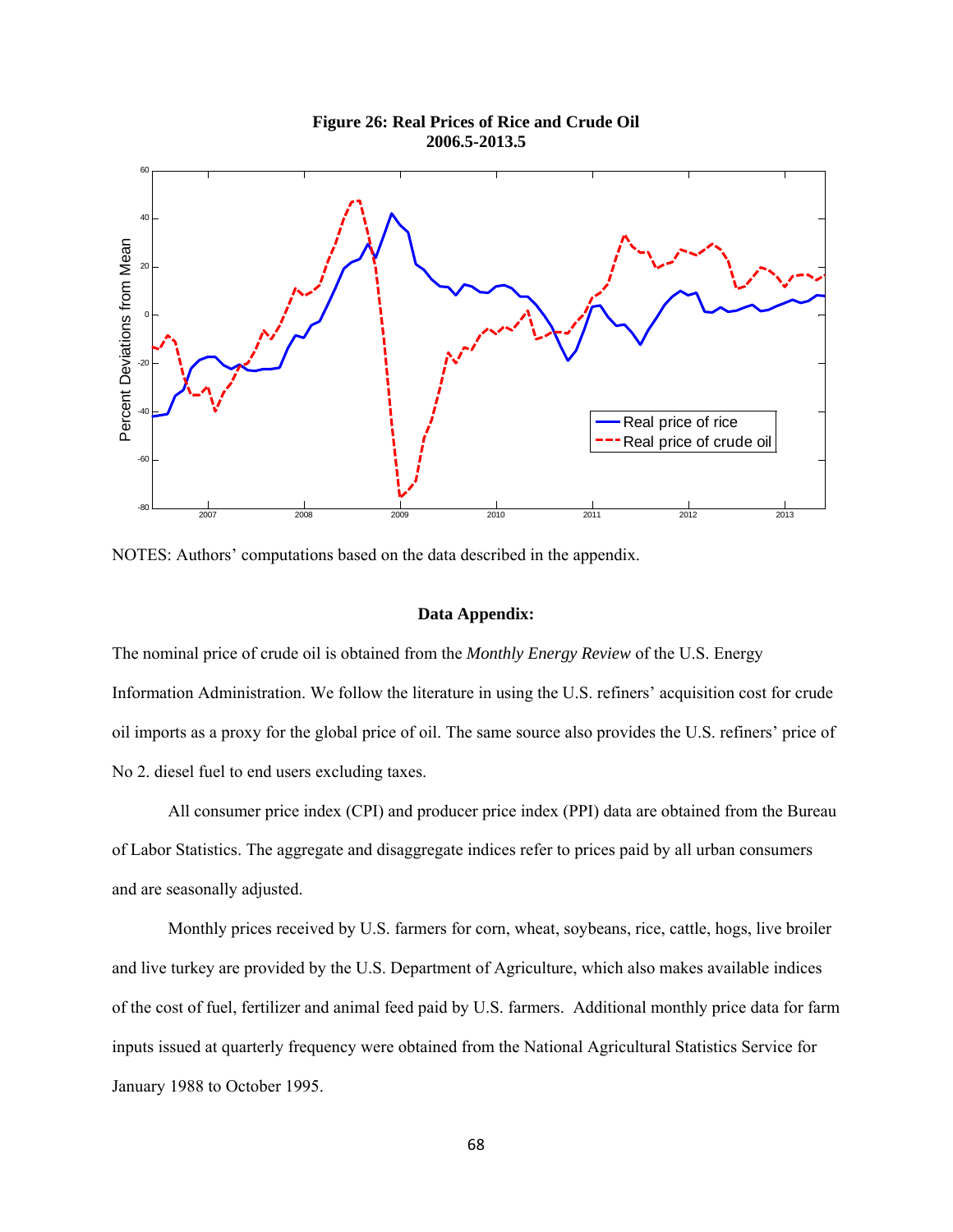**Figure 26: Real Prices of Rice and Crude Oil**
**2006.5-2013.5**

Percent Deviations from Mean

60
40
20
0
-20
-40
-60
-80

2007
2008
2009
2010
2011
2012
2013

Real price of rice
Real price of crude oil

NOTES: Authors' computations based on the data described in the appendix.

## Data Appendix:

The nominal price of crude oil is obtained from the *Monthly Energy Review* of the U.S. Energy Information Administration. We follow the literature in using the U.S. refiners' acquisition cost for crude oil imports as a proxy for the global price of oil. The same source also provides the U.S. refiners' price of No 2. diesel fuel to end users excluding taxes.

All consumer price index (CPI) and producer price index (PPI) data are obtained from the Bureau of Labor Statistics. The aggregate and disaggregate indices refer to prices paid by all urban consumers and are seasonally adjusted.

Monthly prices received by U.S. farmers for corn, wheat, soybeans, rice, cattle, hogs, live broiler and live turkey are provided by the U.S. Department of Agriculture, which also makes available indices of the cost of fuel, fertilizer and animal feed paid by U.S. farmers. Additional monthly price data for farm inputs issued at quarterly frequency were obtained from the National Agricultural Statistics Service for January 1988 to October 1995.